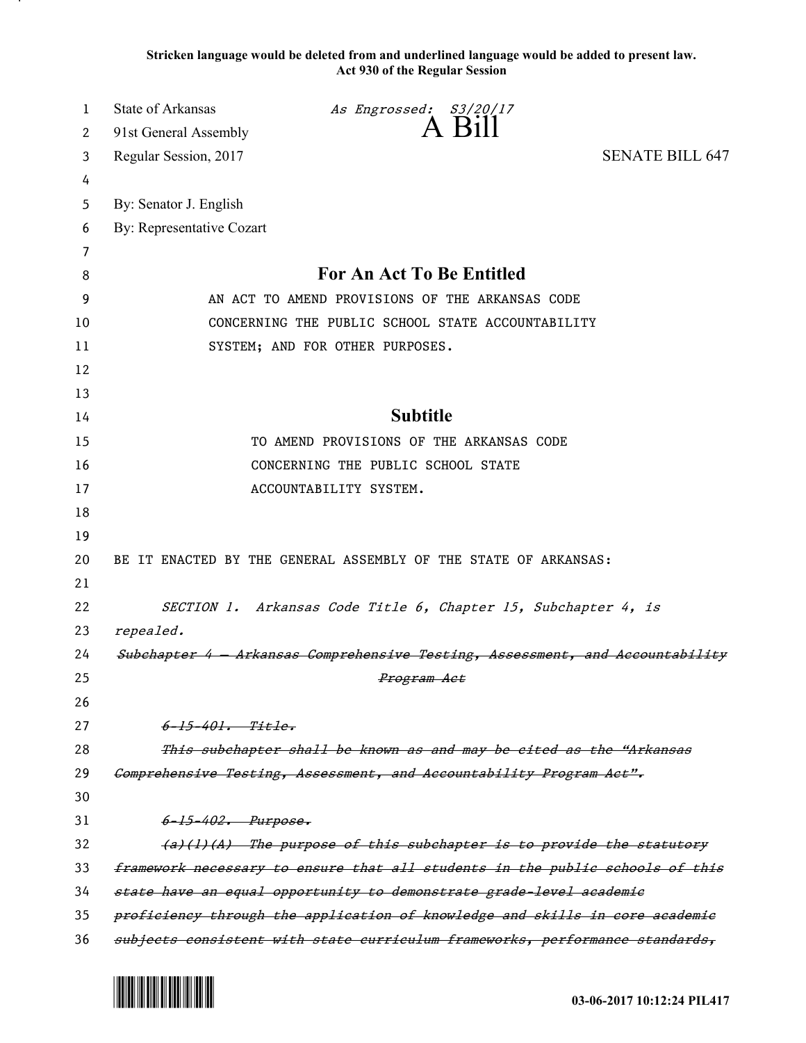**Stricken language would be deleted from and underlined language would be added to present law.**
**Act 930 of the Regular Session**

State of Arkansas *As Engrossed: S3/20/17*
91st General Assembly
# A Bill
Regular Session, 2017 SENATE BILL 647

By: Senator J. English
By: Representative Cozart

## For An Act To Be Entitled

AN ACT TO AMEND PROVISIONS OF THE ARKANSAS CODE CONCERNING THE PUBLIC SCHOOL STATE ACCOUNTABILITY SYSTEM; AND FOR OTHER PURPOSES.

## Subtitle

TO AMEND PROVISIONS OF THE ARKANSAS CODE CONCERNING THE PUBLIC SCHOOL STATE ACCOUNTABILITY SYSTEM.

BE IT ENACTED BY THE GENERAL ASSEMBLY OF THE STATE OF ARKANSAS:

*SECTION 1. Arkansas Code Title 6, Chapter 15, Subchapter 4, is repealed.*

~~*Subchapter 4 — Arkansas Comprehensive Testing, Assessment, and Accountability Program Act*~~

~~*6-15-401. Title.*~~

~~*This subchapter shall be known as and may be cited as the "Arkansas Comprehensive Testing, Assessment, and Accountability Program Act".*~~

~~*6-15-402. Purpose.*~~

~~*(a)(1)(A) The purpose of this subchapter is to provide the statutory framework necessary to ensure that all students in the public schools of this state have an equal opportunity to demonstrate grade-level academic proficiency through the application of knowledge and skills in core academic subjects consistent with state curriculum frameworks, performance standards,*~~

03-06-2017 10:12:24 PIL417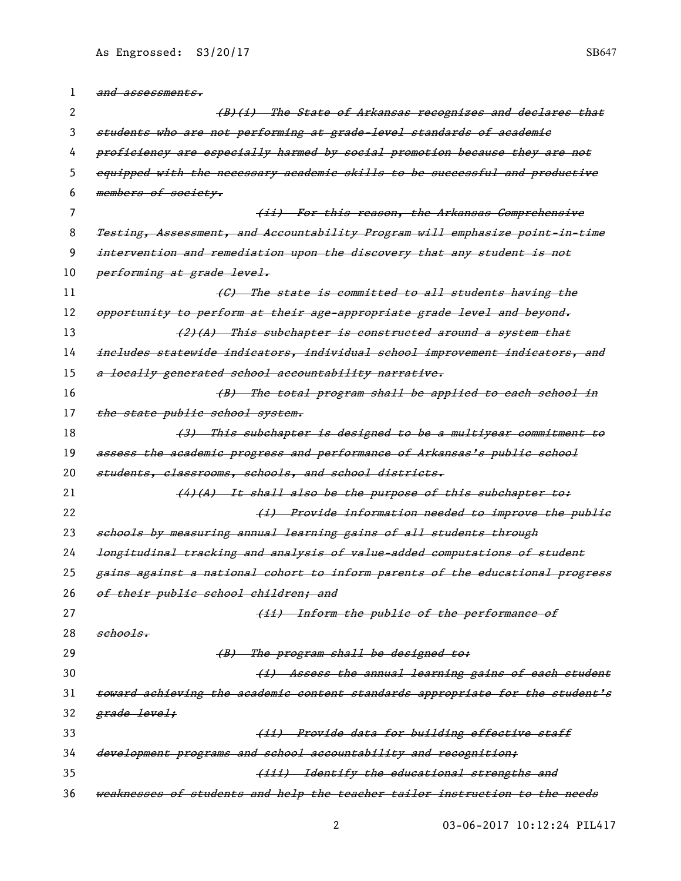~~*and assessments.*~~

~~*(B)(i) The State of Arkansas recognizes and declares that students who are not performing at grade-level standards of academic proficiency are especially harmed by social promotion because they are not equipped with the necessary academic skills to be successful and productive members of society.*~~

~~*(ii) For this reason, the Arkansas Comprehensive Testing, Assessment, and Accountability Program will emphasize point-in-time intervention and remediation upon the discovery that any student is not performing at grade level.*~~

~~*(C) The state is committed to all students having the opportunity to perform at their age-appropriate grade level and beyond.*~~

~~*(2)(A) This subchapter is constructed around a system that includes statewide indicators, individual school improvement indicators, and a locally generated school accountability narrative.*~~

~~*(B) The total program shall be applied to each school in the state public school system.*~~

~~*(3) This subchapter is designed to be a multiyear commitment to assess the academic progress and performance of Arkansas's public school students, classrooms, schools, and school districts.*~~

~~*(4)(A) It shall also be the purpose of this subchapter to:*~~

~~*(i) Provide information needed to improve the public schools by measuring annual learning gains of all students through longitudinal tracking and analysis of value-added computations of student gains against a national cohort to inform parents of the educational progress of their public school children; and*~~

~~*(ii) Inform the public of the performance of schools.*~~

~~*(B) The program shall be designed to:*~~

~~*(i) Assess the annual learning gains of each student toward achieving the academic content standards appropriate for the student's grade level;*~~

~~*(ii) Provide data for building effective staff development programs and school accountability and recognition;*~~

~~*(iii) Identify the educational strengths and weaknesses of students and help the teacher tailor instruction to the needs*~~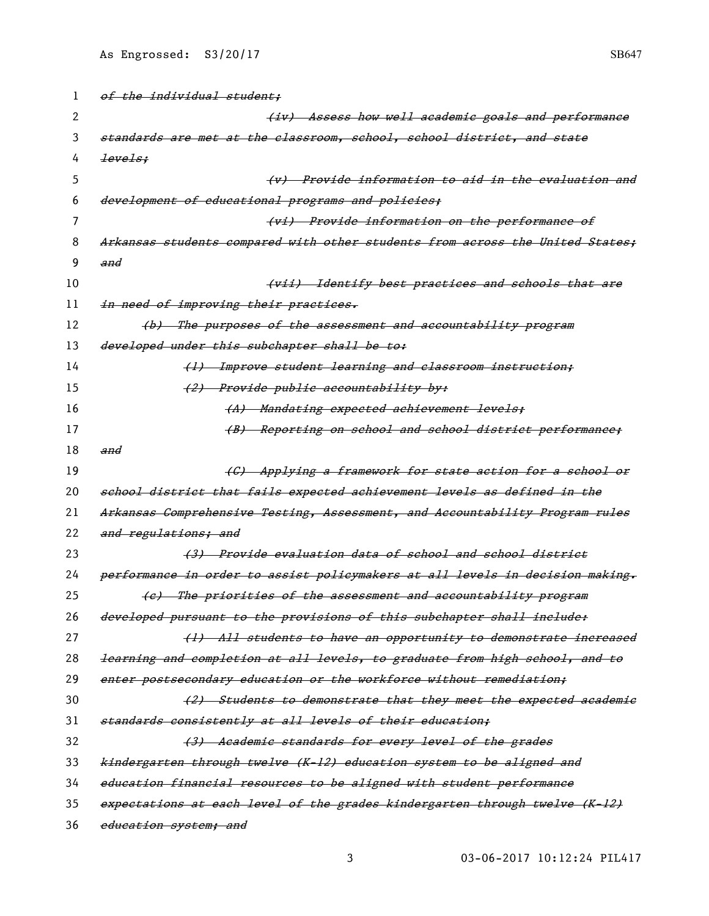~~of the individual student;~~

~~(iv) Assess how well academic goals and performance standards are met at the classroom, school, school district, and state levels;~~

~~(v) Provide information to aid in the evaluation and development of educational programs and policies;~~

~~(vi) Provide information on the performance of Arkansas students compared with other students from across the United States; and~~

~~(vii) Identify best practices and schools that are in need of improving their practices.~~

~~(b) The purposes of the assessment and accountability program developed under this subchapter shall be to:~~

~~(1) Improve student learning and classroom instruction;~~

~~(2) Provide public accountability by:~~

~~(A) Mandating expected achievement levels;~~

~~(B) Reporting on school and school district performance; and~~

~~(C) Applying a framework for state action for a school or school district that fails expected achievement levels as defined in the Arkansas Comprehensive Testing, Assessment, and Accountability Program rules and regulations; and~~

~~(3) Provide evaluation data of school and school district performance in order to assist policymakers at all levels in decision making.~~

~~(c) The priorities of the assessment and accountability program developed pursuant to the provisions of this subchapter shall include:~~

~~(1) All students to have an opportunity to demonstrate increased learning and completion at all levels, to graduate from high school, and to enter postsecondary education or the workforce without remediation;~~

~~(2) Students to demonstrate that they meet the expected academic standards consistently at all levels of their education;~~

~~(3) Academic standards for every level of the grades kindergarten through twelve (K-12) education system to be aligned and education financial resources to be aligned with student performance expectations at each level of the grades kindergarten through twelve (K-12) education system; and~~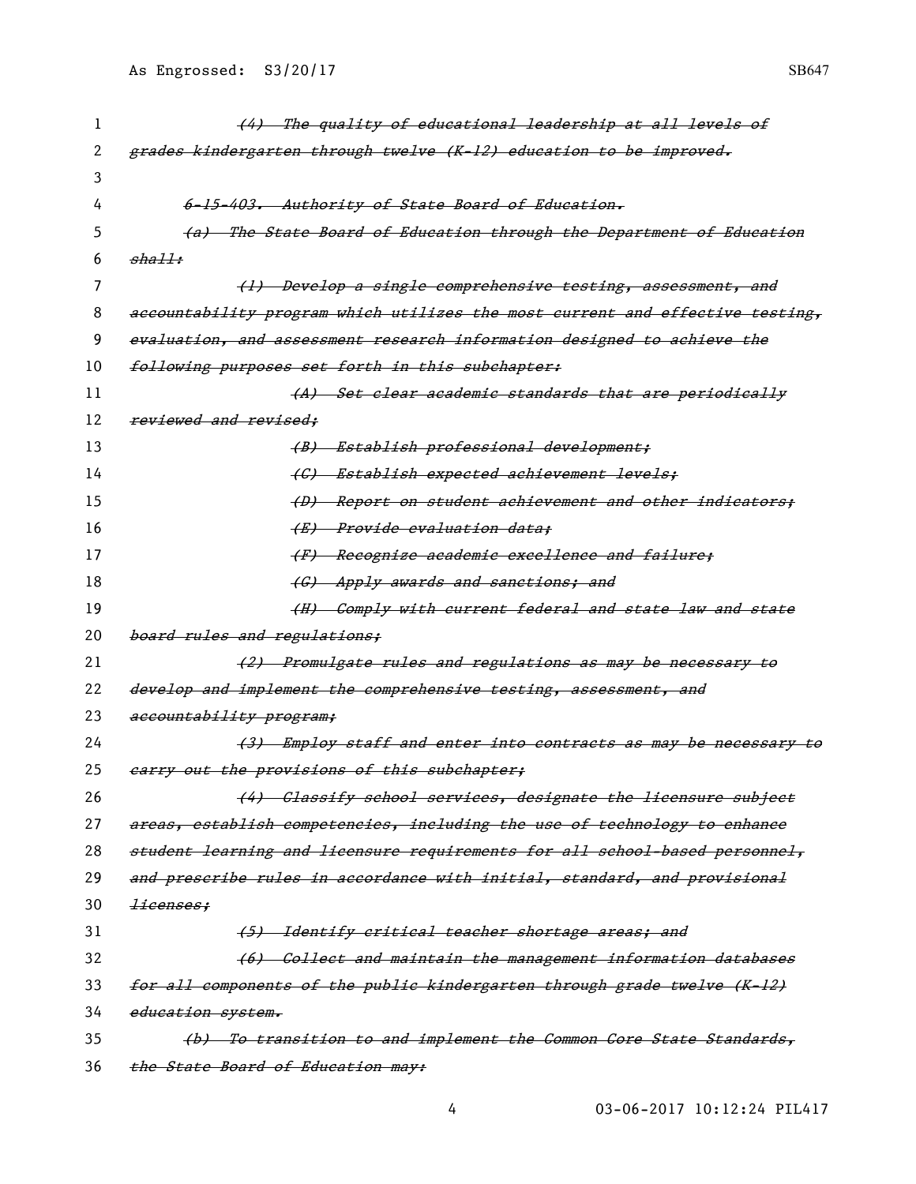~~*(4) The quality of educational leadership at all levels of grades kindergarten through twelve (K-12) education to be improved.*~~

~~*6-15-403. Authority of State Board of Education.*~~

~~*(a) The State Board of Education through the Department of Education shall:*~~

~~*(1) Develop a single comprehensive testing, assessment, and accountability program which utilizes the most current and effective testing, evaluation, and assessment research information designed to achieve the following purposes set forth in this subchapter:*~~

~~*(A) Set clear academic standards that are periodically reviewed and revised;*~~

~~*(B) Establish professional development;*~~

~~*(C) Establish expected achievement levels;*~~

~~*(D) Report on student achievement and other indicators;*~~

~~*(E) Provide evaluation data;*~~

~~*(F) Recognize academic excellence and failure;*~~

~~*(G) Apply awards and sanctions; and*~~

~~*(H) Comply with current federal and state law and state board rules and regulations;*~~

~~*(2) Promulgate rules and regulations as may be necessary to develop and implement the comprehensive testing, assessment, and accountability program;*~~

~~*(3) Employ staff and enter into contracts as may be necessary to carry out the provisions of this subchapter;*~~

~~*(4) Classify school services, designate the licensure subject areas, establish competencies, including the use of technology to enhance student learning and licensure requirements for all school-based personnel, and prescribe rules in accordance with initial, standard, and provisional licenses;*~~

~~*(5) Identify critical teacher shortage areas; and*~~

~~*(6) Collect and maintain the management information databases for all components of the public kindergarten through grade twelve (K-12) education system.*~~

~~*(b) To transition to and implement the Common Core State Standards, the State Board of Education may:*~~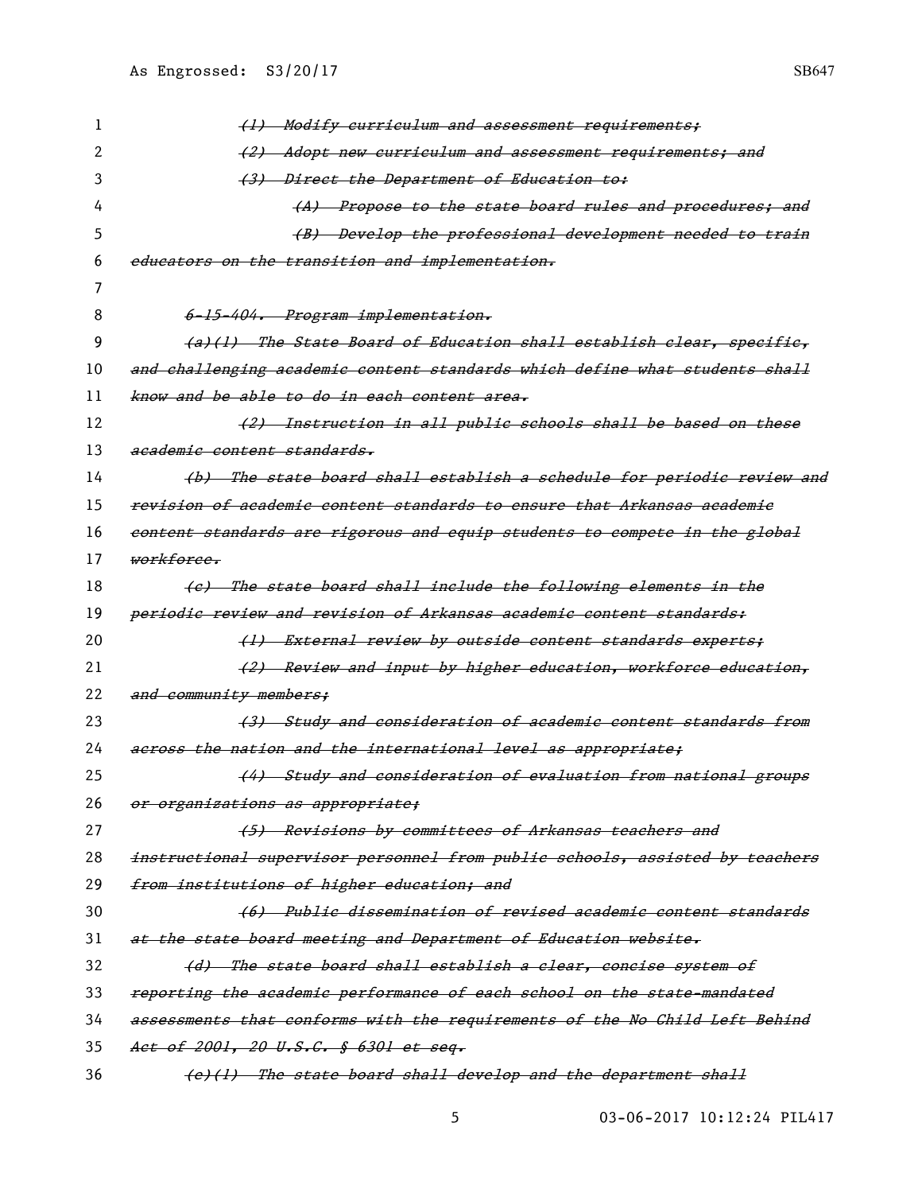~~(1) Modify curriculum and assessment requirements;~~

~~(2) Adopt new curriculum and assessment requirements; and~~

~~(3) Direct the Department of Education to:~~

~~(A) Propose to the state board rules and procedures; and~~

~~(B) Develop the professional development needed to train educators on the transition and implementation.~~

~~6-15-404. Program implementation.~~

~~(a)(1) The State Board of Education shall establish clear, specific, and challenging academic content standards which define what students shall know and be able to do in each content area.~~

~~(2) Instruction in all public schools shall be based on these academic content standards.~~

~~(b) The state board shall establish a schedule for periodic review and revision of academic content standards to ensure that Arkansas academic content standards are rigorous and equip students to compete in the global workforce.~~

~~(c) The state board shall include the following elements in the periodic review and revision of Arkansas academic content standards:~~

~~(1) External review by outside content standards experts;~~

~~(2) Review and input by higher education, workforce education, and community members;~~

~~(3) Study and consideration of academic content standards from across the nation and the international level as appropriate;~~

~~(4) Study and consideration of evaluation from national groups or organizations as appropriate;~~

~~(5) Revisions by committees of Arkansas teachers and instructional supervisor personnel from public schools, assisted by teachers from institutions of higher education; and~~

~~(6) Public dissemination of revised academic content standards at the state board meeting and Department of Education website.~~

~~(d) The state board shall establish a clear, concise system of reporting the academic performance of each school on the state-mandated assessments that conforms with the requirements of the No Child Left Behind Act of 2001, 20 U.S.C. § 6301 et seq.~~

~~(e)(1) The state board shall develop and the department shall~~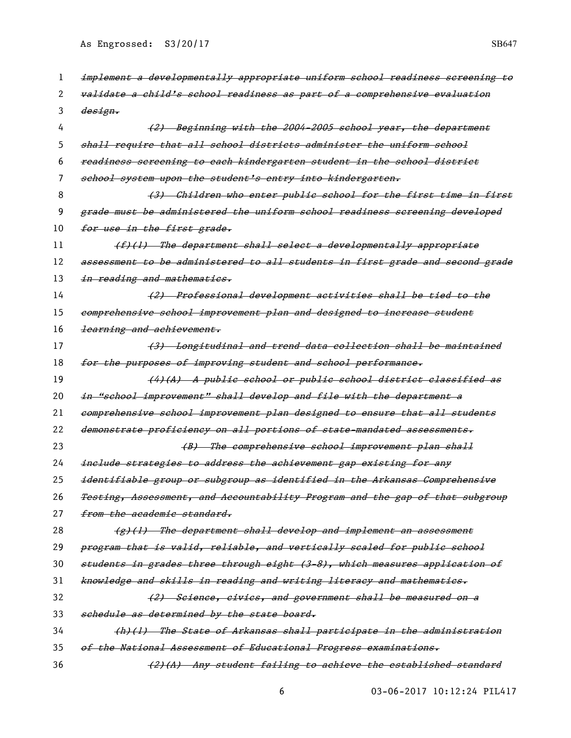~~implement a developmentally appropriate uniform school readiness screening to validate a child's school readiness as part of a comprehensive evaluation design.~~

~~(2) Beginning with the 2004-2005 school year, the department shall require that all school districts administer the uniform school readiness screening to each kindergarten student in the school district school system upon the student's entry into kindergarten.~~

~~(3) Children who enter public school for the first time in first grade must be administered the uniform school readiness screening developed for use in the first grade.~~

~~(f)(1) The department shall select a developmentally appropriate assessment to be administered to all students in first grade and second grade in reading and mathematics.~~

~~(2) Professional development activities shall be tied to the comprehensive school improvement plan and designed to increase student learning and achievement.~~

~~(3) Longitudinal and trend data collection shall be maintained for the purposes of improving student and school performance.~~

~~(4)(A) A public school or public school district classified as in "school improvement" shall develop and file with the department a comprehensive school improvement plan designed to ensure that all students demonstrate proficiency on all portions of state-mandated assessments.~~

~~(B) The comprehensive school improvement plan shall include strategies to address the achievement gap existing for any identifiable group or subgroup as identified in the Arkansas Comprehensive Testing, Assessment, and Accountability Program and the gap of that subgroup from the academic standard.~~

~~(g)(1) The department shall develop and implement an assessment program that is valid, reliable, and vertically scaled for public school students in grades three through eight (3-8), which measures application of knowledge and skills in reading and writing literacy and mathematics.~~

~~(2) Science, civics, and government shall be measured on a schedule as determined by the state board.~~

~~(h)(1) The State of Arkansas shall participate in the administration of the National Assessment of Educational Progress examinations.~~

~~(2)(A) Any student failing to achieve the established standard~~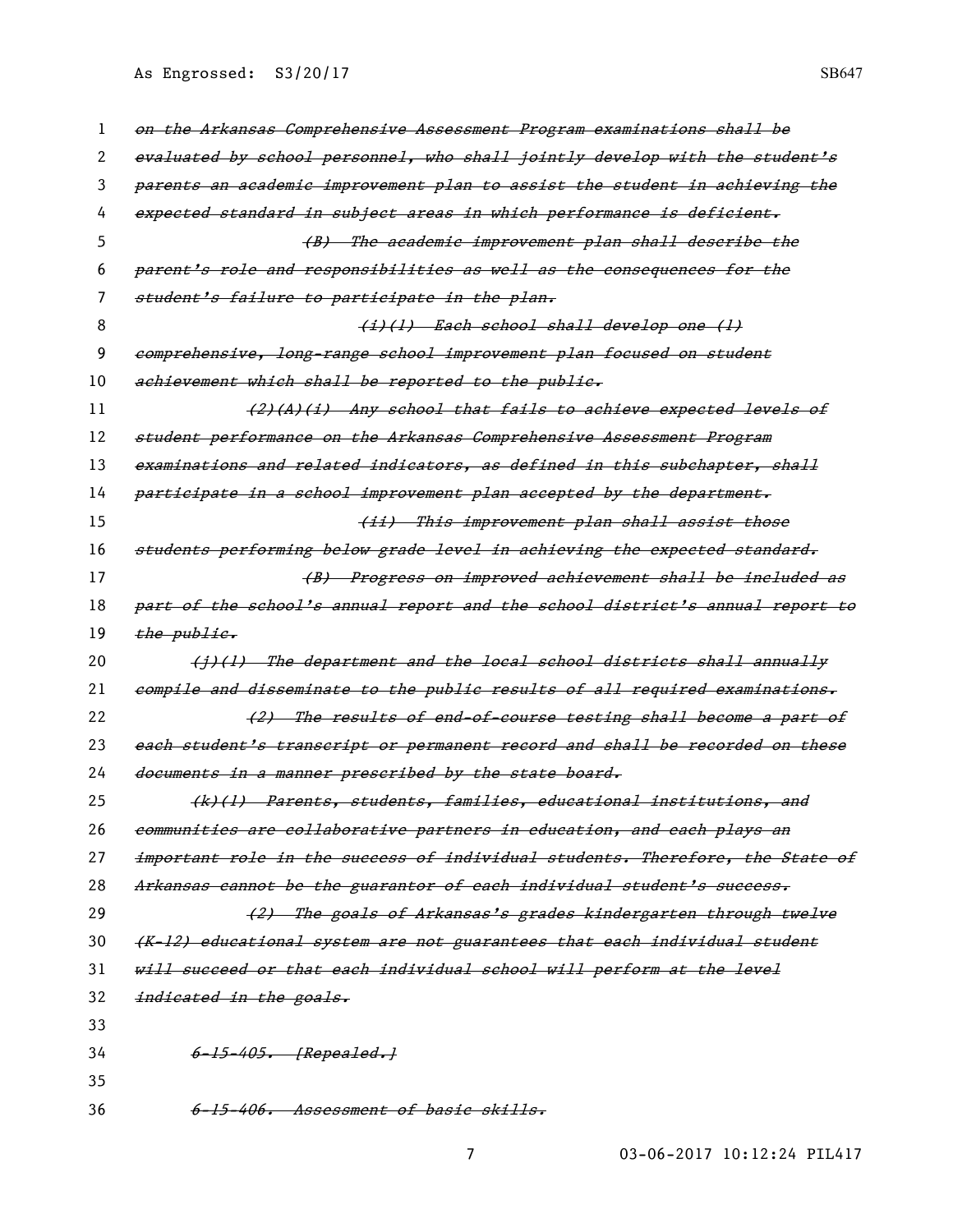~~on the Arkansas Comprehensive Assessment Program examinations shall be evaluated by school personnel, who shall jointly develop with the student's parents an academic improvement plan to assist the student in achieving the expected standard in subject areas in which performance is deficient.~~

~~(B) The academic improvement plan shall describe the parent's role and responsibilities as well as the consequences for the student's failure to participate in the plan.~~

~~(i)(1) Each school shall develop one (1) comprehensive, long-range school improvement plan focused on student achievement which shall be reported to the public.~~

~~(2)(A)(i) Any school that fails to achieve expected levels of student performance on the Arkansas Comprehensive Assessment Program examinations and related indicators, as defined in this subchapter, shall participate in a school improvement plan accepted by the department.~~

~~(ii) This improvement plan shall assist those students performing below grade level in achieving the expected standard.~~

~~(B) Progress on improved achievement shall be included as part of the school's annual report and the school district's annual report to the public.~~

~~(j)(1) The department and the local school districts shall annually compile and disseminate to the public results of all required examinations.~~

~~(2) The results of end-of-course testing shall become a part of each student's transcript or permanent record and shall be recorded on these documents in a manner prescribed by the state board.~~

~~(k)(1) Parents, students, families, educational institutions, and communities are collaborative partners in education, and each plays an important role in the success of individual students. Therefore, the State of Arkansas cannot be the guarantor of each individual student's success.~~

~~(2) The goals of Arkansas's grades kindergarten through twelve (K-12) educational system are not guarantees that each individual student will succeed or that each individual school will perform at the level indicated in the goals.~~

~~6-15-405. [Repealed.]~~

~~6-15-406. Assessment of basic skills.~~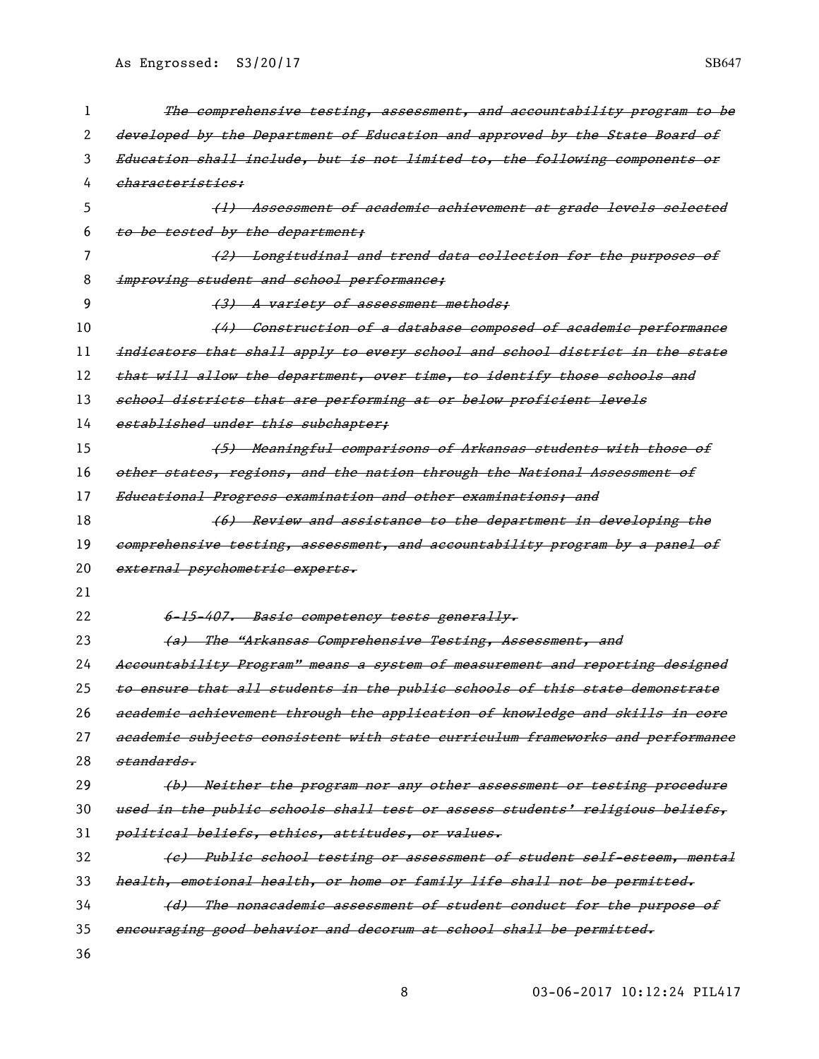~~The comprehensive testing, assessment, and accountability program to be developed by the Department of Education and approved by the State Board of Education shall include, but is not limited to, the following components or characteristics:~~

~~(1) Assessment of academic achievement at grade levels selected to be tested by the department;~~

~~(2) Longitudinal and trend data collection for the purposes of improving student and school performance;~~

~~(3) A variety of assessment methods;~~

~~(4) Construction of a database composed of academic performance indicators that shall apply to every school and school district in the state that will allow the department, over time, to identify those schools and school districts that are performing at or below proficient levels established under this subchapter;~~

~~(5) Meaningful comparisons of Arkansas students with those of other states, regions, and the nation through the National Assessment of Educational Progress examination and other examinations; and~~

~~(6) Review and assistance to the department in developing the comprehensive testing, assessment, and accountability program by a panel of external psychometric experts.~~

~~6-15-407. Basic competency tests generally.~~

~~(a) The "Arkansas Comprehensive Testing, Assessment, and Accountability Program" means a system of measurement and reporting designed to ensure that all students in the public schools of this state demonstrate academic achievement through the application of knowledge and skills in core academic subjects consistent with state curriculum frameworks and performance standards.~~

~~(b) Neither the program nor any other assessment or testing procedure used in the public schools shall test or assess students' religious beliefs, political beliefs, ethics, attitudes, or values.~~

~~(c) Public school testing or assessment of student self-esteem, mental health, emotional health, or home or family life shall not be permitted.~~

~~(d) The nonacademic assessment of student conduct for the purpose of encouraging good behavior and decorum at school shall be permitted.~~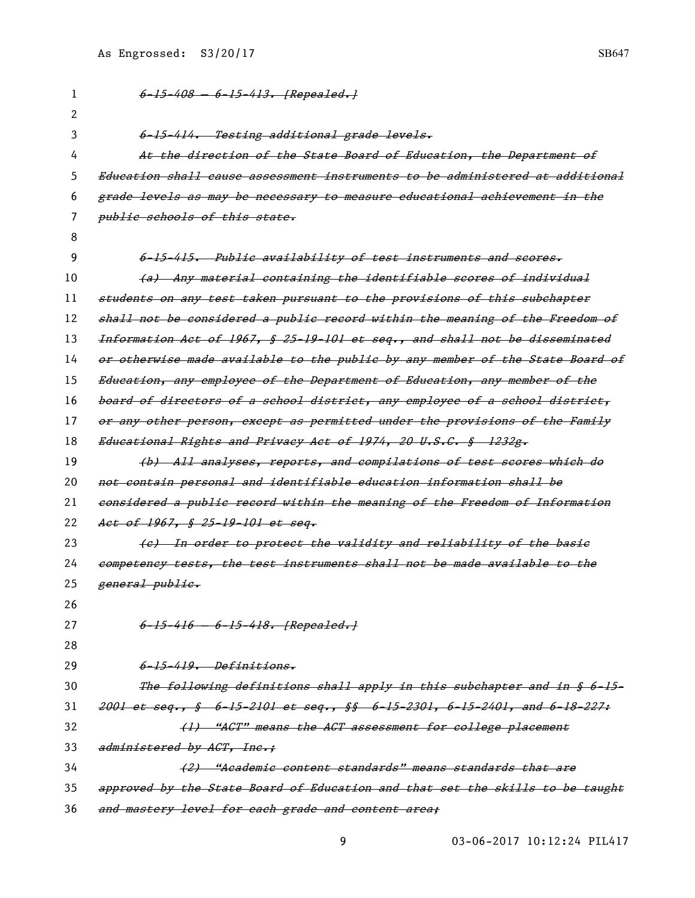~~*6-15-408 — 6-15-413. [Repealed.]*~~

~~*6-15-414. Testing additional grade levels.*~~

~~*At the direction of the State Board of Education, the Department of Education shall cause assessment instruments to be administered at additional grade levels as may be necessary to measure educational achievement in the public schools of this state.*~~

~~*6-15-415. Public availability of test instruments and scores.*~~

~~*(a) Any material containing the identifiable scores of individual students on any test taken pursuant to the provisions of this subchapter shall not be considered a public record within the meaning of the Freedom of Information Act of 1967, § 25-19-101 et seq., and shall not be disseminated or otherwise made available to the public by any member of the State Board of Education, any employee of the Department of Education, any member of the board of directors of a school district, any employee of a school district, or any other person, except as permitted under the provisions of the Family Educational Rights and Privacy Act of 1974, 20 U.S.C. § 1232g.*~~

~~*(b) All analyses, reports, and compilations of test scores which do not contain personal and identifiable education information shall be considered a public record within the meaning of the Freedom of Information Act of 1967, § 25-19-101 et seq.*~~

~~*(c) In order to protect the validity and reliability of the basic competency tests, the test instruments shall not be made available to the general public.*~~

~~*6-15-416 — 6-15-418. [Repealed.]*~~

~~*6-15-419. Definitions.*~~

~~*The following definitions shall apply in this subchapter and in § 6-15-2001 et seq., § 6-15-2101 et seq., §§ 6-15-2301, 6-15-2401, and 6-18-227:*~~

~~*(1) "ACT" means the ACT assessment for college placement administered by ACT, Inc.;*~~

~~*(2) "Academic content standards" means standards that are approved by the State Board of Education and that set the skills to be taught and mastery level for each grade and content area;*~~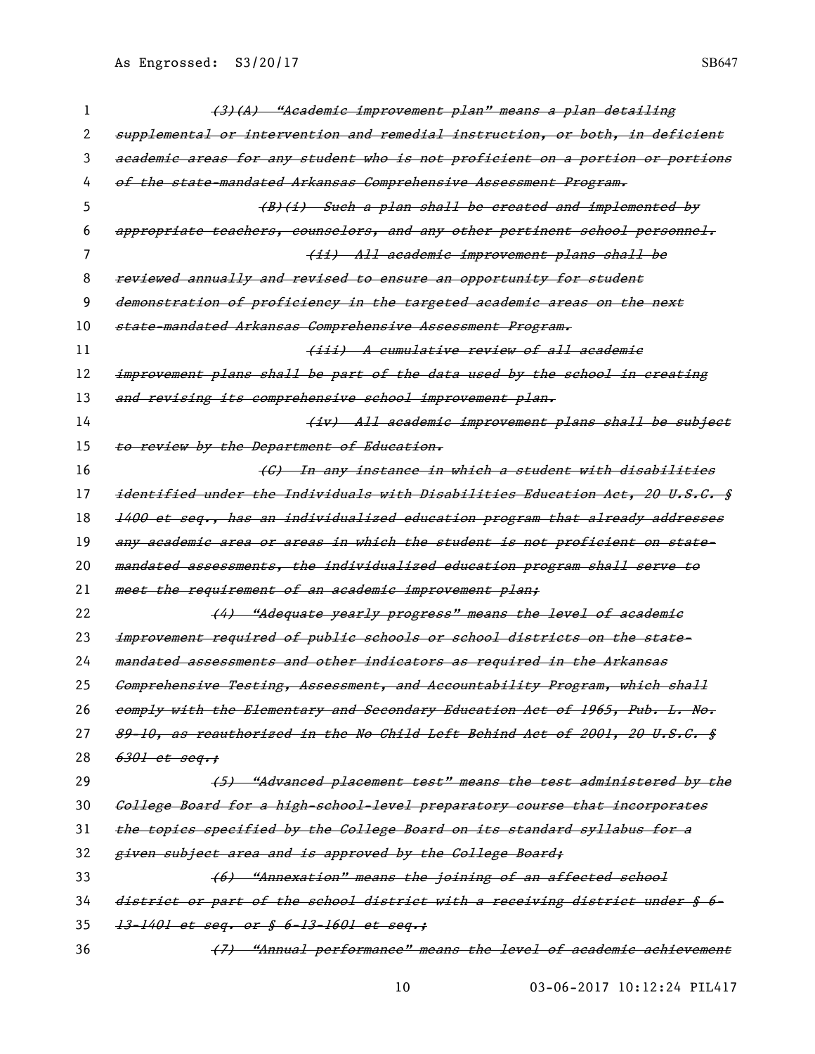~~(3)(A) "Academic improvement plan" means a plan detailing supplemental or intervention and remedial instruction, or both, in deficient academic areas for any student who is not proficient on a portion or portions of the state-mandated Arkansas Comprehensive Assessment Program.~~

~~(B)(i) Such a plan shall be created and implemented by appropriate teachers, counselors, and any other pertinent school personnel.~~

~~(ii) All academic improvement plans shall be reviewed annually and revised to ensure an opportunity for student demonstration of proficiency in the targeted academic areas on the next state-mandated Arkansas Comprehensive Assessment Program.~~

~~(iii) A cumulative review of all academic improvement plans shall be part of the data used by the school in creating and revising its comprehensive school improvement plan.~~

~~(iv) All academic improvement plans shall be subject to review by the Department of Education.~~

~~(C) In any instance in which a student with disabilities identified under the Individuals with Disabilities Education Act, 20 U.S.C. § 1400 et seq., has an individualized education program that already addresses any academic area or areas in which the student is not proficient on state-mandated assessments, the individualized education program shall serve to meet the requirement of an academic improvement plan;~~

~~(4) "Adequate yearly progress" means the level of academic improvement required of public schools or school districts on the state-mandated assessments and other indicators as required in the Arkansas Comprehensive Testing, Assessment, and Accountability Program, which shall comply with the Elementary and Secondary Education Act of 1965, Pub. L. No. 89-10, as reauthorized in the No Child Left Behind Act of 2001, 20 U.S.C. § 6301 et seq.;~~

~~(5) "Advanced placement test" means the test administered by the College Board for a high-school-level preparatory course that incorporates the topics specified by the College Board on its standard syllabus for a given subject area and is approved by the College Board;~~

~~(6) "Annexation" means the joining of an affected school district or part of the school district with a receiving district under § 6-13-1401 et seq. or § 6-13-1601 et seq.;~~

~~(7) "Annual performance" means the level of academic achievement~~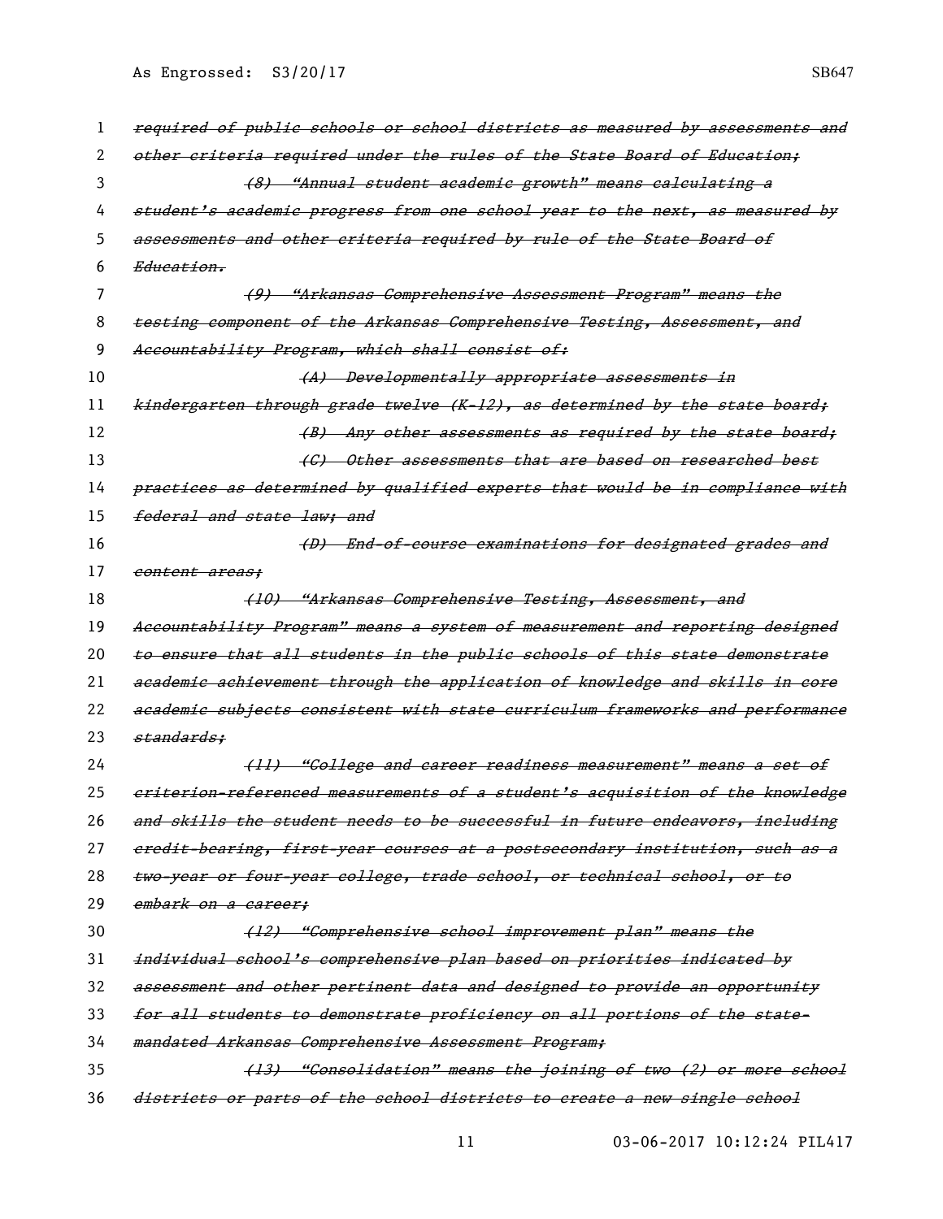~~*required of public schools or school districts as measured by assessments and other criteria required under the rules of the State Board of Education;*~~

~~*(8) "Annual student academic growth" means calculating a student's academic progress from one school year to the next, as measured by assessments and other criteria required by rule of the State Board of Education.*~~

~~*(9) "Arkansas Comprehensive Assessment Program" means the testing component of the Arkansas Comprehensive Testing, Assessment, and Accountability Program, which shall consist of:*~~

~~*(A) Developmentally appropriate assessments in kindergarten through grade twelve (K-12), as determined by the state board;*~~

~~*(B) Any other assessments as required by the state board;*~~

~~*(C) Other assessments that are based on researched best practices as determined by qualified experts that would be in compliance with federal and state law; and*~~

~~*(D) End-of-course examinations for designated grades and content areas;*~~

~~*(10) "Arkansas Comprehensive Testing, Assessment, and Accountability Program" means a system of measurement and reporting designed to ensure that all students in the public schools of this state demonstrate academic achievement through the application of knowledge and skills in core academic subjects consistent with state curriculum frameworks and performance standards;*~~

~~*(11) "College and career readiness measurement" means a set of criterion-referenced measurements of a student's acquisition of the knowledge and skills the student needs to be successful in future endeavors, including credit-bearing, first-year courses at a postsecondary institution, such as a two-year or four-year college, trade school, or technical school, or to embark on a career;*~~

~~*(12) "Comprehensive school improvement plan" means the individual school's comprehensive plan based on priorities indicated by assessment and other pertinent data and designed to provide an opportunity for all students to demonstrate proficiency on all portions of the state-mandated Arkansas Comprehensive Assessment Program;*~~

~~*(13) "Consolidation" means the joining of two (2) or more school districts or parts of the school districts to create a new single school*~~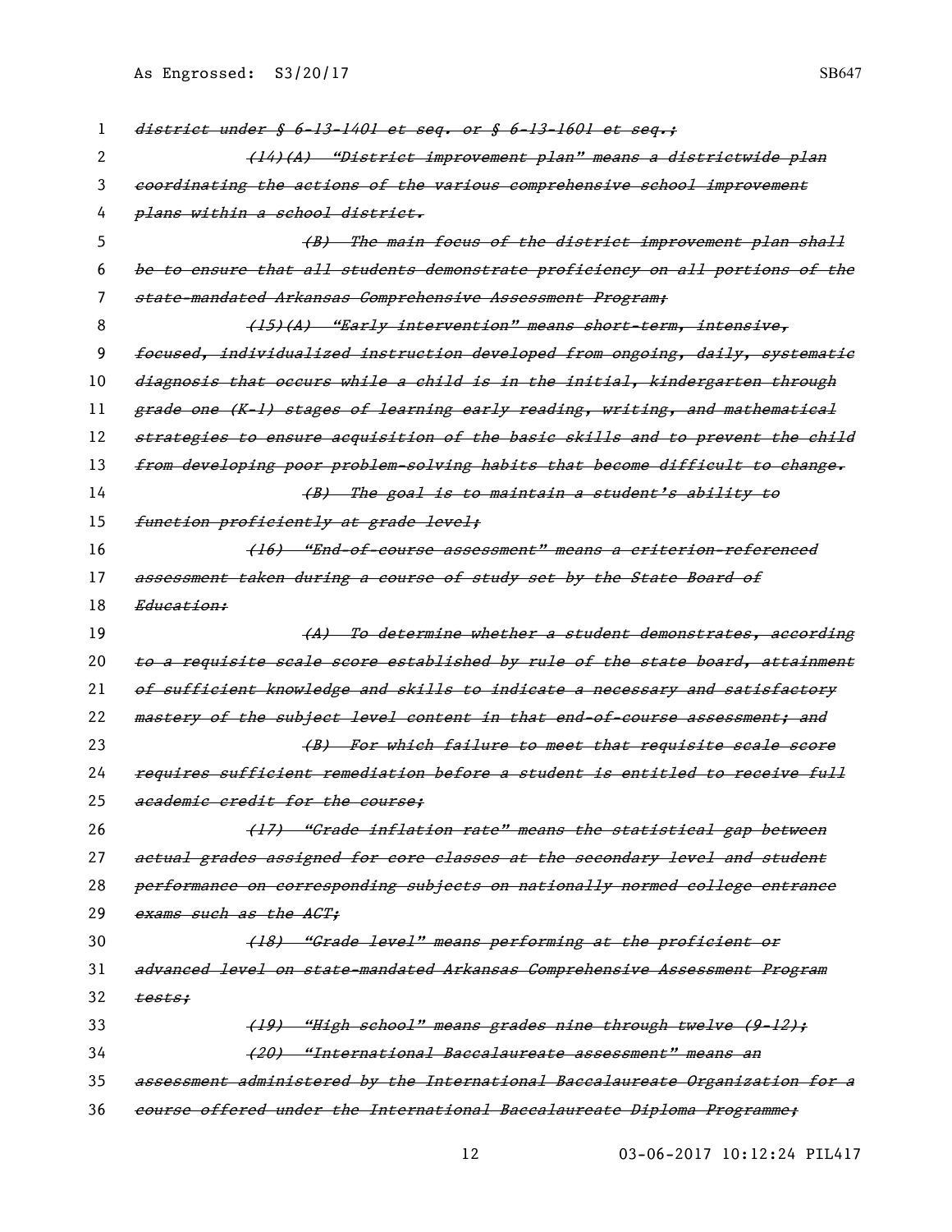~~district under § 6-13-1401 et seq. or § 6-13-1601 et seq.;~~

~~(14)(A) "District improvement plan" means a districtwide plan coordinating the actions of the various comprehensive school improvement plans within a school district.~~

~~(B) The main focus of the district improvement plan shall be to ensure that all students demonstrate proficiency on all portions of the state-mandated Arkansas Comprehensive Assessment Program;~~

~~(15)(A) "Early intervention" means short-term, intensive, focused, individualized instruction developed from ongoing, daily, systematic diagnosis that occurs while a child is in the initial, kindergarten through grade one (K-1) stages of learning early reading, writing, and mathematical strategies to ensure acquisition of the basic skills and to prevent the child from developing poor problem-solving habits that become difficult to change.~~

~~(B) The goal is to maintain a student's ability to function proficiently at grade level;~~

~~(16) "End-of-course assessment" means a criterion-referenced assessment taken during a course of study set by the State Board of Education:~~

~~(A) To determine whether a student demonstrates, according to a requisite scale score established by rule of the state board, attainment of sufficient knowledge and skills to indicate a necessary and satisfactory mastery of the subject level content in that end-of-course assessment; and~~

~~(B) For which failure to meet that requisite scale score requires sufficient remediation before a student is entitled to receive full academic credit for the course;~~

~~(17) "Grade inflation rate" means the statistical gap between actual grades assigned for core classes at the secondary level and student performance on corresponding subjects on nationally normed college entrance exams such as the ACT;~~

~~(18) "Grade level" means performing at the proficient or advanced level on state-mandated Arkansas Comprehensive Assessment Program tests;~~

~~(19) "High school" means grades nine through twelve (9-12);~~

~~(20) "International Baccalaureate assessment" means an assessment administered by the International Baccalaureate Organization for a course offered under the International Baccalaureate Diploma Programme;~~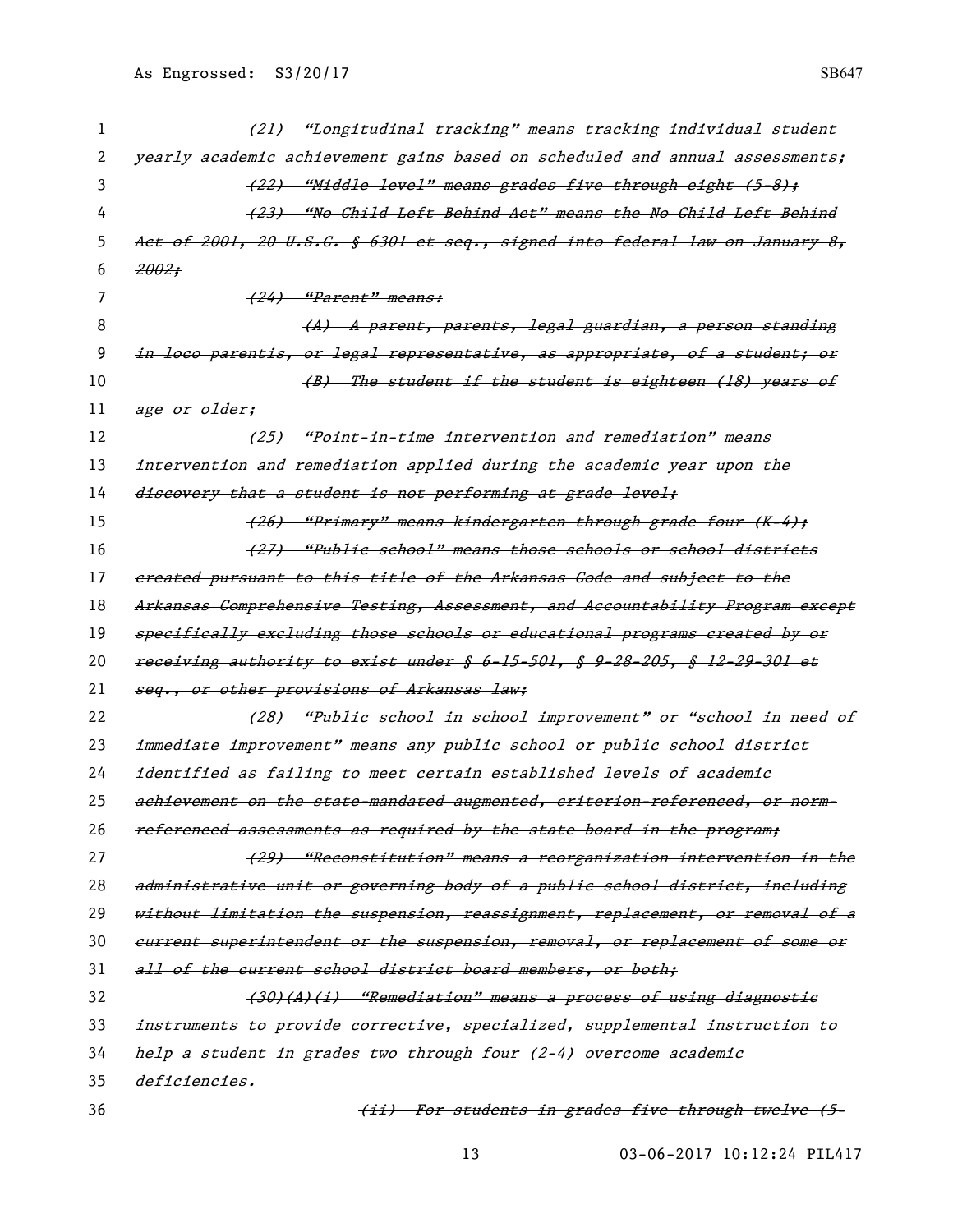~~(21) "Longitudinal tracking" means tracking individual student yearly academic achievement gains based on scheduled and annual assessments;~~

~~(22) "Middle level" means grades five through eight (5-8);~~

~~(23) "No Child Left Behind Act" means the No Child Left Behind Act of 2001, 20 U.S.C. § 6301 et seq., signed into federal law on January 8, 2002;~~

~~(24) "Parent" means:~~

~~(A) A parent, parents, legal guardian, a person standing in loco parentis, or legal representative, as appropriate, of a student; or~~

~~(B) The student if the student is eighteen (18) years of age or older;~~

~~(25) "Point-in-time intervention and remediation" means intervention and remediation applied during the academic year upon the discovery that a student is not performing at grade level;~~

~~(26) "Primary" means kindergarten through grade four (K-4);~~

~~(27) "Public school" means those schools or school districts created pursuant to this title of the Arkansas Code and subject to the Arkansas Comprehensive Testing, Assessment, and Accountability Program except specifically excluding those schools or educational programs created by or receiving authority to exist under § 6-15-501, § 9-28-205, § 12-29-301 et seq., or other provisions of Arkansas law;~~

~~(28) "Public school in school improvement" or "school in need of immediate improvement" means any public school or public school district identified as failing to meet certain established levels of academic achievement on the state-mandated augmented, criterion-referenced, or norm-referenced assessments as required by the state board in the program;~~

~~(29) "Reconstitution" means a reorganization intervention in the administrative unit or governing body of a public school district, including without limitation the suspension, reassignment, replacement, or removal of a current superintendent or the suspension, removal, or replacement of some or all of the current school district board members, or both;~~

~~(30)(A)(i) "Remediation" means a process of using diagnostic instruments to provide corrective, specialized, supplemental instruction to help a student in grades two through four (2-4) overcome academic deficiencies.~~

~~(ii) For students in grades five through twelve (5-~~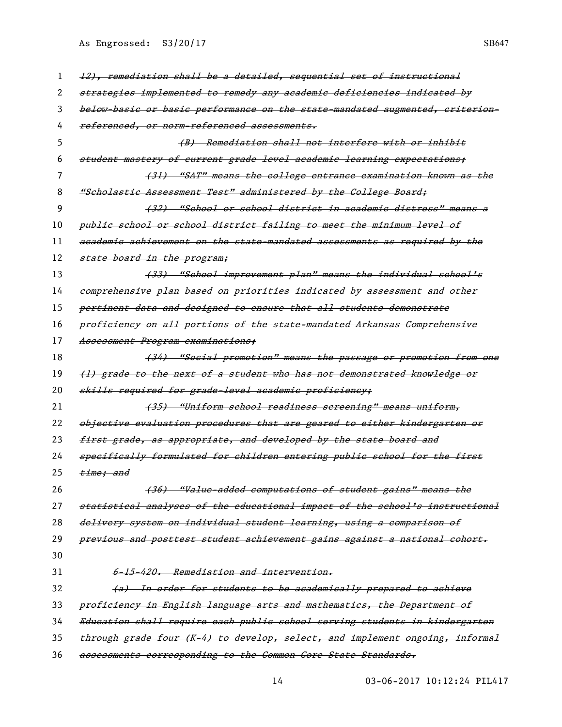~~12), remediation shall be a detailed, sequential set of instructional strategies implemented to remedy any academic deficiencies indicated by below-basic or basic performance on the state-mandated augmented, criterion-referenced, or norm-referenced assessments.~~

~~(B) Remediation shall not interfere with or inhibit student mastery of current grade level academic learning expectations;~~

~~(31) "SAT" means the college entrance examination known as the "Scholastic Assessment Test" administered by the College Board;~~

~~(32) "School or school district in academic distress" means a public school or school district failing to meet the minimum level of academic achievement on the state-mandated assessments as required by the state board in the program;~~

~~(33) "School improvement plan" means the individual school's comprehensive plan based on priorities indicated by assessment and other pertinent data and designed to ensure that all students demonstrate proficiency on all portions of the state-mandated Arkansas Comprehensive Assessment Program examinations;~~

~~(34) "Social promotion" means the passage or promotion from one (1) grade to the next of a student who has not demonstrated knowledge or skills required for grade-level academic proficiency;~~

~~(35) "Uniform school readiness screening" means uniform, objective evaluation procedures that are geared to either kindergarten or first grade, as appropriate, and developed by the state board and specifically formulated for children entering public school for the first time; and~~

~~(36) "Value-added computations of student gains" means the statistical analyses of the educational impact of the school's instructional delivery system on individual student learning, using a comparison of previous and posttest student achievement gains against a national cohort.~~

~~6-15-420. Remediation and intervention.~~

~~(a) In order for students to be academically prepared to achieve proficiency in English language arts and mathematics, the Department of Education shall require each public school serving students in kindergarten through grade four (K-4) to develop, select, and implement ongoing, informal assessments corresponding to the Common Core State Standards.~~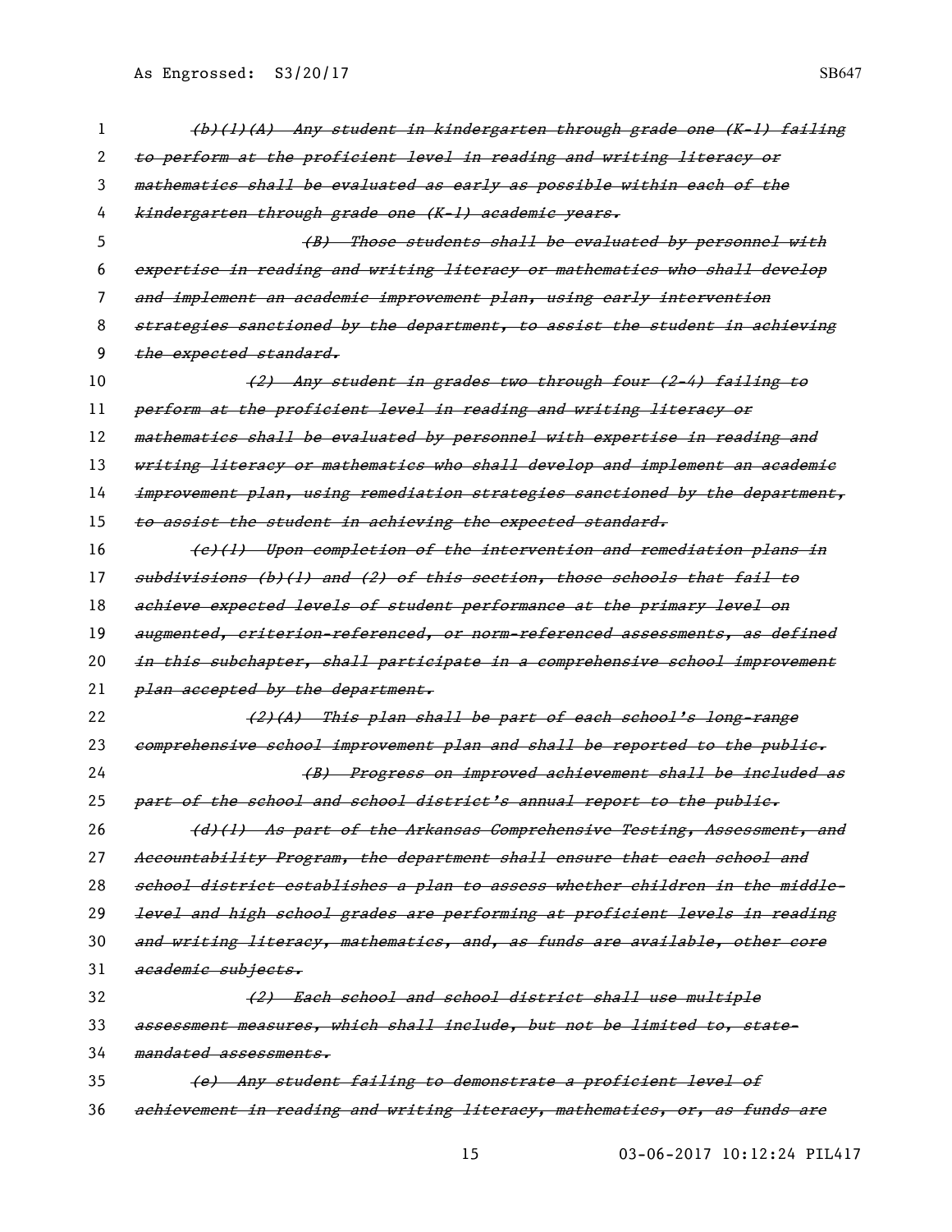~~(b)(1)(A) Any student in kindergarten through grade one (K-1) failing to perform at the proficient level in reading and writing literacy or mathematics shall be evaluated as early as possible within each of the kindergarten through grade one (K-1) academic years.~~

~~(B) Those students shall be evaluated by personnel with expertise in reading and writing literacy or mathematics who shall develop and implement an academic improvement plan, using early intervention strategies sanctioned by the department, to assist the student in achieving the expected standard.~~

~~(2) Any student in grades two through four (2-4) failing to perform at the proficient level in reading and writing literacy or mathematics shall be evaluated by personnel with expertise in reading and writing literacy or mathematics who shall develop and implement an academic improvement plan, using remediation strategies sanctioned by the department, to assist the student in achieving the expected standard.~~

~~(c)(1) Upon completion of the intervention and remediation plans in subdivisions (b)(1) and (2) of this section, those schools that fail to achieve expected levels of student performance at the primary level on augmented, criterion-referenced, or norm-referenced assessments, as defined in this subchapter, shall participate in a comprehensive school improvement plan accepted by the department.~~

~~(2)(A) This plan shall be part of each school's long-range comprehensive school improvement plan and shall be reported to the public.~~

~~(B) Progress on improved achievement shall be included as part of the school and school district's annual report to the public.~~

~~(d)(1) As part of the Arkansas Comprehensive Testing, Assessment, and Accountability Program, the department shall ensure that each school and school district establishes a plan to assess whether children in the middle-level and high school grades are performing at proficient levels in reading and writing literacy, mathematics, and, as funds are available, other core academic subjects.~~

~~(2) Each school and school district shall use multiple assessment measures, which shall include, but not be limited to, state-mandated assessments.~~

~~(e) Any student failing to demonstrate a proficient level of achievement in reading and writing literacy, mathematics, or, as funds are~~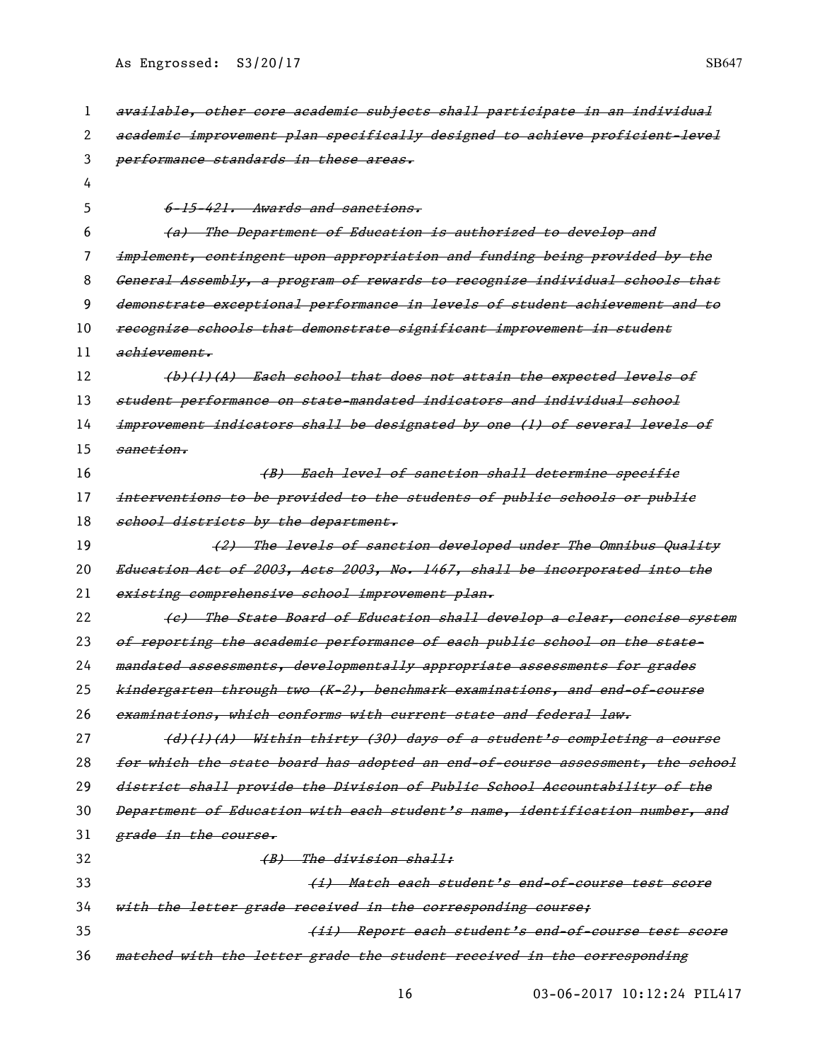~~available, other core academic subjects shall participate in an individual academic improvement plan specifically designed to achieve proficient-level performance standards in these areas.~~

~~6-15-421. Awards and sanctions.~~

~~(a) The Department of Education is authorized to develop and implement, contingent upon appropriation and funding being provided by the General Assembly, a program of rewards to recognize individual schools that demonstrate exceptional performance in levels of student achievement and to recognize schools that demonstrate significant improvement in student achievement.~~

~~(b)(1)(A) Each school that does not attain the expected levels of student performance on state-mandated indicators and individual school improvement indicators shall be designated by one (1) of several levels of sanction.~~

~~(B) Each level of sanction shall determine specific interventions to be provided to the students of public schools or public school districts by the department.~~

~~(2) The levels of sanction developed under The Omnibus Quality Education Act of 2003, Acts 2003, No. 1467, shall be incorporated into the existing comprehensive school improvement plan.~~

~~(c) The State Board of Education shall develop a clear, concise system of reporting the academic performance of each public school on the state-mandated assessments, developmentally appropriate assessments for grades kindergarten through two (K-2), benchmark examinations, and end-of-course examinations, which conforms with current state and federal law.~~

~~(d)(1)(A) Within thirty (30) days of a student's completing a course for which the state board has adopted an end-of-course assessment, the school district shall provide the Division of Public School Accountability of the Department of Education with each student's name, identification number, and grade in the course.~~

~~(B) The division shall:~~

~~(i) Match each student's end-of-course test score with the letter grade received in the corresponding course;~~

~~(ii) Report each student's end-of-course test score matched with the letter grade the student received in the corresponding~~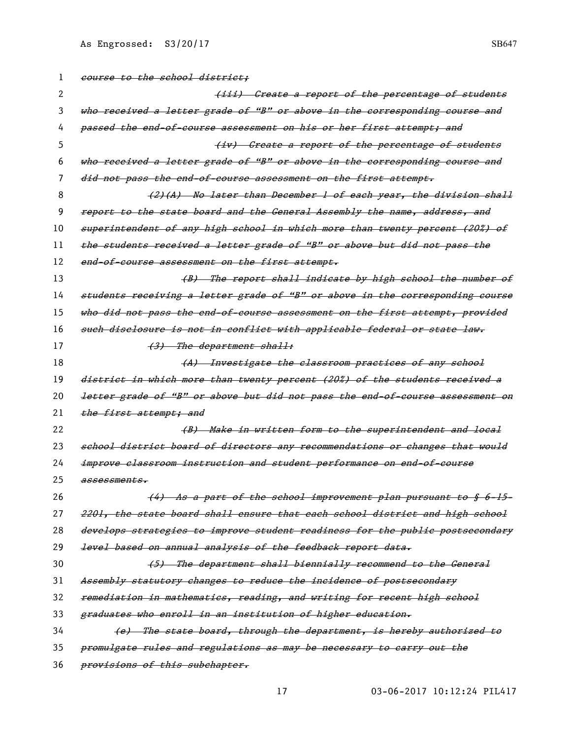~~course to the school district;~~

~~(iii) Create a report of the percentage of students who received a letter grade of "B" or above in the corresponding course and passed the end-of-course assessment on his or her first attempt; and~~

~~(iv) Create a report of the percentage of students who received a letter grade of "B" or above in the corresponding course and did not pass the end-of-course assessment on the first attempt.~~

~~(2)(A) No later than December 1 of each year, the division shall report to the state board and the General Assembly the name, address, and superintendent of any high school in which more than twenty percent (20%) of the students received a letter grade of "B" or above but did not pass the end-of-course assessment on the first attempt.~~

~~(B) The report shall indicate by high school the number of students receiving a letter grade of "B" or above in the corresponding course who did not pass the end-of-course assessment on the first attempt, provided such disclosure is not in conflict with applicable federal or state law.~~

~~(3) The department shall:~~

~~(A) Investigate the classroom practices of any school district in which more than twenty percent (20%) of the students received a letter grade of "B" or above but did not pass the end-of-course assessment on the first attempt; and~~

~~(B) Make in written form to the superintendent and local school district board of directors any recommendations or changes that would improve classroom instruction and student performance on end-of-course assessments.~~

~~(4) As a part of the school improvement plan pursuant to § 6-15-2201, the state board shall ensure that each school district and high school develops strategies to improve student readiness for the public postsecondary level based on annual analysis of the feedback report data.~~

~~(5) The department shall biennially recommend to the General Assembly statutory changes to reduce the incidence of postsecondary remediation in mathematics, reading, and writing for recent high school graduates who enroll in an institution of higher education.~~

~~(e) The state board, through the department, is hereby authorized to promulgate rules and regulations as may be necessary to carry out the provisions of this subchapter.~~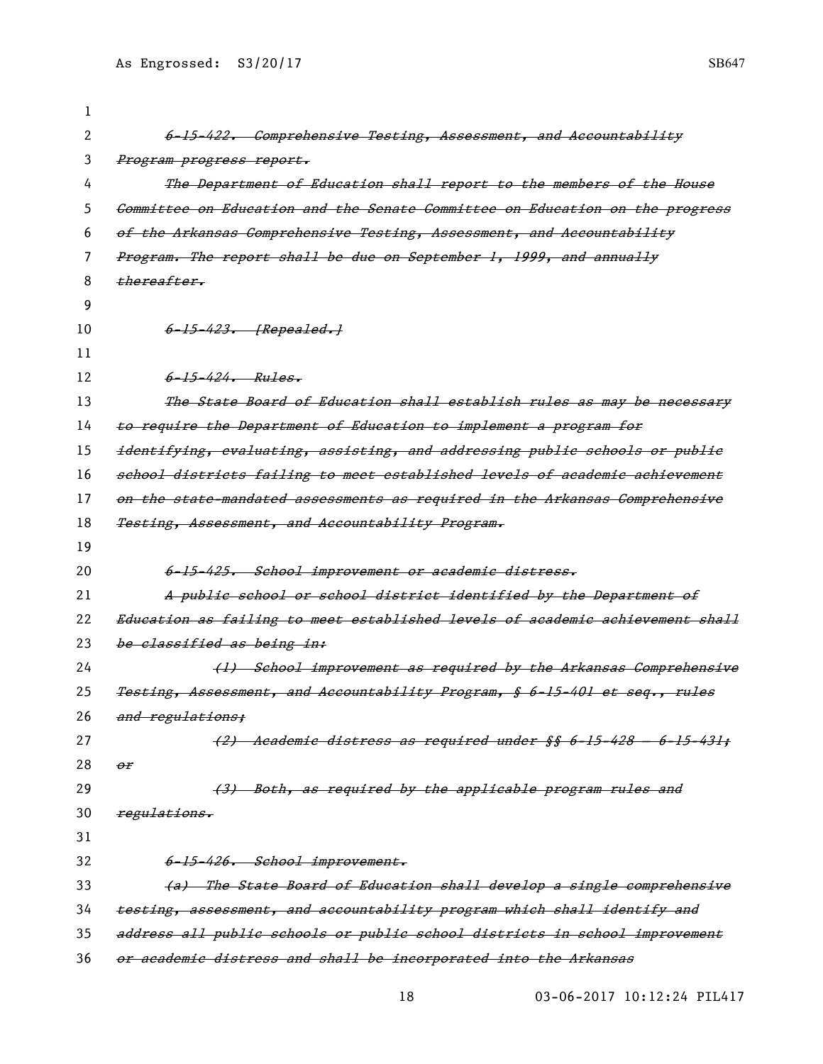~~*6-15-422. Comprehensive Testing, Assessment, and Accountability Program progress report.*~~

~~*The Department of Education shall report to the members of the House Committee on Education and the Senate Committee on Education on the progress of the Arkansas Comprehensive Testing, Assessment, and Accountability Program. The report shall be due on September 1, 1999, and annually thereafter.*~~

~~*6-15-423. [Repealed.]*~~

~~*6-15-424. Rules.*~~

~~*The State Board of Education shall establish rules as may be necessary to require the Department of Education to implement a program for identifying, evaluating, assisting, and addressing public schools or public school districts failing to meet established levels of academic achievement on the state-mandated assessments as required in the Arkansas Comprehensive Testing, Assessment, and Accountability Program.*~~

~~*6-15-425. School improvement or academic distress.*~~

~~*A public school or school district identified by the Department of Education as failing to meet established levels of academic achievement shall be classified as being in:*~~

~~*(1) School improvement as required by the Arkansas Comprehensive Testing, Assessment, and Accountability Program, § 6-15-401 et seq., rules and regulations;*~~

~~*(2) Academic distress as required under §§ 6-15-428 — 6-15-431; or*~~

~~*(3) Both, as required by the applicable program rules and regulations.*~~

~~*6-15-426. School improvement.*~~

~~*(a) The State Board of Education shall develop a single comprehensive testing, assessment, and accountability program which shall identify and address all public schools or public school districts in school improvement or academic distress and shall be incorporated into the Arkansas*~~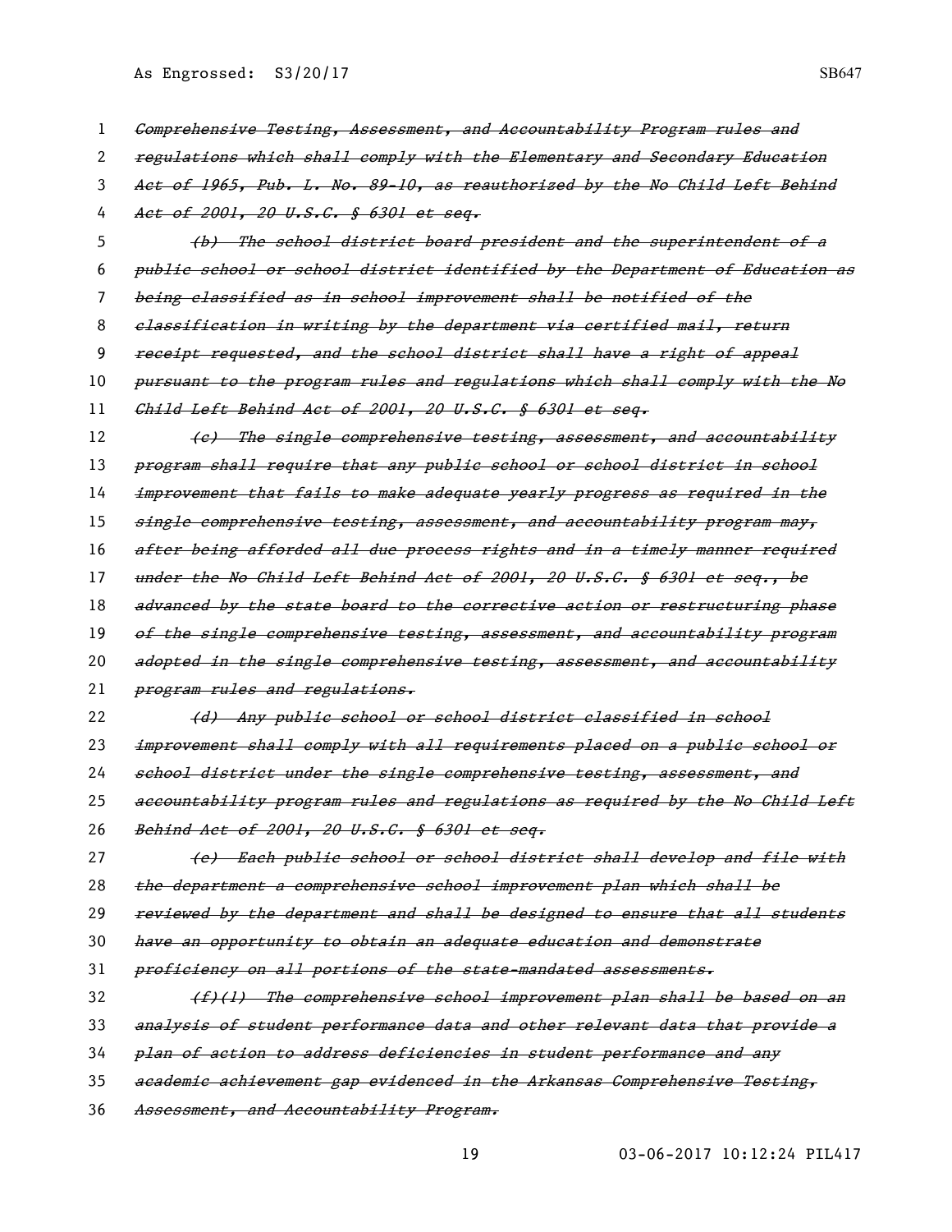~~*Comprehensive Testing, Assessment, and Accountability Program rules and regulations which shall comply with the Elementary and Secondary Education Act of 1965, Pub. L. No. 89-10, as reauthorized by the No Child Left Behind Act of 2001, 20 U.S.C. § 6301 et seq.*~~

~~*(b) The school district board president and the superintendent of a public school or school district identified by the Department of Education as being classified as in school improvement shall be notified of the classification in writing by the department via certified mail, return receipt requested, and the school district shall have a right of appeal pursuant to the program rules and regulations which shall comply with the No Child Left Behind Act of 2001, 20 U.S.C. § 6301 et seq.*~~

~~*(c) The single comprehensive testing, assessment, and accountability program shall require that any public school or school district in school improvement that fails to make adequate yearly progress as required in the single comprehensive testing, assessment, and accountability program may, after being afforded all due process rights and in a timely manner required under the No Child Left Behind Act of 2001, 20 U.S.C. § 6301 et seq., be advanced by the state board to the corrective action or restructuring phase of the single comprehensive testing, assessment, and accountability program adopted in the single comprehensive testing, assessment, and accountability program rules and regulations.*~~

~~*(d) Any public school or school district classified in school improvement shall comply with all requirements placed on a public school or school district under the single comprehensive testing, assessment, and accountability program rules and regulations as required by the No Child Left Behind Act of 2001, 20 U.S.C. § 6301 et seq.*~~

~~*(e) Each public school or school district shall develop and file with the department a comprehensive school improvement plan which shall be reviewed by the department and shall be designed to ensure that all students have an opportunity to obtain an adequate education and demonstrate proficiency on all portions of the state-mandated assessments.*~~

~~*(f)(1) The comprehensive school improvement plan shall be based on an analysis of student performance data and other relevant data that provide a plan of action to address deficiencies in student performance and any academic achievement gap evidenced in the Arkansas Comprehensive Testing, Assessment, and Accountability Program.*~~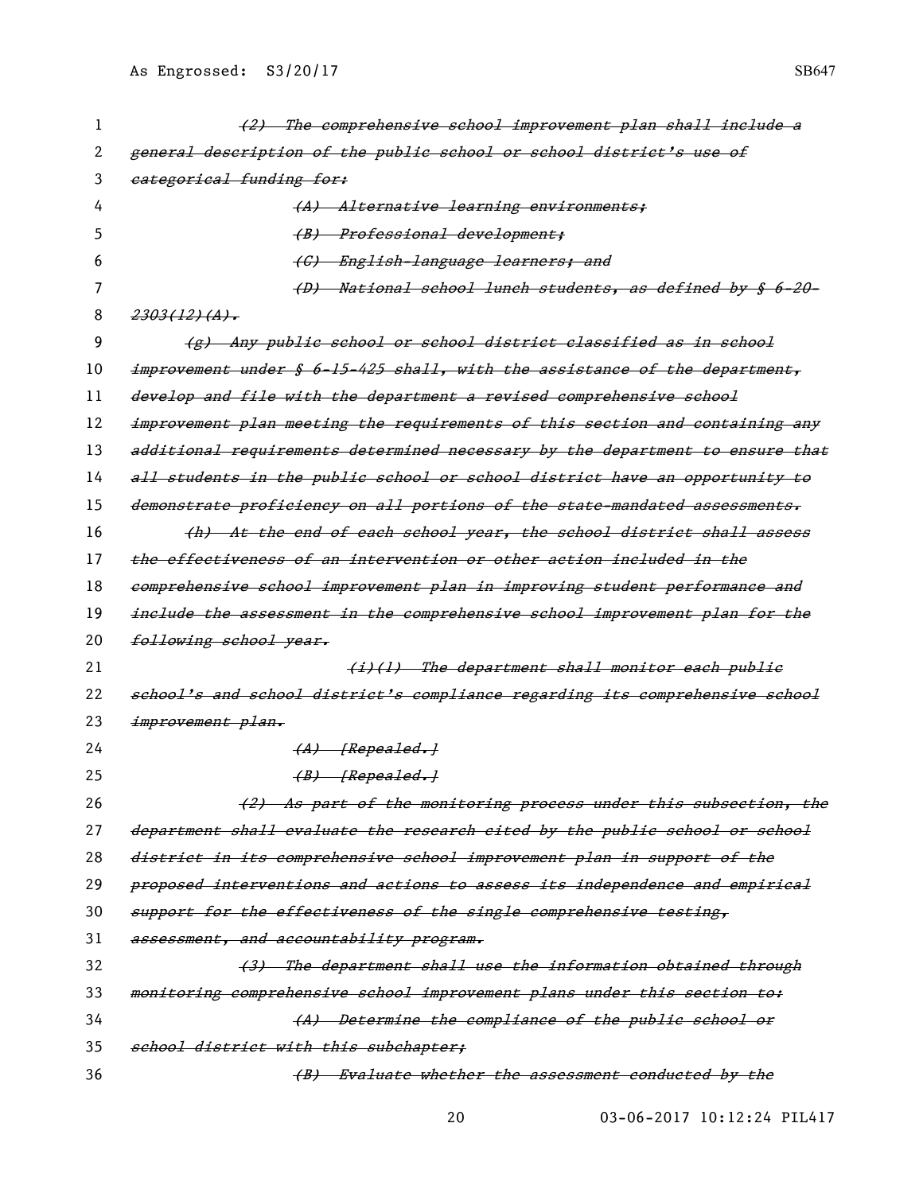~~(2) The comprehensive school improvement plan shall include a general description of the public school or school district's use of categorical funding for:~~

~~(A) Alternative learning environments;~~

~~(B) Professional development;~~

~~(C) English-language learners; and~~

~~(D) National school lunch students, as defined by § 6-20-2303(12)(A).~~

~~(g) Any public school or school district classified as in school improvement under § 6-15-425 shall, with the assistance of the department, develop and file with the department a revised comprehensive school improvement plan meeting the requirements of this section and containing any additional requirements determined necessary by the department to ensure that all students in the public school or school district have an opportunity to demonstrate proficiency on all portions of the state-mandated assessments.~~

~~(h) At the end of each school year, the school district shall assess the effectiveness of an intervention or other action included in the comprehensive school improvement plan in improving student performance and include the assessment in the comprehensive school improvement plan for the following school year.~~

~~(i)(1) The department shall monitor each public school's and school district's compliance regarding its comprehensive school improvement plan.~~

~~(A) [Repealed.]~~

~~(B) [Repealed.]~~

~~(2) As part of the monitoring process under this subsection, the department shall evaluate the research cited by the public school or school district in its comprehensive school improvement plan in support of the proposed interventions and actions to assess its independence and empirical support for the effectiveness of the single comprehensive testing, assessment, and accountability program.~~

~~(3) The department shall use the information obtained through monitoring comprehensive school improvement plans under this section to:~~

~~(A) Determine the compliance of the public school or school district with this subchapter;~~

~~(B) Evaluate whether the assessment conducted by the~~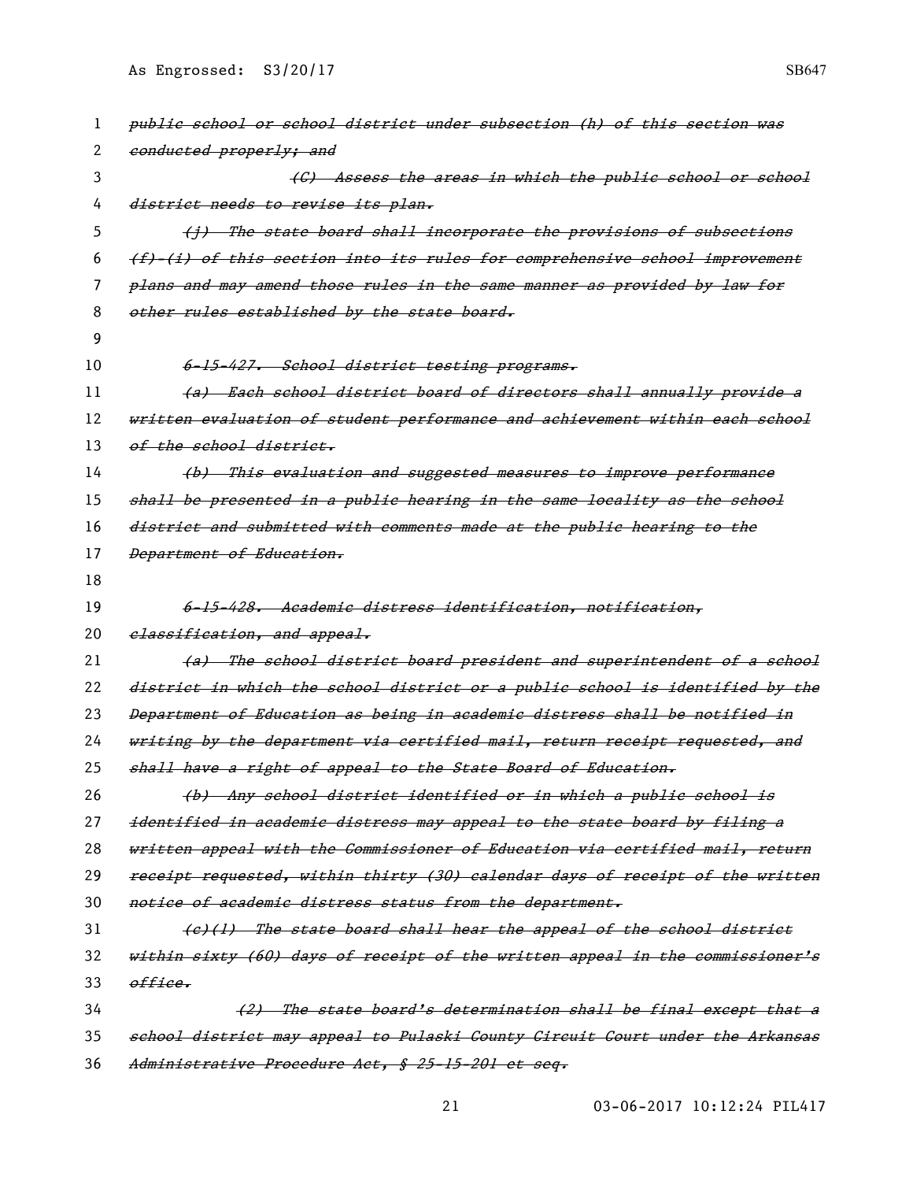~~public school or school district under subsection (h) of this section was conducted properly; and~~

~~(C) Assess the areas in which the public school or school district needs to revise its plan.~~

~~(j) The state board shall incorporate the provisions of subsections (f)-(i) of this section into its rules for comprehensive school improvement plans and may amend those rules in the same manner as provided by law for other rules established by the state board.~~

~~6-15-427. School district testing programs.~~

~~(a) Each school district board of directors shall annually provide a written evaluation of student performance and achievement within each school of the school district.~~

~~(b) This evaluation and suggested measures to improve performance shall be presented in a public hearing in the same locality as the school district and submitted with comments made at the public hearing to the Department of Education.~~

~~6-15-428. Academic distress identification, notification, classification, and appeal.~~

~~(a) The school district board president and superintendent of a school district in which the school district or a public school is identified by the Department of Education as being in academic distress shall be notified in writing by the department via certified mail, return receipt requested, and shall have a right of appeal to the State Board of Education.~~

~~(b) Any school district identified or in which a public school is identified in academic distress may appeal to the state board by filing a written appeal with the Commissioner of Education via certified mail, return receipt requested, within thirty (30) calendar days of receipt of the written notice of academic distress status from the department.~~

~~(c)(1) The state board shall hear the appeal of the school district within sixty (60) days of receipt of the written appeal in the commissioner's office.~~

~~(2) The state board's determination shall be final except that a school district may appeal to Pulaski County Circuit Court under the Arkansas Administrative Procedure Act, § 25-15-201 et seq.~~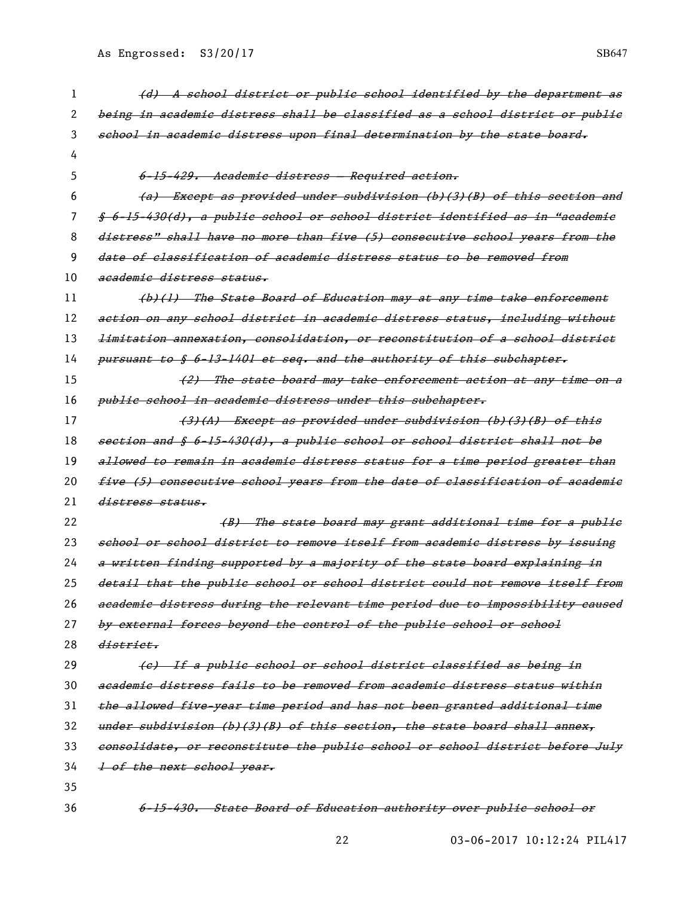~~(d) A school district or public school identified by the department as being in academic distress shall be classified as a school district or public school in academic distress upon final determination by the state board.~~

~~6-15-429. Academic distress — Required action.~~

~~(a) Except as provided under subdivision (b)(3)(B) of this section and § 6-15-430(d), a public school or school district identified as in "academic distress" shall have no more than five (5) consecutive school years from the date of classification of academic distress status to be removed from academic distress status.~~

~~(b)(1) The State Board of Education may at any time take enforcement action on any school district in academic distress status, including without limitation annexation, consolidation, or reconstitution of a school district pursuant to § 6-13-1401 et seq. and the authority of this subchapter.~~

~~(2) The state board may take enforcement action at any time on a public school in academic distress under this subchapter.~~

~~(3)(A) Except as provided under subdivision (b)(3)(B) of this section and § 6-15-430(d), a public school or school district shall not be allowed to remain in academic distress status for a time period greater than five (5) consecutive school years from the date of classification of academic distress status.~~

~~(B) The state board may grant additional time for a public school or school district to remove itself from academic distress by issuing a written finding supported by a majority of the state board explaining in detail that the public school or school district could not remove itself from academic distress during the relevant time period due to impossibility caused by external forces beyond the control of the public school or school district.~~

~~(c) If a public school or school district classified as being in academic distress fails to be removed from academic distress status within the allowed five-year time period and has not been granted additional time under subdivision (b)(3)(B) of this section, the state board shall annex, consolidate, or reconstitute the public school or school district before July 1 of the next school year.~~

~~6-15-430. State Board of Education authority over public school or~~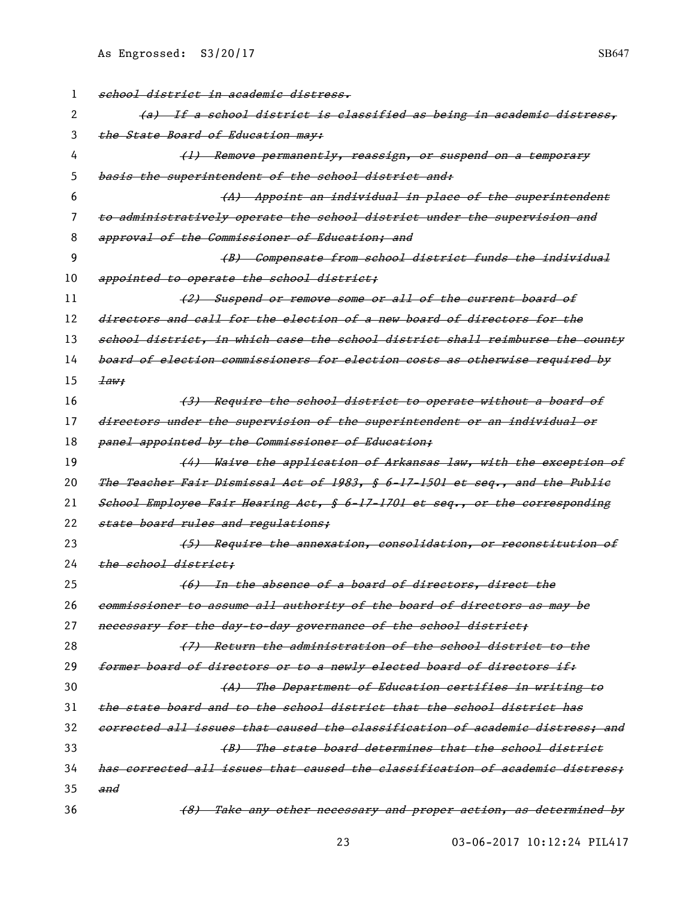~~school district in academic distress.~~

~~(a) If a school district is classified as being in academic distress, the State Board of Education may:~~

~~(1) Remove permanently, reassign, or suspend on a temporary basis the superintendent of the school district and:~~

~~(A) Appoint an individual in place of the superintendent to administratively operate the school district under the supervision and approval of the Commissioner of Education; and~~

~~(B) Compensate from school district funds the individual appointed to operate the school district;~~

~~(2) Suspend or remove some or all of the current board of directors and call for the election of a new board of directors for the school district, in which case the school district shall reimburse the county board of election commissioners for election costs as otherwise required by law;~~

~~(3) Require the school district to operate without a board of directors under the supervision of the superintendent or an individual or panel appointed by the Commissioner of Education;~~

~~(4) Waive the application of Arkansas law, with the exception of The Teacher Fair Dismissal Act of 1983, § 6-17-1501 et seq., and the Public School Employee Fair Hearing Act, § 6-17-1701 et seq., or the corresponding state board rules and regulations;~~

~~(5) Require the annexation, consolidation, or reconstitution of the school district;~~

~~(6) In the absence of a board of directors, direct the commissioner to assume all authority of the board of directors as may be necessary for the day-to-day governance of the school district;~~

~~(7) Return the administration of the school district to the former board of directors or to a newly elected board of directors if:~~

~~(A) The Department of Education certifies in writing to the state board and to the school district that the school district has corrected all issues that caused the classification of academic distress; and~~

~~(B) The state board determines that the school district has corrected all issues that caused the classification of academic distress; and~~

~~(8) Take any other necessary and proper action, as determined by~~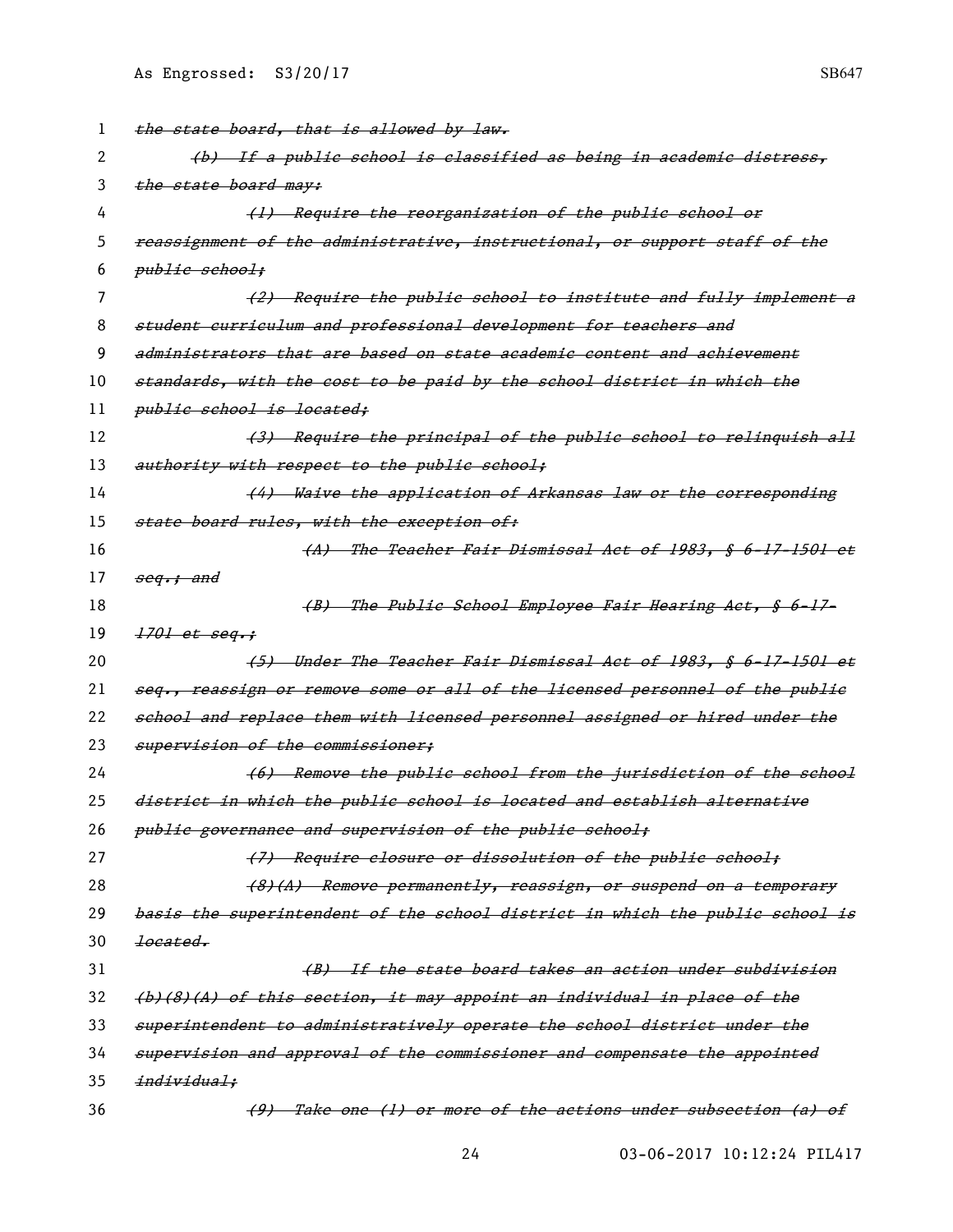~~the state board, that is allowed by law.~~

~~(b) If a public school is classified as being in academic distress, the state board may:~~

~~(1) Require the reorganization of the public school or reassignment of the administrative, instructional, or support staff of the public school;~~

~~(2) Require the public school to institute and fully implement a student curriculum and professional development for teachers and administrators that are based on state academic content and achievement standards, with the cost to be paid by the school district in which the public school is located;~~

~~(3) Require the principal of the public school to relinquish all authority with respect to the public school;~~

~~(4) Waive the application of Arkansas law or the corresponding state board rules, with the exception of:~~

~~(A) The Teacher Fair Dismissal Act of 1983, § 6-17-1501 et seq.; and~~

~~(B) The Public School Employee Fair Hearing Act, § 6-17-1701 et seq.;~~

~~(5) Under The Teacher Fair Dismissal Act of 1983, § 6-17-1501 et seq., reassign or remove some or all of the licensed personnel of the public school and replace them with licensed personnel assigned or hired under the supervision of the commissioner;~~

~~(6) Remove the public school from the jurisdiction of the school district in which the public school is located and establish alternative public governance and supervision of the public school;~~

~~(7) Require closure or dissolution of the public school;~~

~~(8)(A) Remove permanently, reassign, or suspend on a temporary basis the superintendent of the school district in which the public school is located.~~

~~(B) If the state board takes an action under subdivision (b)(8)(A) of this section, it may appoint an individual in place of the superintendent to administratively operate the school district under the supervision and approval of the commissioner and compensate the appointed individual;~~

~~(9) Take one (1) or more of the actions under subsection (a) of~~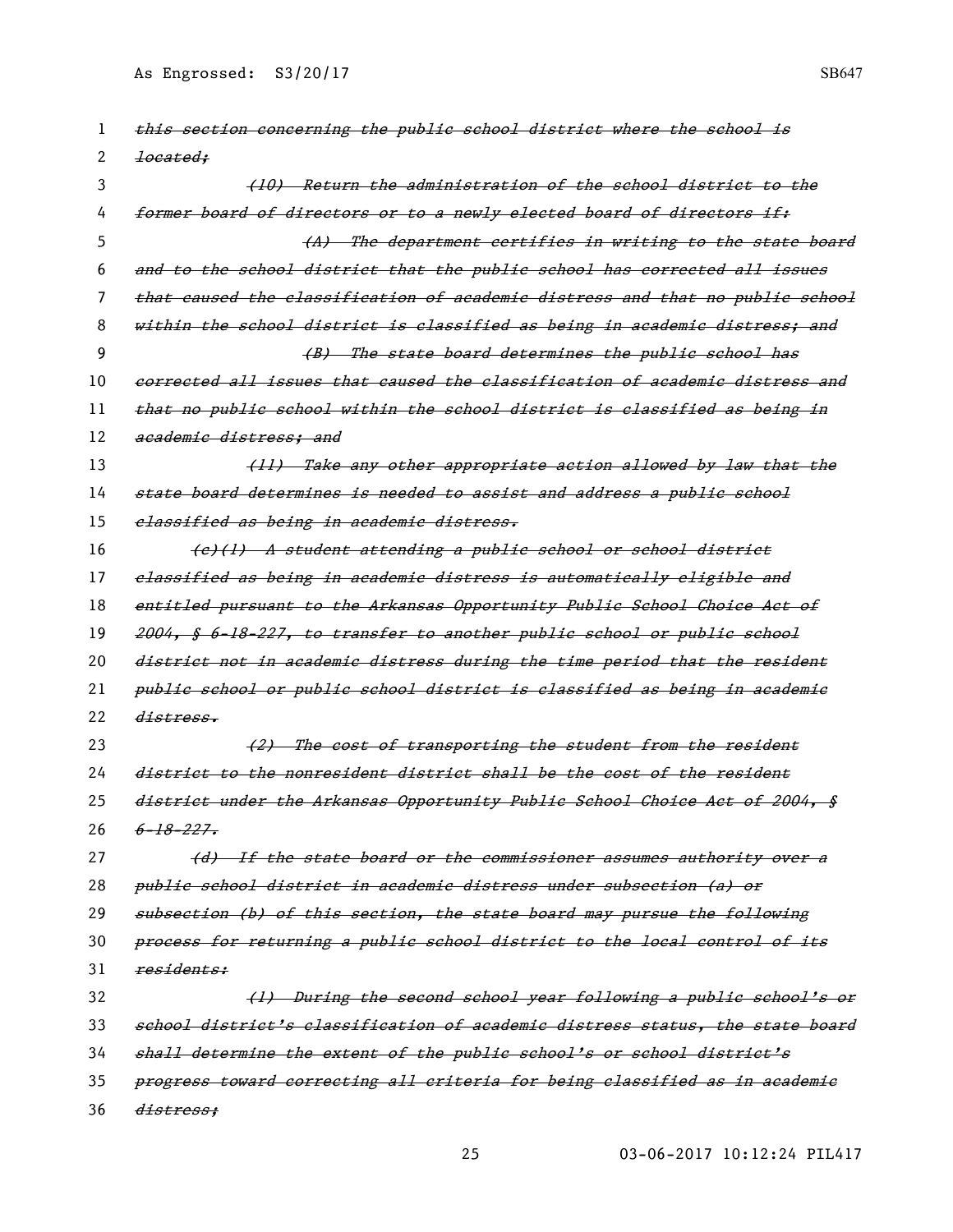~~this section concerning the public school district where the school is located;~~

~~(10) Return the administration of the school district to the former board of directors or to a newly elected board of directors if:~~

~~(A) The department certifies in writing to the state board and to the school district that the public school has corrected all issues that caused the classification of academic distress and that no public school within the school district is classified as being in academic distress; and~~

~~(B) The state board determines the public school has corrected all issues that caused the classification of academic distress and that no public school within the school district is classified as being in academic distress; and~~

~~(11) Take any other appropriate action allowed by law that the state board determines is needed to assist and address a public school classified as being in academic distress.~~

~~(c)(1) A student attending a public school or school district classified as being in academic distress is automatically eligible and entitled pursuant to the Arkansas Opportunity Public School Choice Act of 2004, § 6-18-227, to transfer to another public school or public school district not in academic distress during the time period that the resident public school or public school district is classified as being in academic distress.~~

~~(2) The cost of transporting the student from the resident district to the nonresident district shall be the cost of the resident district under the Arkansas Opportunity Public School Choice Act of 2004, § 6-18-227.~~

~~(d) If the state board or the commissioner assumes authority over a public school district in academic distress under subsection (a) or subsection (b) of this section, the state board may pursue the following process for returning a public school district to the local control of its residents:~~

~~(1) During the second school year following a public school's or school district's classification of academic distress status, the state board shall determine the extent of the public school's or school district's progress toward correcting all criteria for being classified as in academic distress;~~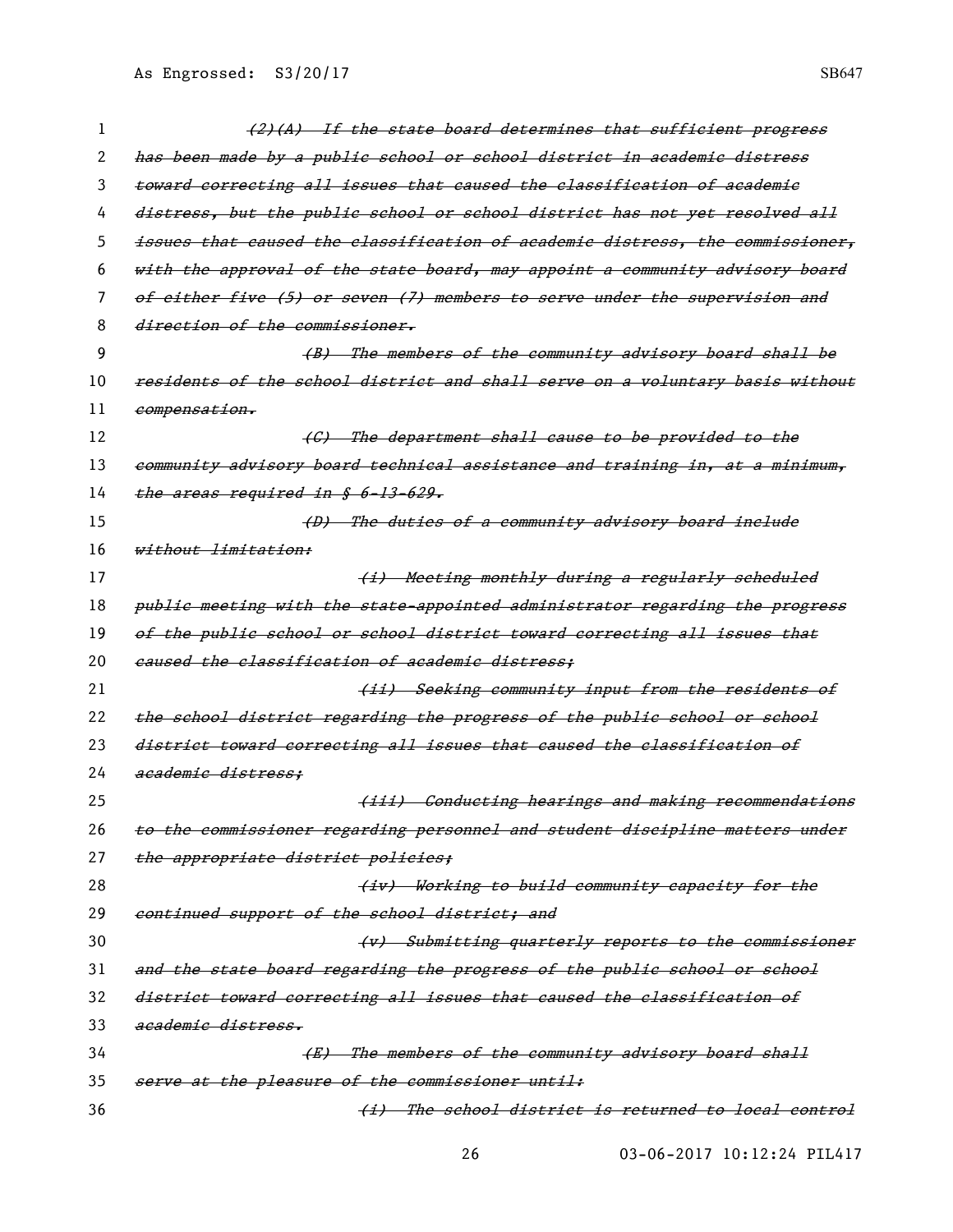~~(2)(A) If the state board determines that sufficient progress has been made by a public school or school district in academic distress toward correcting all issues that caused the classification of academic distress, but the public school or school district has not yet resolved all issues that caused the classification of academic distress, the commissioner, with the approval of the state board, may appoint a community advisory board of either five (5) or seven (7) members to serve under the supervision and direction of the commissioner.~~

~~(B) The members of the community advisory board shall be residents of the school district and shall serve on a voluntary basis without compensation.~~

~~(C) The department shall cause to be provided to the community advisory board technical assistance and training in, at a minimum, the areas required in § 6-13-629.~~

~~(D) The duties of a community advisory board include without limitation:~~

~~(i) Meeting monthly during a regularly scheduled public meeting with the state-appointed administrator regarding the progress of the public school or school district toward correcting all issues that caused the classification of academic distress;~~

~~(ii) Seeking community input from the residents of the school district regarding the progress of the public school or school district toward correcting all issues that caused the classification of academic distress;~~

~~(iii) Conducting hearings and making recommendations to the commissioner regarding personnel and student discipline matters under the appropriate district policies;~~

~~(iv) Working to build community capacity for the continued support of the school district; and~~

~~(v) Submitting quarterly reports to the commissioner and the state board regarding the progress of the public school or school district toward correcting all issues that caused the classification of academic distress.~~

~~(E) The members of the community advisory board shall serve at the pleasure of the commissioner until:~~

~~(i) The school district is returned to local control~~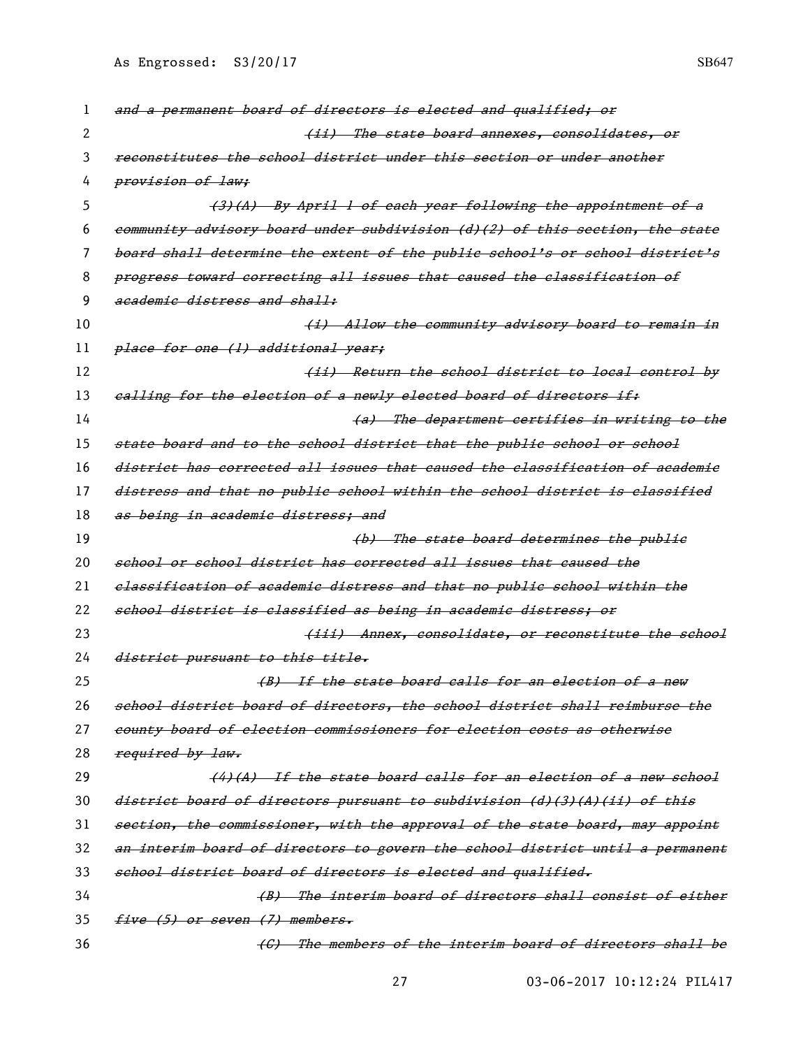~~and a permanent board of directors is elected and qualified; or~~

~~(ii) The state board annexes, consolidates, or reconstitutes the school district under this section or under another provision of law;~~

~~(3)(A) By April 1 of each year following the appointment of a community advisory board under subdivision (d)(2) of this section, the state board shall determine the extent of the public school's or school district's progress toward correcting all issues that caused the classification of academic distress and shall:~~

~~(i) Allow the community advisory board to remain in place for one (1) additional year;~~

~~(ii) Return the school district to local control by calling for the election of a newly elected board of directors if:~~

~~(a) The department certifies in writing to the state board and to the school district that the public school or school district has corrected all issues that caused the classification of academic distress and that no public school within the school district is classified as being in academic distress; and~~

~~(b) The state board determines the public school or school district has corrected all issues that caused the classification of academic distress and that no public school within the school district is classified as being in academic distress; or~~

~~(iii) Annex, consolidate, or reconstitute the school district pursuant to this title.~~

~~(B) If the state board calls for an election of a new school district board of directors, the school district shall reimburse the county board of election commissioners for election costs as otherwise required by law.~~

~~(4)(A) If the state board calls for an election of a new school district board of directors pursuant to subdivision (d)(3)(A)(ii) of this section, the commissioner, with the approval of the state board, may appoint an interim board of directors to govern the school district until a permanent school district board of directors is elected and qualified.~~

~~(B) The interim board of directors shall consist of either five (5) or seven (7) members.~~

~~(C) The members of the interim board of directors shall be~~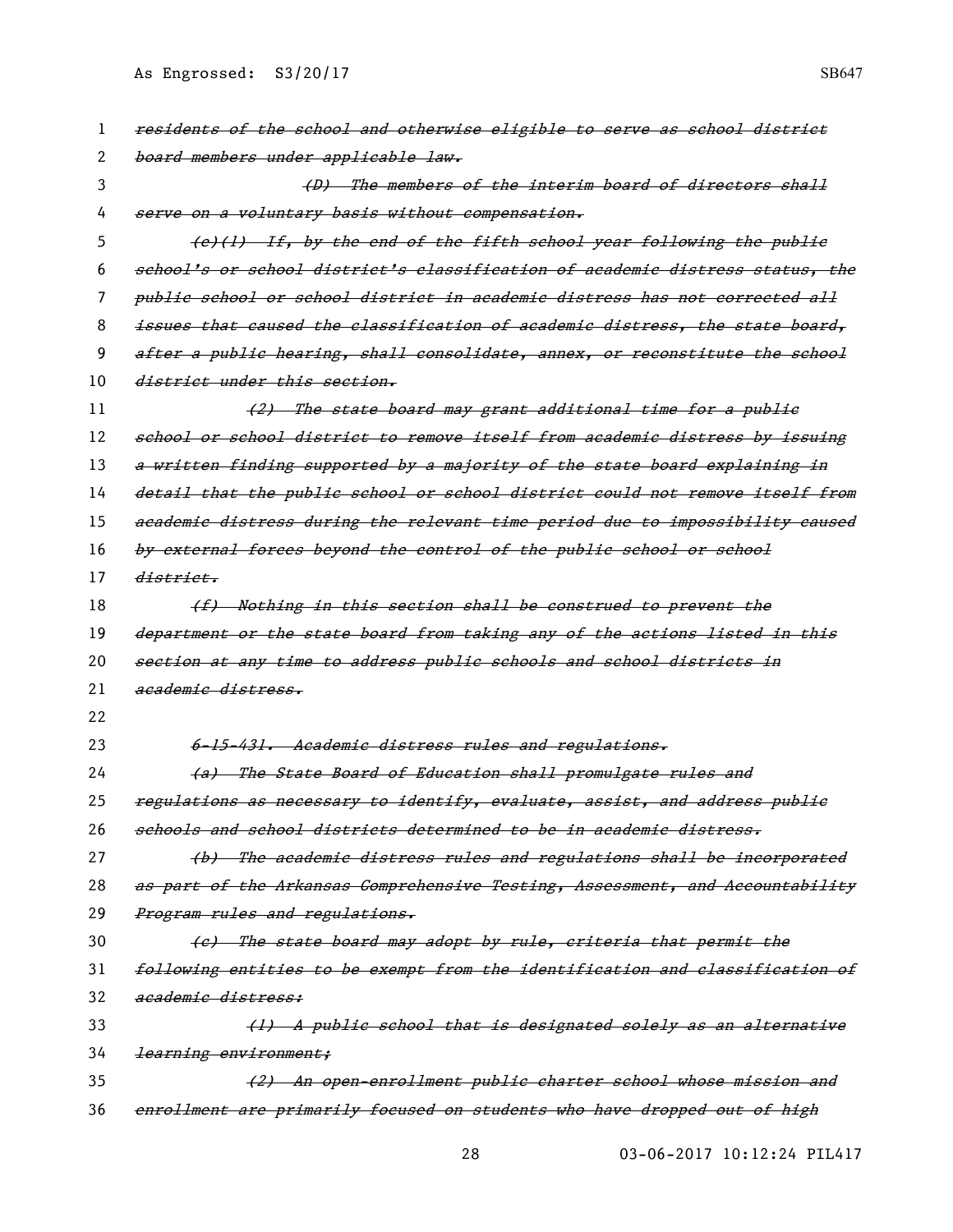residents of the school and otherwise eligible to serve as school district board members under applicable law.

(D) The members of the interim board of directors shall serve on a voluntary basis without compensation.

(e)(1) If, by the end of the fifth school year following the public school's or school district's classification of academic distress status, the public school or school district in academic distress has not corrected all issues that caused the classification of academic distress, the state board, after a public hearing, shall consolidate, annex, or reconstitute the school district under this section.

(2) The state board may grant additional time for a public school or school district to remove itself from academic distress by issuing a written finding supported by a majority of the state board explaining in detail that the public school or school district could not remove itself from academic distress during the relevant time period due to impossibility caused by external forces beyond the control of the public school or school district.

(f) Nothing in this section shall be construed to prevent the department or the state board from taking any of the actions listed in this section at any time to address public schools and school districts in academic distress.

6-15-431. Academic distress rules and regulations.

(a) The State Board of Education shall promulgate rules and regulations as necessary to identify, evaluate, assist, and address public schools and school districts determined to be in academic distress.

(b) The academic distress rules and regulations shall be incorporated as part of the Arkansas Comprehensive Testing, Assessment, and Accountability Program rules and regulations.

(c) The state board may adopt by rule, criteria that permit the following entities to be exempt from the identification and classification of academic distress:

(1) A public school that is designated solely as an alternative learning environment;

(2) An open-enrollment public charter school whose mission and enrollment are primarily focused on students who have dropped out of high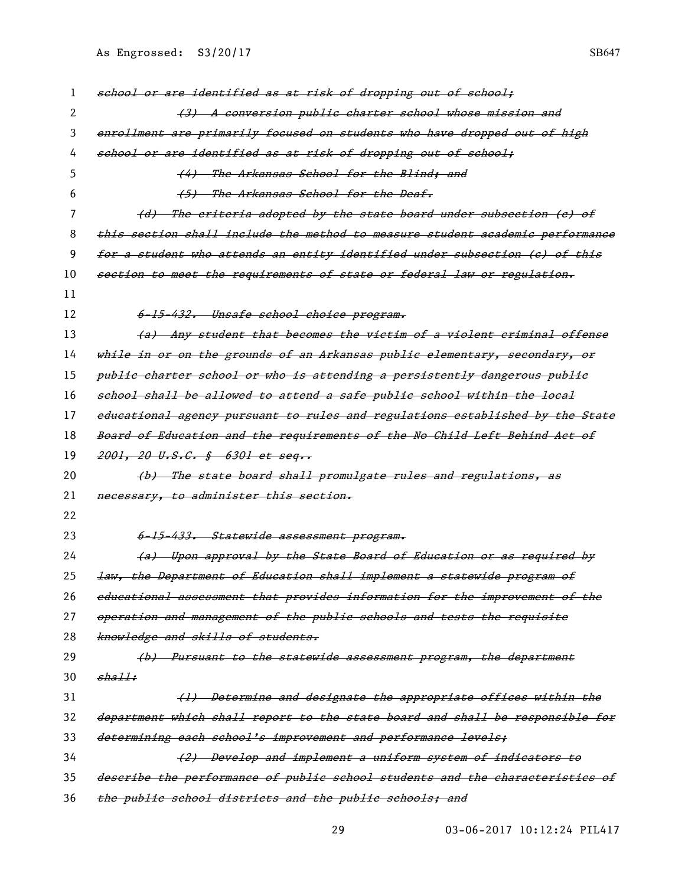~~school or are identified as at risk of dropping out of school;~~

~~(3) A conversion public charter school whose mission and enrollment are primarily focused on students who have dropped out of high school or are identified as at risk of dropping out of school;~~

~~(4) The Arkansas School for the Blind; and~~

~~(5) The Arkansas School for the Deaf.~~

~~(d) The criteria adopted by the state board under subsection (c) of this section shall include the method to measure student academic performance for a student who attends an entity identified under subsection (c) of this section to meet the requirements of state or federal law or regulation.~~

~~6-15-432. Unsafe school choice program.~~

~~(a) Any student that becomes the victim of a violent criminal offense while in or on the grounds of an Arkansas public elementary, secondary, or public charter school or who is attending a persistently dangerous public school shall be allowed to attend a safe public school within the local educational agency pursuant to rules and regulations established by the State Board of Education and the requirements of the No Child Left Behind Act of 2001, 20 U.S.C. § 6301 et seq..~~

~~(b) The state board shall promulgate rules and regulations, as necessary, to administer this section.~~

~~6-15-433. Statewide assessment program.~~

~~(a) Upon approval by the State Board of Education or as required by law, the Department of Education shall implement a statewide program of educational assessment that provides information for the improvement of the operation and management of the public schools and tests the requisite knowledge and skills of students.~~

~~(b) Pursuant to the statewide assessment program, the department shall:~~

~~(1) Determine and designate the appropriate offices within the department which shall report to the state board and shall be responsible for determining each school's improvement and performance levels;~~

~~(2) Develop and implement a uniform system of indicators to describe the performance of public school students and the characteristics of the public school districts and the public schools; and~~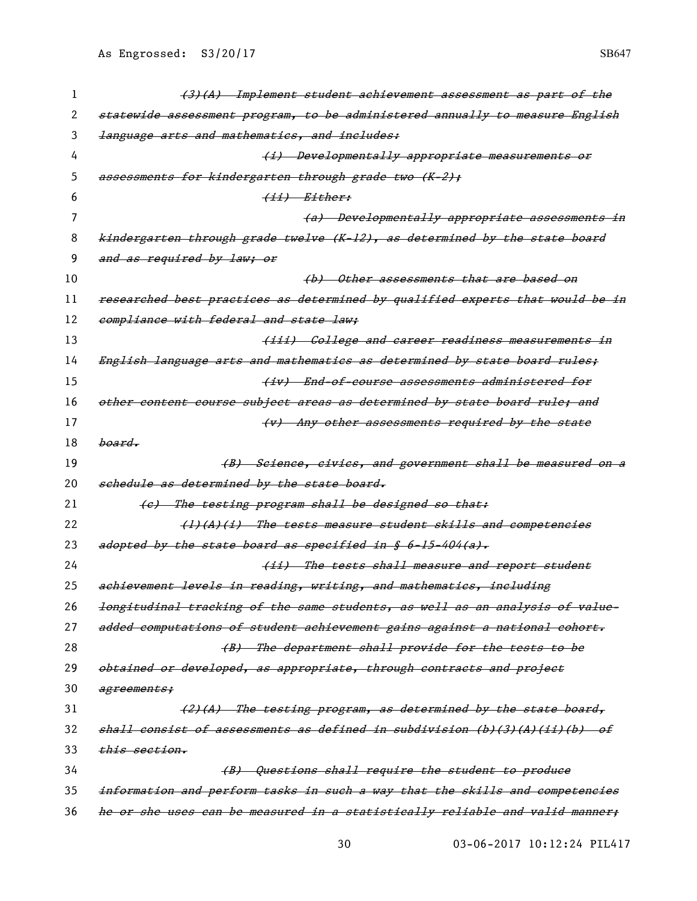~~(3)(A) Implement student achievement assessment as part of the statewide assessment program, to be administered annually to measure English language arts and mathematics, and includes:~~

~~(i) Developmentally appropriate measurements or assessments for kindergarten through grade two (K-2);~~

~~(ii) Either:~~

~~(a) Developmentally appropriate assessments in kindergarten through grade twelve (K-12), as determined by the state board and as required by law; or~~

~~(b) Other assessments that are based on researched best practices as determined by qualified experts that would be in compliance with federal and state law;~~

~~(iii) College and career readiness measurements in English language arts and mathematics as determined by state board rules;~~

~~(iv) End-of-course assessments administered for other content course subject areas as determined by state board rule; and~~

~~(v) Any other assessments required by the state board.~~

~~(B) Science, civics, and government shall be measured on a schedule as determined by the state board.~~

~~(c) The testing program shall be designed so that:~~

~~(1)(A)(i) The tests measure student skills and competencies adopted by the state board as specified in § 6-15-404(a).~~

~~(ii) The tests shall measure and report student achievement levels in reading, writing, and mathematics, including longitudinal tracking of the same students, as well as an analysis of value-added computations of student achievement gains against a national cohort.~~

~~(B) The department shall provide for the tests to be obtained or developed, as appropriate, through contracts and project agreements;~~

~~(2)(A) The testing program, as determined by the state board, shall consist of assessments as defined in subdivision (b)(3)(A)(ii)(b) of this section.~~

~~(B) Questions shall require the student to produce information and perform tasks in such a way that the skills and competencies he or she uses can be measured in a statistically reliable and valid manner;~~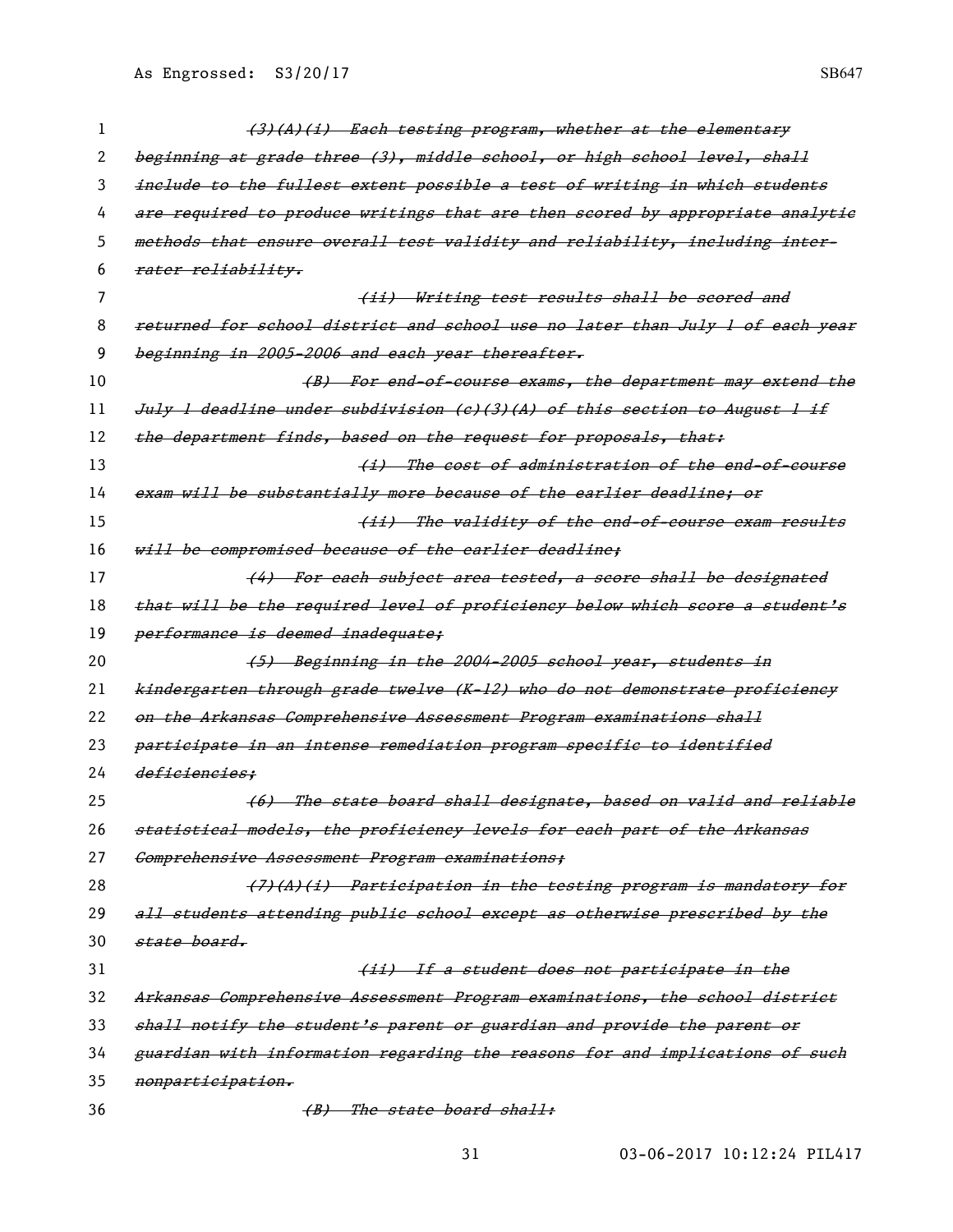~~(3)(A)(i) Each testing program, whether at the elementary beginning at grade three (3), middle school, or high school level, shall include to the fullest extent possible a test of writing in which students are required to produce writings that are then scored by appropriate analytic methods that ensure overall test validity and reliability, including inter-rater reliability.~~

~~(ii) Writing test results shall be scored and returned for school district and school use no later than July 1 of each year beginning in 2005-2006 and each year thereafter.~~

~~(B) For end-of-course exams, the department may extend the July 1 deadline under subdivision (c)(3)(A) of this section to August 1 if the department finds, based on the request for proposals, that:~~

~~(i) The cost of administration of the end-of-course exam will be substantially more because of the earlier deadline; or~~

~~(ii) The validity of the end-of-course exam results will be compromised because of the earlier deadline;~~

~~(4) For each subject area tested, a score shall be designated that will be the required level of proficiency below which score a student's performance is deemed inadequate;~~

~~(5) Beginning in the 2004-2005 school year, students in kindergarten through grade twelve (K-12) who do not demonstrate proficiency on the Arkansas Comprehensive Assessment Program examinations shall participate in an intense remediation program specific to identified deficiencies;~~

~~(6) The state board shall designate, based on valid and reliable statistical models, the proficiency levels for each part of the Arkansas Comprehensive Assessment Program examinations;~~

~~(7)(A)(i) Participation in the testing program is mandatory for all students attending public school except as otherwise prescribed by the state board.~~

~~(ii) If a student does not participate in the Arkansas Comprehensive Assessment Program examinations, the school district shall notify the student's parent or guardian and provide the parent or guardian with information regarding the reasons for and implications of such nonparticipation.~~

~~(B) The state board shall:~~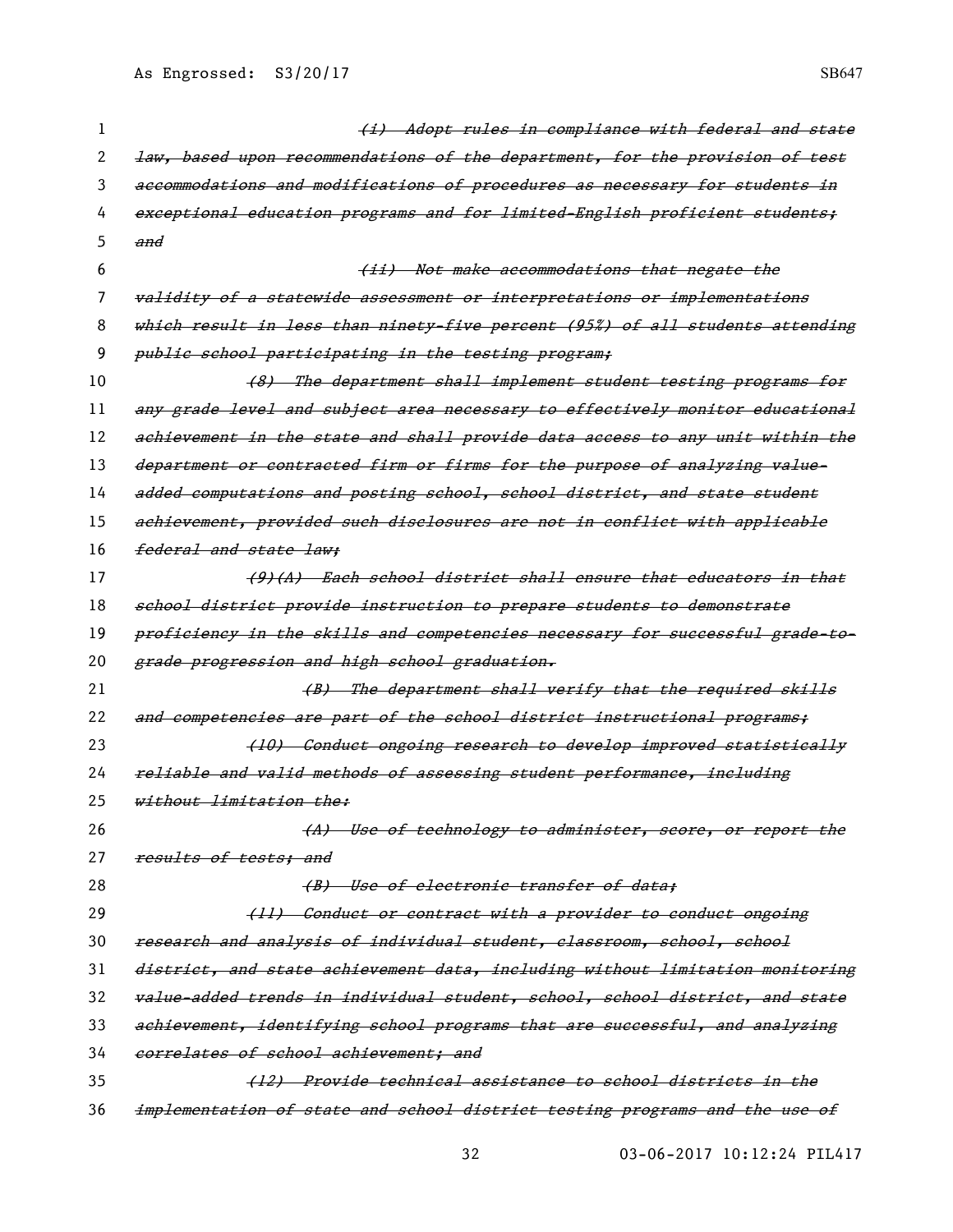~~(i) Adopt rules in compliance with federal and state law, based upon recommendations of the department, for the provision of test accommodations and modifications of procedures as necessary for students in exceptional education programs and for limited-English-proficient students; and~~

~~(ii) Not make accommodations that negate the validity of a statewide assessment or interpretations or implementations which result in less than ninety-five percent (95%) of all students attending public school participating in the testing program;~~

~~(8) The department shall implement student testing programs for any grade level and subject area necessary to effectively monitor educational achievement in the state and shall provide data access to any unit within the department or contracted firm or firms for the purpose of analyzing value-added computations and posting school, school district, and state student achievement, provided such disclosures are not in conflict with applicable federal and state law;~~

~~(9)(A) Each school district shall ensure that educators in that school district provide instruction to prepare students to demonstrate proficiency in the skills and competencies necessary for successful grade-to-grade progression and high school graduation.~~

~~(B) The department shall verify that the required skills and competencies are part of the school district instructional programs;~~

~~(10) Conduct ongoing research to develop improved statistically reliable and valid methods of assessing student performance, including without limitation the:~~

~~(A) Use of technology to administer, score, or report the results of tests; and~~

~~(B) Use of electronic transfer of data;~~

~~(11) Conduct or contract with a provider to conduct ongoing research and analysis of individual student, classroom, school, school district, and state achievement data, including without limitation monitoring value-added trends in individual student, school, school district, and state achievement, identifying school programs that are successful, and analyzing correlates of school achievement; and~~

~~(12) Provide technical assistance to school districts in the implementation of state and school district testing programs and the use of~~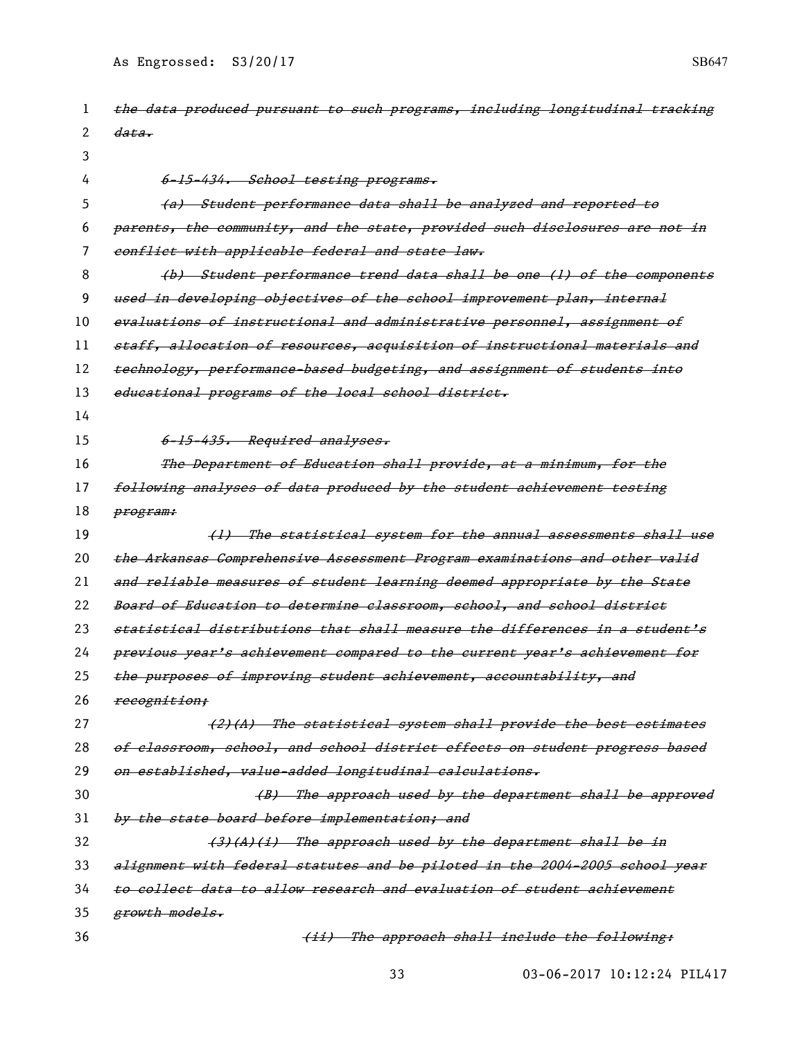~~the data produced pursuant to such programs, including longitudinal tracking data.~~

~~6-15-434. School testing programs.~~

~~(a) Student performance data shall be analyzed and reported to parents, the community, and the state, provided such disclosures are not in conflict with applicable federal and state law.~~

~~(b) Student performance trend data shall be one (1) of the components used in developing objectives of the school improvement plan, internal evaluations of instructional and administrative personnel, assignment of staff, allocation of resources, acquisition of instructional materials and technology, performance-based budgeting, and assignment of students into educational programs of the local school district.~~

~~6-15-435. Required analyses.~~

~~The Department of Education shall provide, at a minimum, for the following analyses of data produced by the student achievement testing program:~~

~~(1) The statistical system for the annual assessments shall use the Arkansas Comprehensive Assessment Program examinations and other valid and reliable measures of student learning deemed appropriate by the State Board of Education to determine classroom, school, and school district statistical distributions that shall measure the differences in a student's previous year's achievement compared to the current year's achievement for the purposes of improving student achievement, accountability, and recognition;~~

~~(2)(A) The statistical system shall provide the best estimates of classroom, school, and school district effects on student progress based on established, value-added longitudinal calculations.~~

~~(B) The approach used by the department shall be approved by the state board before implementation; and~~

~~(3)(A)(i) The approach used by the department shall be in alignment with federal statutes and be piloted in the 2004-2005 school year to collect data to allow research and evaluation of student achievement growth models.~~

~~(ii) The approach shall include the following:~~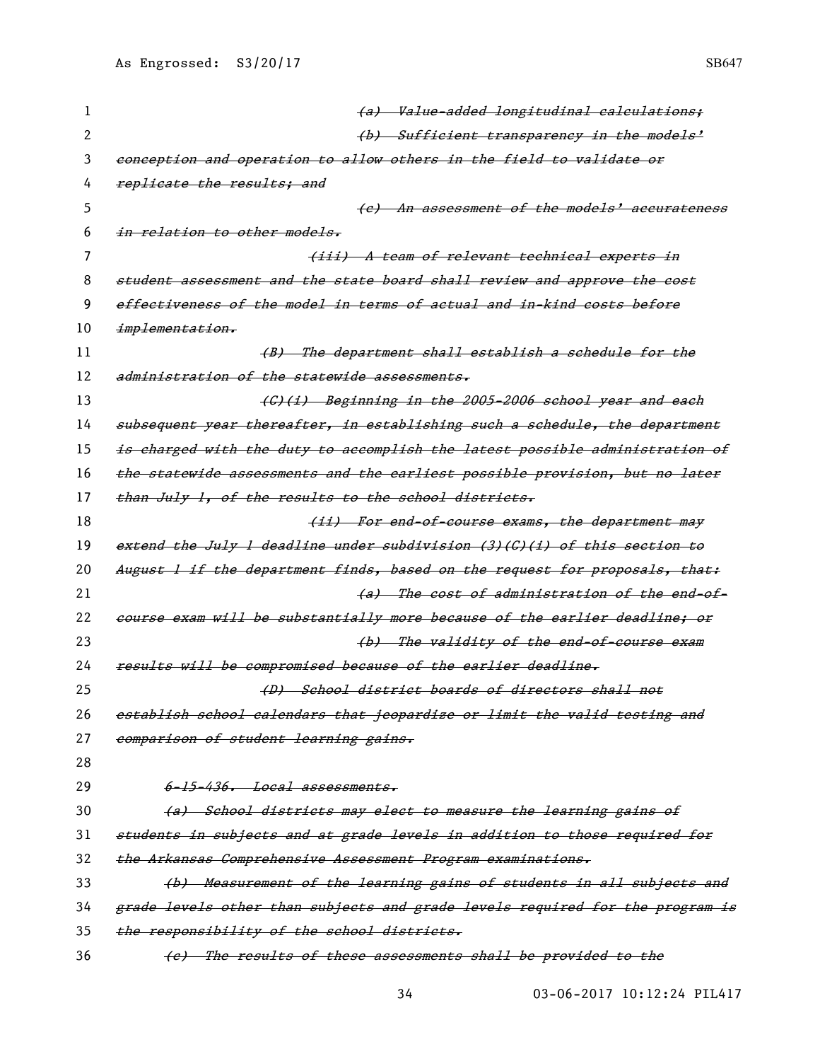~~(a) Value-added longitudinal calculations;~~

~~(b) Sufficient transparency in the models' conception and operation to allow others in the field to validate or replicate the results; and~~

~~(c) An assessment of the models' accurateness in relation to other models.~~

~~(iii) A team of relevant technical experts in student assessment and the state board shall review and approve the cost effectiveness of the model in terms of actual and in-kind costs before implementation.~~

~~(B) The department shall establish a schedule for the administration of the statewide assessments.~~

~~(C)(i) Beginning in the 2005-2006 school year and each subsequent year thereafter, in establishing such a schedule, the department is charged with the duty to accomplish the latest possible administration of the statewide assessments and the earliest possible provision, but no later than July 1, of the results to the school districts.~~

~~(ii) For end-of-course exams, the department may extend the July 1 deadline under subdivision (3)(C)(i) of this section to August 1 if the department finds, based on the request for proposals, that:~~

~~(a) The cost of administration of the end-of-course exam will be substantially more because of the earlier deadline; or~~

~~(b) The validity of the end-of-course exam results will be compromised because of the earlier deadline.~~

~~(D) School district boards of directors shall not establish school calendars that jeopardize or limit the valid testing and comparison of student learning gains.~~

~~6-15-436. Local assessments.~~

~~(a) School districts may elect to measure the learning gains of students in subjects and at grade levels in addition to those required for the Arkansas Comprehensive Assessment Program examinations.~~

~~(b) Measurement of the learning gains of students in all subjects and grade levels other than subjects and grade levels required for the program is the responsibility of the school districts.~~

~~(c) The results of these assessments shall be provided to the~~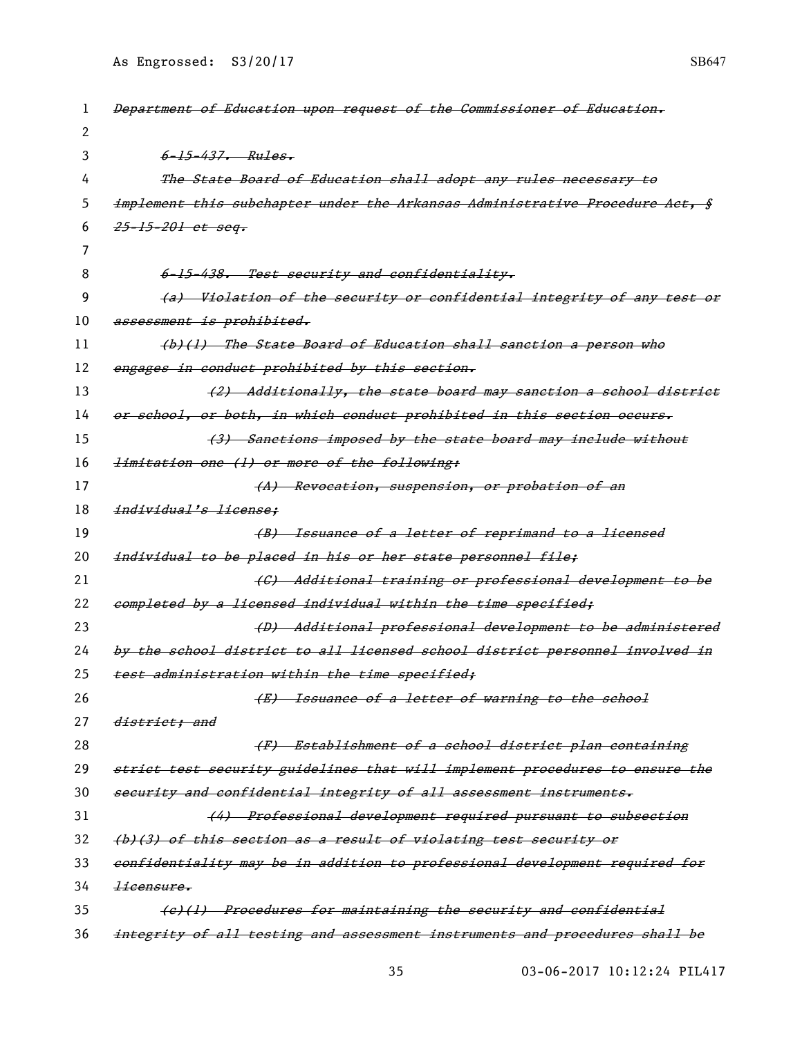~~*Department of Education upon request of the Commissioner of Education.*~~

~~*6-15-437. Rules.*~~

~~*The State Board of Education shall adopt any rules necessary to implement this subchapter under the Arkansas Administrative Procedure Act, § 25-15-201 et seq.*~~

~~*6-15-438. Test security and confidentiality.*~~

~~*(a) Violation of the security or confidential integrity of any test or assessment is prohibited.*~~

~~*(b)(1) The State Board of Education shall sanction a person who engages in conduct prohibited by this section.*~~

~~*(2) Additionally, the state board may sanction a school district or school, or both, in which conduct prohibited in this section occurs.*~~

~~*(3) Sanctions imposed by the state board may include without limitation one (1) or more of the following:*~~

~~*(A) Revocation, suspension, or probation of an individual's license;*~~

~~*(B) Issuance of a letter of reprimand to a licensed individual to be placed in his or her state personnel file;*~~

~~*(C) Additional training or professional development to be completed by a licensed individual within the time specified;*~~

~~*(D) Additional professional development to be administered by the school district to all licensed school district personnel involved in test administration within the time specified;*~~

~~*(E) Issuance of a letter of warning to the school district; and*~~

~~*(F) Establishment of a school district plan containing strict test security guidelines that will implement procedures to ensure the security and confidential integrity of all assessment instruments.*~~

~~*(4) Professional development required pursuant to subsection (b)(3) of this section as a result of violating test security or confidentiality may be in addition to professional development required for licensure.*~~

~~*(c)(1) Procedures for maintaining the security and confidential integrity of all testing and assessment instruments and procedures shall be*~~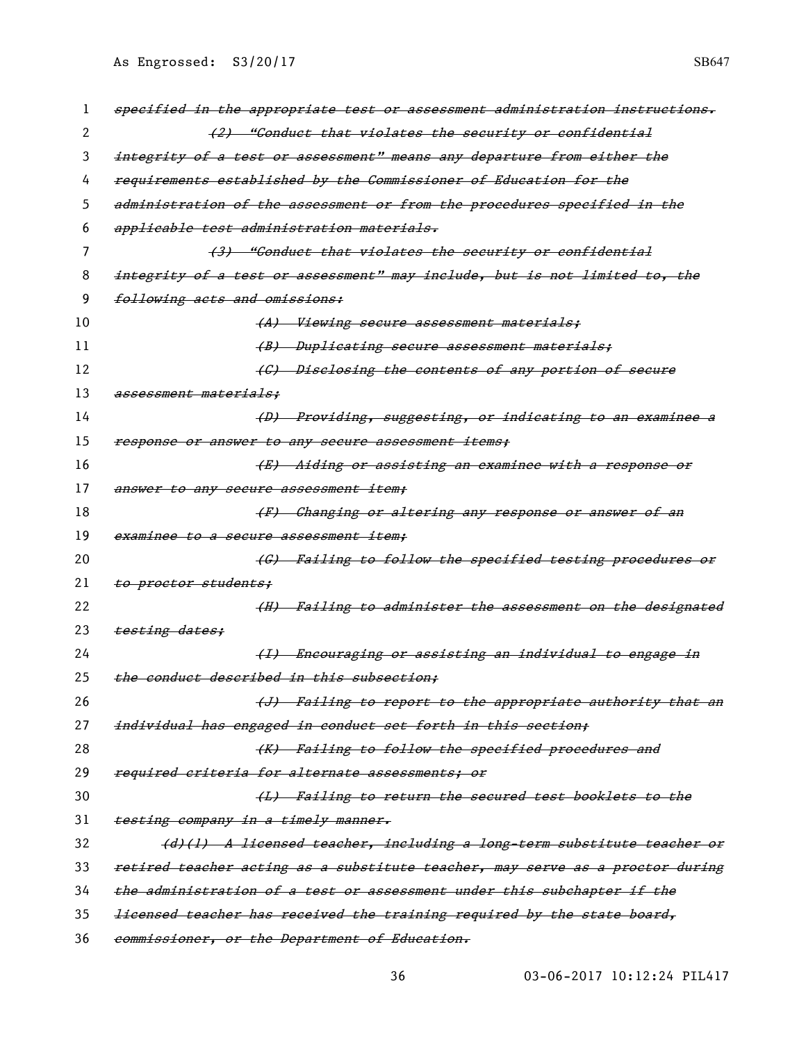~~specified in the appropriate test or assessment administration instructions.~~

~~(2) "Conduct that violates the security or confidential integrity of a test or assessment" means any departure from either the requirements established by the Commissioner of Education for the administration of the assessment or from the procedures specified in the applicable test administration materials.~~

~~(3) "Conduct that violates the security or confidential integrity of a test or assessment" may include, but is not limited to, the following acts and omissions:~~

~~(A) Viewing secure assessment materials;~~

~~(B) Duplicating secure assessment materials;~~

~~(C) Disclosing the contents of any portion of secure assessment materials;~~

~~(D) Providing, suggesting, or indicating to an examinee a response or answer to any secure assessment items;~~

~~(E) Aiding or assisting an examinee with a response or answer to any secure assessment item;~~

~~(F) Changing or altering any response or answer of an examinee to a secure assessment item;~~

~~(G) Failing to follow the specified testing procedures or to proctor students;~~

~~(H) Failing to administer the assessment on the designated testing dates;~~

~~(I) Encouraging or assisting an individual to engage in the conduct described in this subsection;~~

~~(J) Failing to report to the appropriate authority that an individual has engaged in conduct set forth in this section;~~

~~(K) Failing to follow the specified procedures and required criteria for alternate assessments; or~~

~~(L) Failing to return the secured test booklets to the testing company in a timely manner.~~

~~(d)(1) A licensed teacher, including a long-term substitute teacher or retired teacher acting as a substitute teacher, may serve as a proctor during the administration of a test or assessment under this subchapter if the licensed teacher has received the training required by the state board, commissioner, or the Department of Education.~~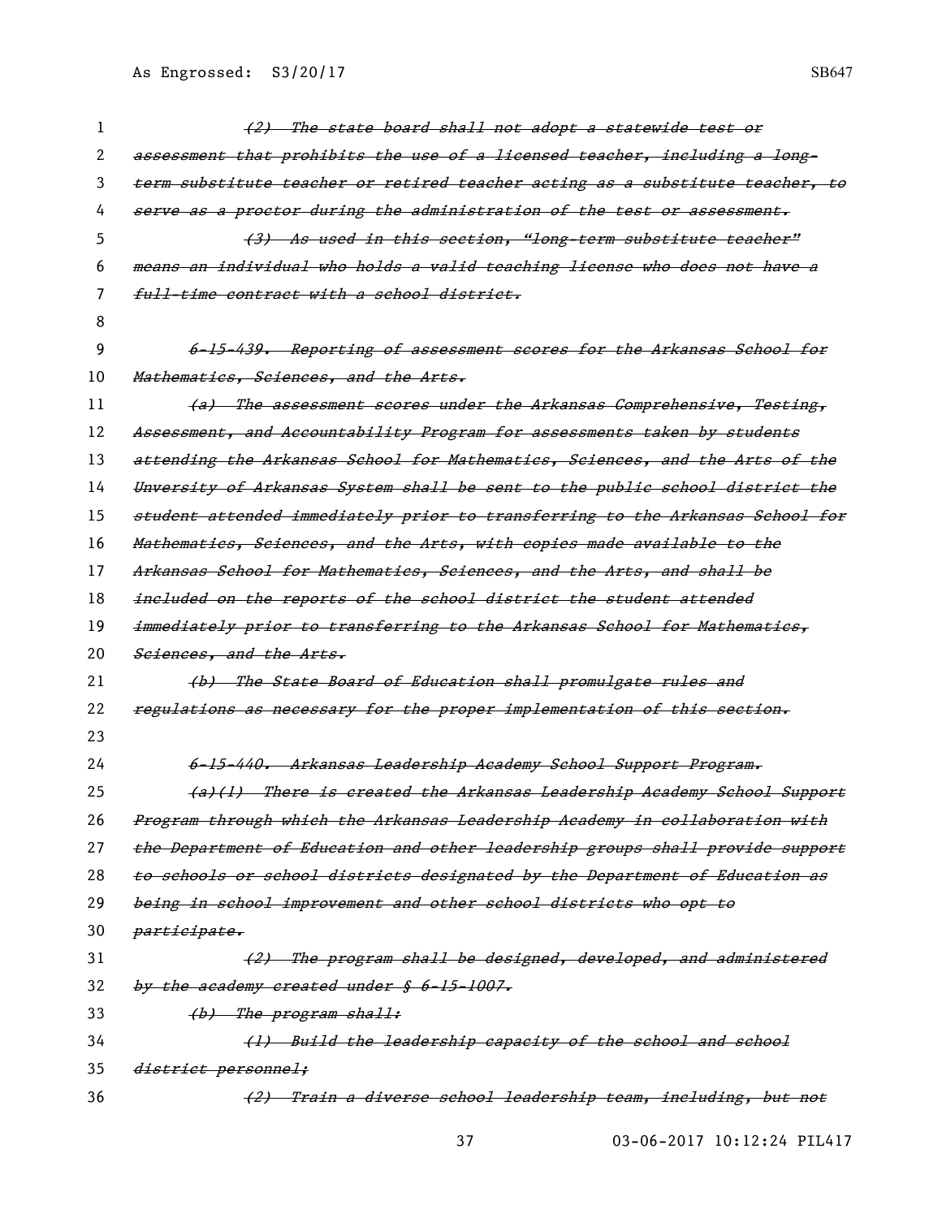~~(2) The state board shall not adopt a statewide test or assessment that prohibits the use of a licensed teacher, including a long-term substitute teacher or retired teacher acting as a substitute teacher, to serve as a proctor during the administration of the test or assessment.~~

~~(3) As used in this section, "long-term substitute teacher" means an individual who holds a valid teaching license who does not have a full-time contract with a school district.~~

~~6-15-439. Reporting of assessment scores for the Arkansas School for Mathematics, Sciences, and the Arts.~~

~~(a) The assessment scores under the Arkansas Comprehensive, Testing, Assessment, and Accountability Program for assessments taken by students attending the Arkansas School for Mathematics, Sciences, and the Arts of the Unversity of Arkansas System shall be sent to the public school district the student attended immediately prior to transferring to the Arkansas School for Mathematics, Sciences, and the Arts, with copies made available to the Arkansas School for Mathematics, Sciences, and the Arts, and shall be included on the reports of the school district the student attended immediately prior to transferring to the Arkansas School for Mathematics, Sciences, and the Arts.~~

~~(b) The State Board of Education shall promulgate rules and regulations as necessary for the proper implementation of this section.~~

~~6-15-440. Arkansas Leadership Academy School Support Program.~~

~~(a)(1) There is created the Arkansas Leadership Academy School Support Program through which the Arkansas Leadership Academy in collaboration with the Department of Education and other leadership groups shall provide support to schools or school districts designated by the Department of Education as being in school improvement and other school districts who opt to participate.~~

~~(2) The program shall be designed, developed, and administered by the academy created under § 6-15-1007.~~

~~(b) The program shall:~~

~~(1) Build the leadership capacity of the school and school district personnel;~~

~~(2) Train a diverse school leadership team, including, but not~~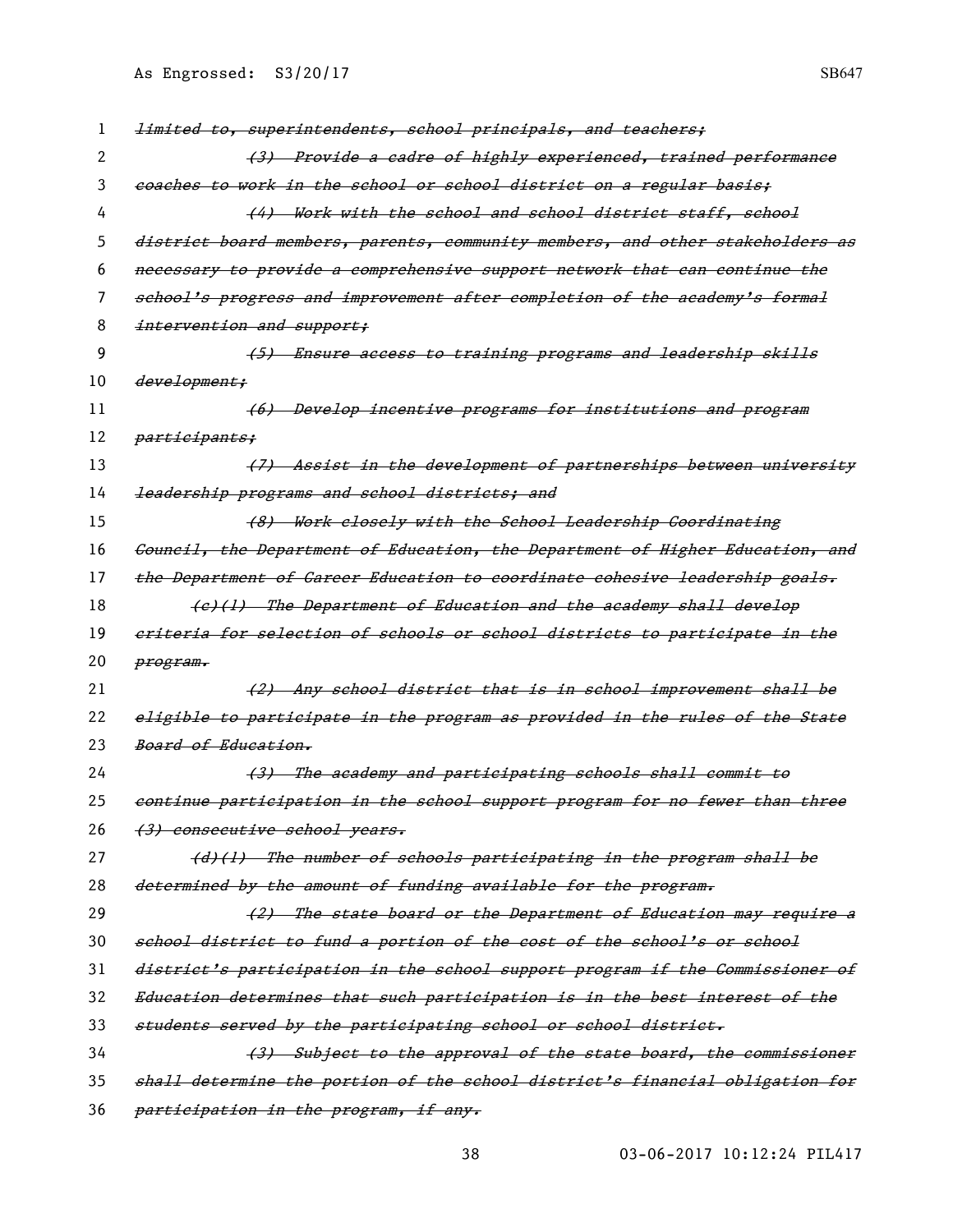~~limited to, superintendents, school principals, and teachers;~~

~~(3) Provide a cadre of highly experienced, trained performance coaches to work in the school or school district on a regular basis;~~

~~(4) Work with the school and school district staff, school district board members, parents, community members, and other stakeholders as necessary to provide a comprehensive support network that can continue the school's progress and improvement after completion of the academy's formal intervention and support;~~

~~(5) Ensure access to training programs and leadership skills development;~~

~~(6) Develop incentive programs for institutions and program participants;~~

~~(7) Assist in the development of partnerships between university leadership programs and school districts; and~~

~~(8) Work closely with the School Leadership Coordinating Council, the Department of Education, the Department of Higher Education, and the Department of Career Education to coordinate cohesive leadership goals.~~

~~(c)(1) The Department of Education and the academy shall develop criteria for selection of schools or school districts to participate in the program.~~

~~(2) Any school district that is in school improvement shall be eligible to participate in the program as provided in the rules of the State Board of Education.~~

~~(3) The academy and participating schools shall commit to continue participation in the school support program for no fewer than three (3) consecutive school years.~~

~~(d)(1) The number of schools participating in the program shall be determined by the amount of funding available for the program.~~

~~(2) The state board or the Department of Education may require a school district to fund a portion of the cost of the school's or school district's participation in the school support program if the Commissioner of Education determines that such participation is in the best interest of the students served by the participating school or school district.~~

~~(3) Subject to the approval of the state board, the commissioner shall determine the portion of the school district's financial obligation for participation in the program, if any.~~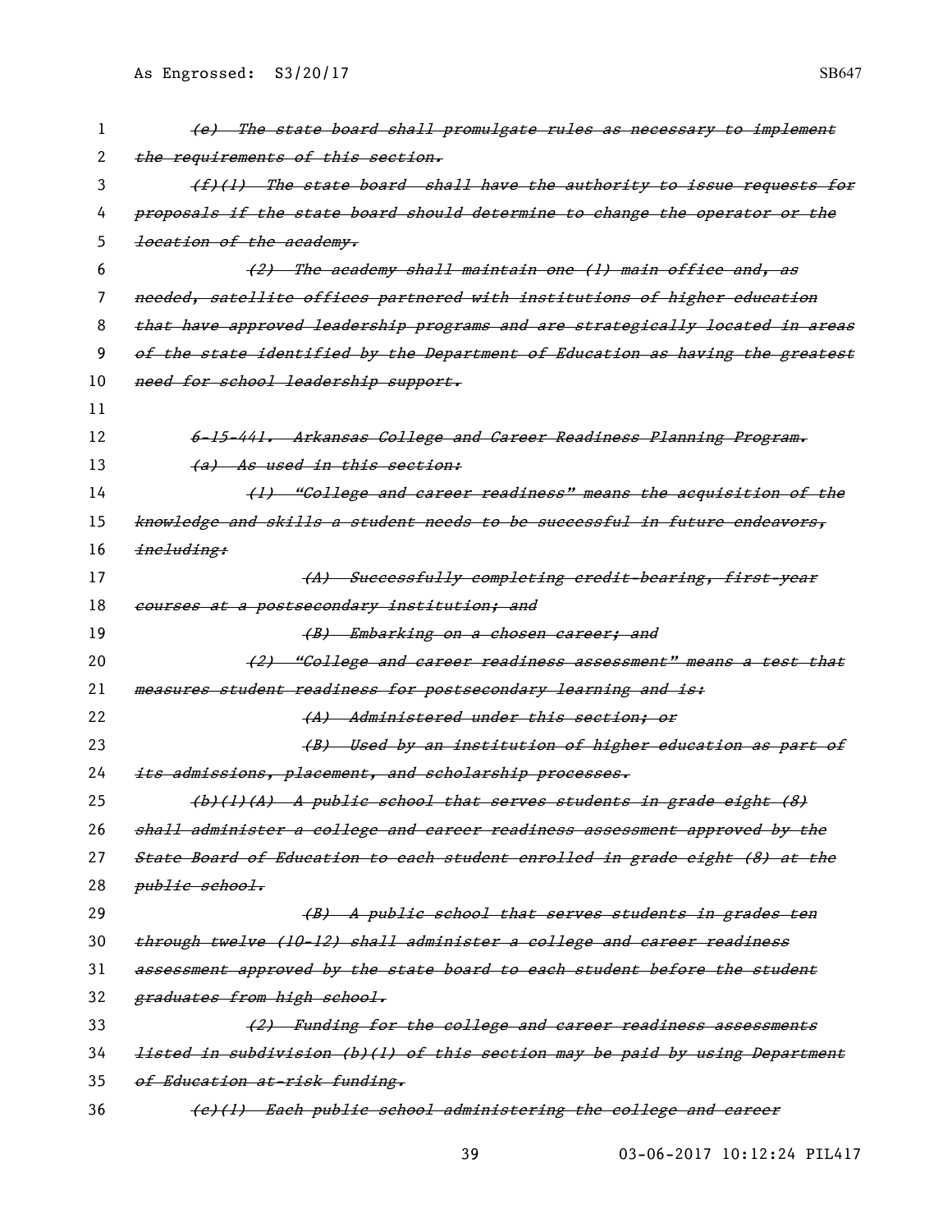~~(e) The state board shall promulgate rules as necessary to implement the requirements of this section.~~

~~(f)(1) The state board shall have the authority to issue requests for proposals if the state board should determine to change the operator or the location of the academy.~~

~~(2) The academy shall maintain one (1) main office and, as needed, satellite offices partnered with institutions of higher education that have approved leadership programs and are strategically located in areas of the state identified by the Department of Education as having the greatest need for school leadership support.~~

~~6-15-441. Arkansas College and Career Readiness Planning Program.~~

~~(a) As used in this section:~~

~~(1) "College and career readiness" means the acquisition of the knowledge and skills a student needs to be successful in future endeavors, including:~~

~~(A) Successfully completing credit-bearing, first-year courses at a postsecondary institution; and~~

~~(B) Embarking on a chosen career; and~~

~~(2) "College and career readiness assessment" means a test that measures student readiness for postsecondary learning and is:~~

~~(A) Administered under this section; or~~

~~(B) Used by an institution of higher education as part of its admissions, placement, and scholarship processes.~~

~~(b)(1)(A) A public school that serves students in grade eight (8) shall administer a college and career readiness assessment approved by the State Board of Education to each student enrolled in grade eight (8) at the public school.~~

~~(B) A public school that serves students in grades ten through twelve (10-12) shall administer a college and career readiness assessment approved by the state board to each student before the student graduates from high school.~~

~~(2) Funding for the college and career readiness assessments listed in subdivision (b)(1) of this section may be paid by using Department of Education at-risk funding.~~

~~(c)(1) Each public school administering the college and career~~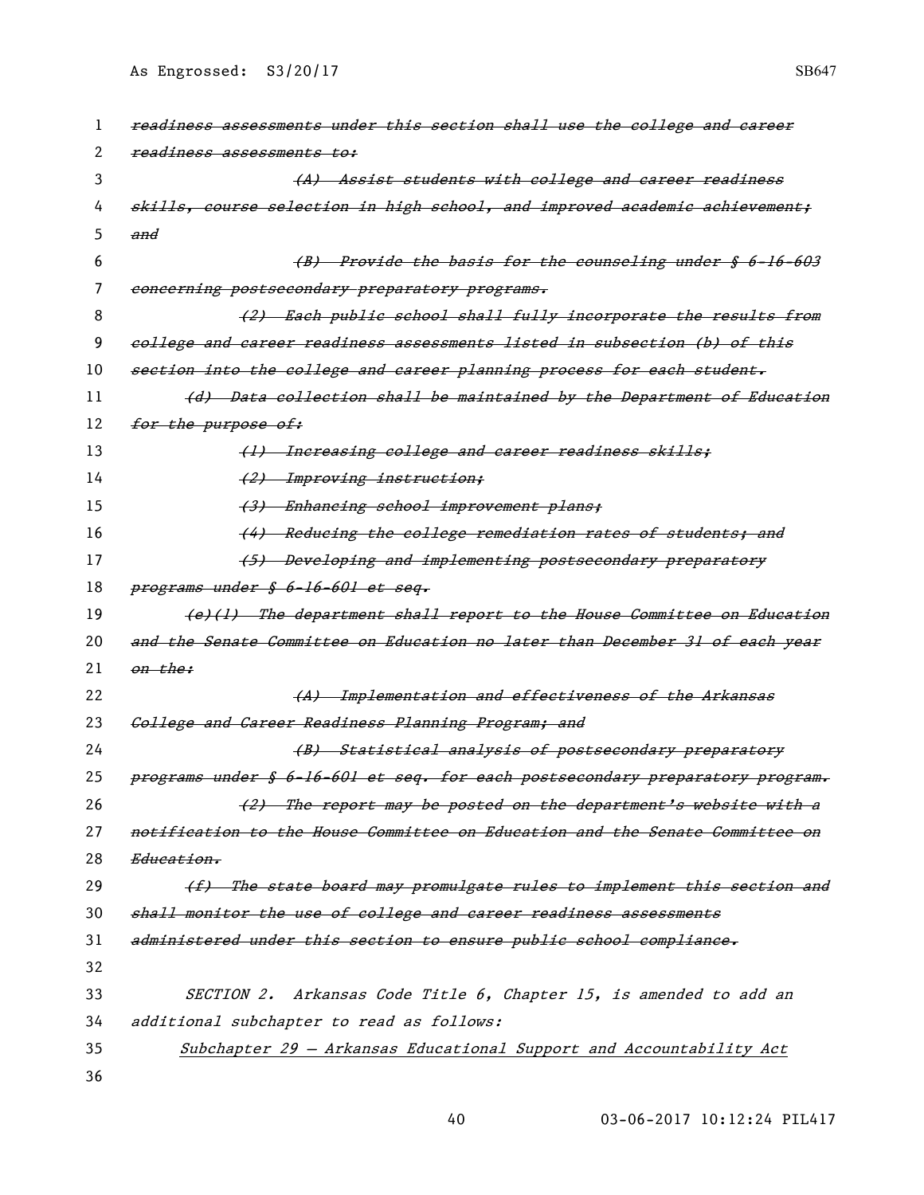~~*readiness assessments under this section shall use the college and career readiness assessments to:*~~

~~*(A) Assist students with college and career readiness skills, course selection in high school, and improved academic achievement; and*~~

~~*(B) Provide the basis for the counseling under § 6-16-603 concerning postsecondary preparatory programs.*~~

~~*(2) Each public school shall fully incorporate the results from college and career readiness assessments listed in subsection (b) of this section into the college and career planning process for each student.*~~

~~*(d) Data collection shall be maintained by the Department of Education for the purpose of:*~~

~~*(1) Increasing college and career readiness skills;*~~

~~*(2) Improving instruction;*~~

~~*(3) Enhancing school improvement plans;*~~

~~*(4) Reducing the college remediation rates of students; and*~~

~~*(5) Developing and implementing postsecondary preparatory programs under § 6-16-601 et seq.*~~

~~*(e)(1) The department shall report to the House Committee on Education and the Senate Committee on Education no later than December 31 of each year on the:*~~

~~*(A) Implementation and effectiveness of the Arkansas College and Career Readiness Planning Program; and*~~

~~*(B) Statistical analysis of postsecondary preparatory programs under § 6-16-601 et seq. for each postsecondary preparatory program.*~~

~~*(2) The report may be posted on the department's website with a notification to the House Committee on Education and the Senate Committee on Education.*~~

~~*(f) The state board may promulgate rules to implement this section and shall monitor the use of college and career readiness assessments administered under this section to ensure public school compliance.*~~

*SECTION 2. Arkansas Code Title 6, Chapter 15, is amended to add an additional subchapter to read as follows:*

*<u>Subchapter 29 — Arkansas Educational Support and Accountability Act</u>*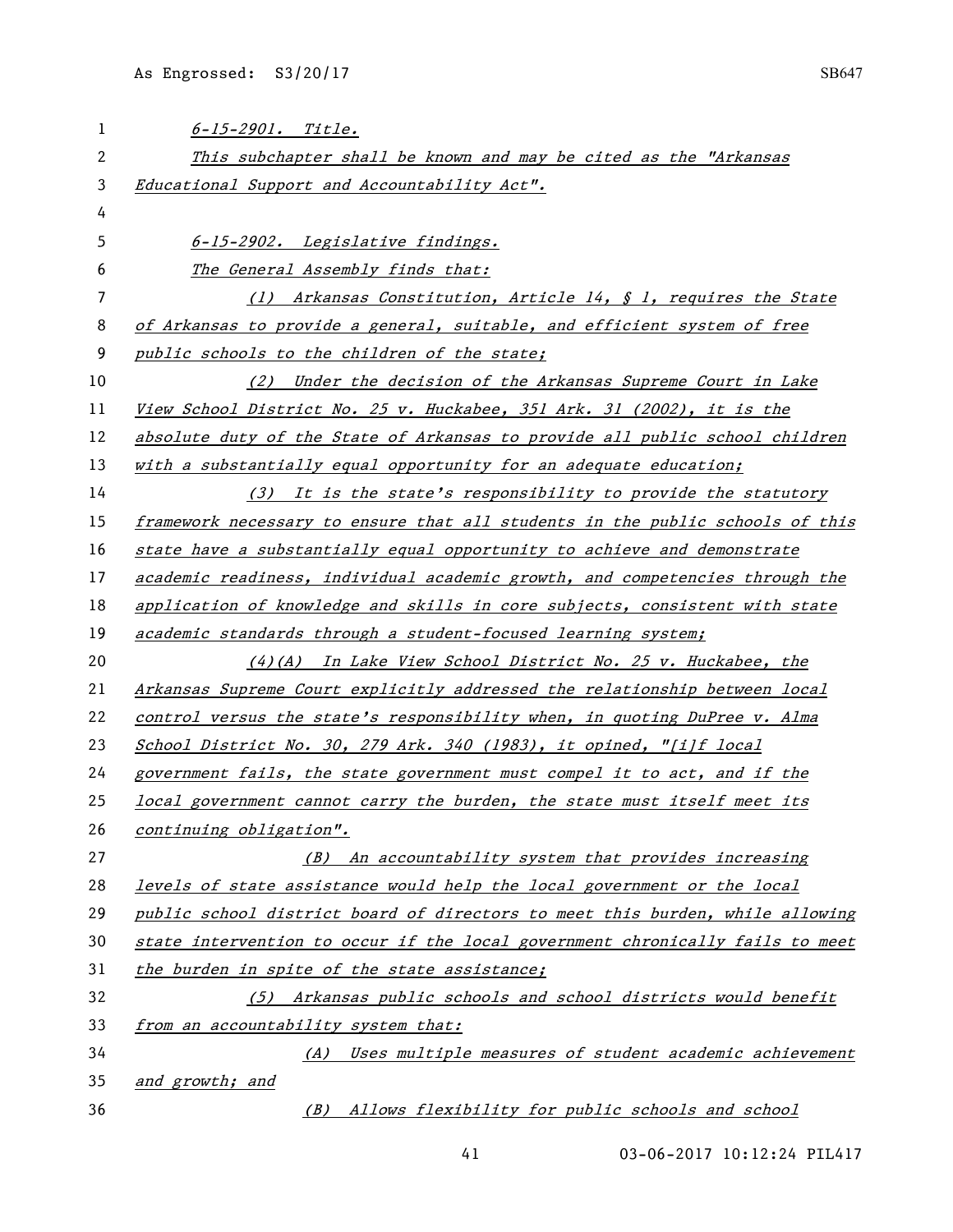*6-15-2901. Title.*

*This subchapter shall be known and may be cited as the "Arkansas Educational Support and Accountability Act".*

*6-15-2902. Legislative findings.*

*The General Assembly finds that:*

*(1) Arkansas Constitution, Article 14, § 1, requires the State of Arkansas to provide a general, suitable, and efficient system of free public schools to the children of the state;*

*(2) Under the decision of the Arkansas Supreme Court in Lake View School District No. 25 v. Huckabee, 351 Ark. 31 (2002), it is the absolute duty of the State of Arkansas to provide all public school children with a substantially equal opportunity for an adequate education;*

*(3) It is the state's responsibility to provide the statutory framework necessary to ensure that all students in the public schools of this state have a substantially equal opportunity to achieve and demonstrate academic readiness, individual academic growth, and competencies through the application of knowledge and skills in core subjects, consistent with state academic standards through a student-focused learning system;*

*(4)(A) In Lake View School District No. 25 v. Huckabee, the Arkansas Supreme Court explicitly addressed the relationship between local control versus the state's responsibility when, in quoting DuPree v. Alma School District No. 30, 279 Ark. 340 (1983), it opined, "[i]f local government fails, the state government must compel it to act, and if the local government cannot carry the burden, the state must itself meet its continuing obligation".*

*(B) An accountability system that provides increasing levels of state assistance would help the local government or the local public school district board of directors to meet this burden, while allowing state intervention to occur if the local government chronically fails to meet the burden in spite of the state assistance;*

*(5) Arkansas public schools and school districts would benefit from an accountability system that:*

*(A) Uses multiple measures of student academic achievement and growth; and*

*(B) Allows flexibility for public schools and school*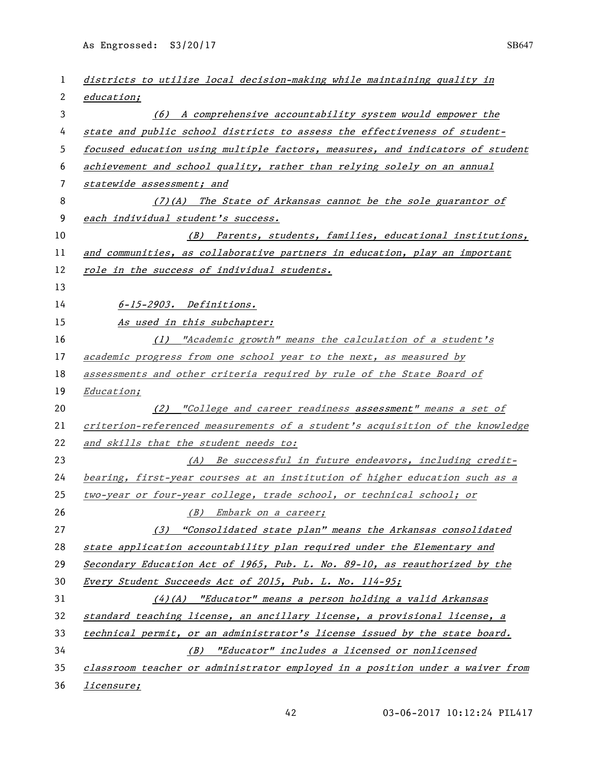*districts to utilize local decision-making while maintaining quality in education;*

*(6) A comprehensive accountability system would empower the state and public school districts to assess the effectiveness of student-focused education using multiple factors, measures, and indicators of student achievement and school quality, rather than relying solely on an annual statewide assessment; and*

*(7)(A) The State of Arkansas cannot be the sole guarantor of each individual student's success.*

*(B) Parents, students, families, educational institutions, and communities, as collaborative partners in education, play an important role in the success of individual students.*

*6-15-2903. Definitions.*

*As used in this subchapter:*

*(1) "Academic growth" means the calculation of a student's academic progress from one school year to the next, as measured by assessments and other criteria required by rule of the State Board of Education;*

*(2) "College and career readiness* assessment*" means a set of criterion-referenced measurements of a student's acquisition of the knowledge and skills that the student needs to:*

*(A) Be successful in future endeavors, including credit-bearing, first-year courses at an institution of higher education such as a two-year or four-year college, trade school, or technical school; or*

*(B) Embark on a career;*

*(3) "Consolidated state plan" means the Arkansas consolidated state application accountability plan required under the Elementary and Secondary Education Act of 1965, Pub. L. No. 89-10, as reauthorized by the Every Student Succeeds Act of 2015, Pub. L. No. 114-95;*

*(4)(A) "Educator" means a person holding a valid Arkansas standard teaching license, an ancillary license, a provisional license, a technical permit, or an administrator's license issued by the state board.*

*(B) "Educator" includes a licensed or nonlicensed classroom teacher or administrator employed in a position under a waiver from licensure;*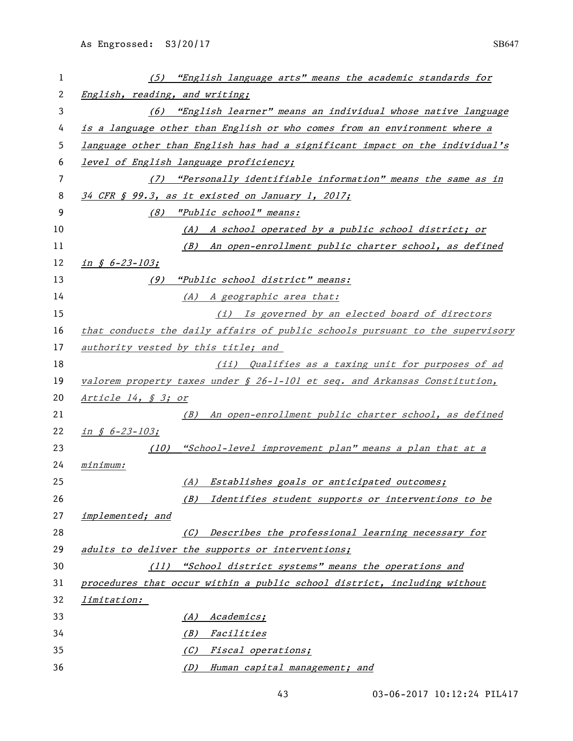*(5) "English language arts" means the academic standards for English, reading, and writing;*

*(6) "English learner" means an individual whose native language is a language other than English or who comes from an environment where a language other than English has had a significant impact on the individual's level of English language proficiency;*

*(7) "Personally identifiable information" means the same as in 34 CFR § 99.3, as it existed on January 1, 2017;*

*(8) "Public school" means:*

*(A) A school operated by a public school district; or*

*(B) An open-enrollment public charter school, as defined in § 6-23-103;*

*(9) "Public school district" means:*

*(A) A geographic area that:*

*(i) Is governed by an elected board of directors that conducts the daily affairs of public schools pursuant to the supervisory authority vested by this title; and*

*(ii) Qualifies as a taxing unit for purposes of ad valorem property taxes under § 26-1-101 et seq. and Arkansas Constitution, Article 14, § 3; or*

*(B) An open-enrollment public charter school, as defined in § 6-23-103;*

*(10) "School-level improvement plan" means a plan that at a minimum:*

*(A) Establishes goals or anticipated outcomes;*

*(B) Identifies student supports or interventions to be implemented; and*

*(C) Describes the professional learning necessary for adults to deliver the supports or interventions;*

*(11) "School district systems" means the operations and procedures that occur within a public school district, including without limitation:*

*(A) Academics;*

*(B) Facilities*

*(C) Fiscal operations;*

*(D) Human capital management; and*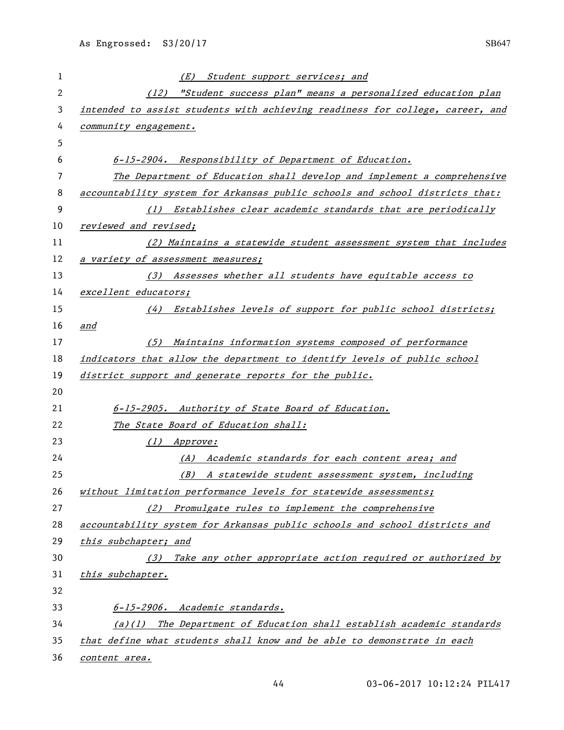(E) Student support services; and

(12) "Student success plan" means a personalized education plan intended to assist students with achieving readiness for college, career, and community engagement.

6-15-2904. Responsibility of Department of Education.

The Department of Education shall develop and implement a comprehensive accountability system for Arkansas public schools and school districts that:

(1) Establishes clear academic standards that are periodically reviewed and revised;

(2) Maintains a statewide student assessment system that includes a variety of assessment measures;

(3) Assesses whether all students have equitable access to excellent educators;

(4) Establishes levels of support for public school districts; and

(5) Maintains information systems composed of performance indicators that allow the department to identify levels of public school district support and generate reports for the public.

6-15-2905. Authority of State Board of Education.

The State Board of Education shall:

(1) Approve:

(A) Academic standards for each content area; and

(B) A statewide student assessment system, including without limitation performance levels for statewide assessments;

(2) Promulgate rules to implement the comprehensive accountability system for Arkansas public schools and school districts and this subchapter; and

(3) Take any other appropriate action required or authorized by this subchapter.

6-15-2906. Academic standards.

(a)(1) The Department of Education shall establish academic standards that define what students shall know and be able to demonstrate in each content area.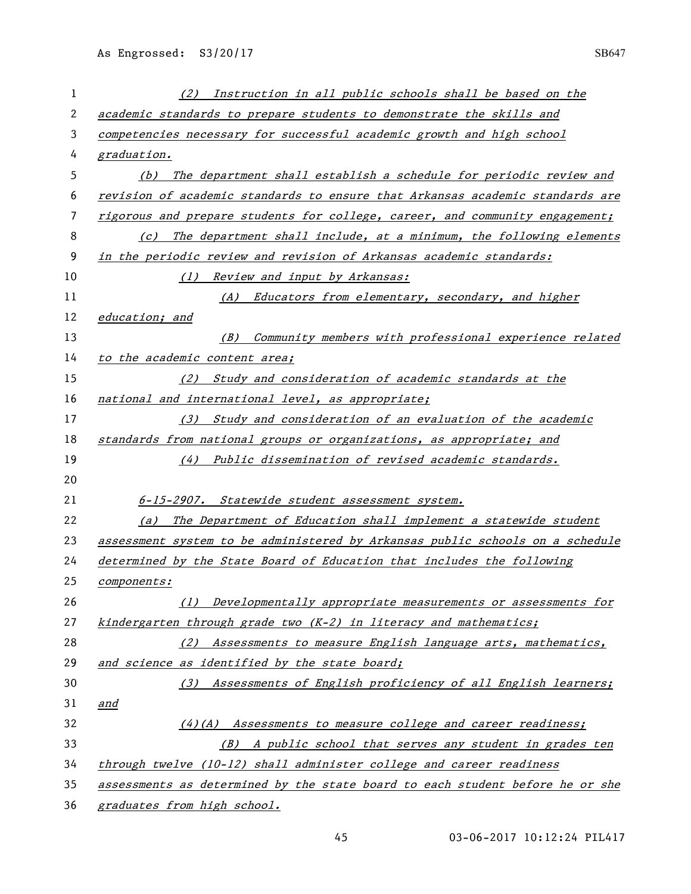*(2) Instruction in all public schools shall be based on the academic standards to prepare students to demonstrate the skills and competencies necessary for successful academic growth and high school graduation.*

*(b) The department shall establish a schedule for periodic review and revision of academic standards to ensure that Arkansas academic standards are rigorous and prepare students for college, career, and community engagement;*

*(c) The department shall include, at a minimum, the following elements in the periodic review and revision of Arkansas academic standards:*

*(1) Review and input by Arkansas:*

*(A) Educators from elementary, secondary, and higher education; and*

*(B) Community members with professional experience related to the academic content area;*

*(2) Study and consideration of academic standards at the national and international level, as appropriate;*

*(3) Study and consideration of an evaluation of the academic standards from national groups or organizations, as appropriate; and*

*(4) Public dissemination of revised academic standards.*

*6-15-2907. Statewide student assessment system.*

*(a) The Department of Education shall implement a statewide student assessment system to be administered by Arkansas public schools on a schedule determined by the State Board of Education that includes the following components:*

*(1) Developmentally appropriate measurements or assessments for kindergarten through grade two (K-2) in literacy and mathematics;*

*(2) Assessments to measure English language arts, mathematics, and science as identified by the state board;*

*(3) Assessments of English proficiency of all English learners; and*

*(4)(A) Assessments to measure college and career readiness;*

*(B) A public school that serves any student in grades ten through twelve (10-12) shall administer college and career readiness assessments as determined by the state board to each student before he or she graduates from high school.*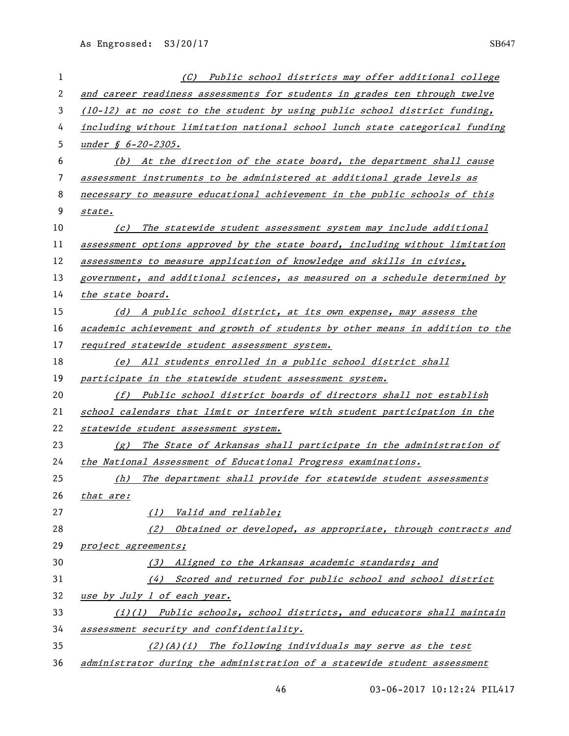*(C) Public school districts may offer additional college and career readiness assessments for students in grades ten through twelve (10-12) at no cost to the student by using public school district funding, including without limitation national school lunch state categorical funding under § 6-20-2305.*

*(b) At the direction of the state board, the department shall cause assessment instruments to be administered at additional grade levels as necessary to measure educational achievement in the public schools of this state.*

*(c) The statewide student assessment system may include additional assessment options approved by the state board, including without limitation assessments to measure application of knowledge and skills in civics, government, and additional sciences, as measured on a schedule determined by the state board.*

*(d) A public school district, at its own expense, may assess the academic achievement and growth of students by other means in addition to the required statewide student assessment system.*

*(e) All students enrolled in a public school district shall participate in the statewide student assessment system.*

*(f) Public school district boards of directors shall not establish school calendars that limit or interfere with student participation in the statewide student assessment system.*

*(g) The State of Arkansas shall participate in the administration of the National Assessment of Educational Progress examinations.*

*(h) The department shall provide for statewide student assessments that are:*

*(1) Valid and reliable;*

*(2) Obtained or developed, as appropriate, through contracts and project agreements;*

*(3) Aligned to the Arkansas academic standards; and*

*(4) Scored and returned for public school and school district use by July 1 of each year.*

*(i)(1) Public schools, school districts, and educators shall maintain assessment security and confidentiality.*

*(2)(A)(i) The following individuals may serve as the test administrator during the administration of a statewide student assessment*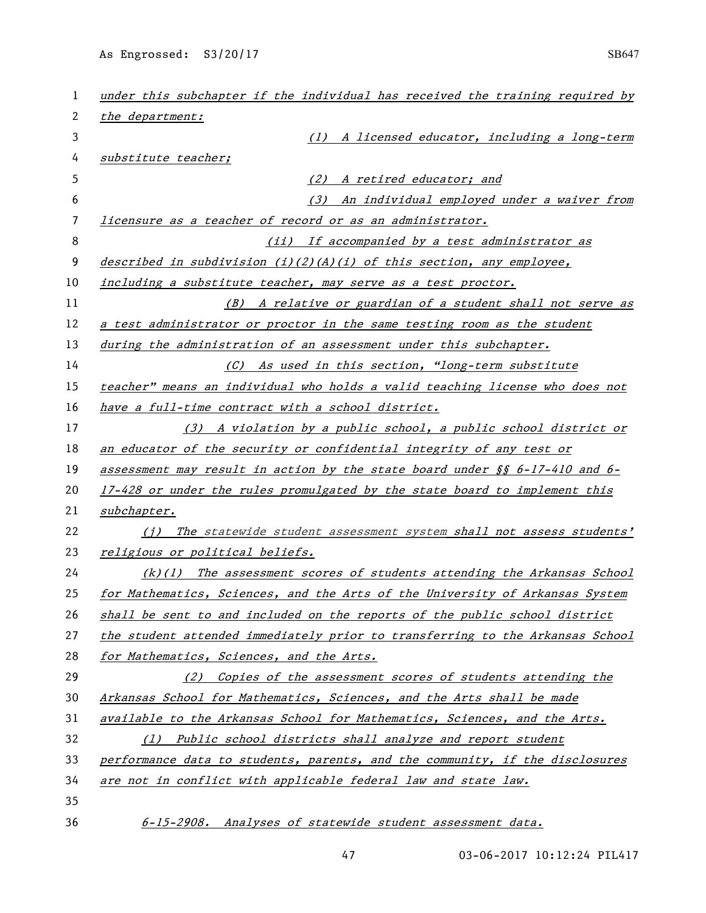*under this subchapter if the individual has received the training required by the department:*

*(1) A licensed educator, including a long-term substitute teacher;*

*(2) A retired educator; and*

*(3) An individual employed under a waiver from licensure as a teacher of record or as an administrator.*

*(ii) If accompanied by a test administrator as described in subdivision (i)(2)(A)(i) of this section, any employee, including a substitute teacher, may serve as a test proctor.*

*(B) A relative or guardian of a student shall not serve as a test administrator or proctor in the same testing room as the student during the administration of an assessment under this subchapter.*

*(C) As used in this section, "long-term substitute teacher" means an individual who holds a valid teaching license who does not have a full-time contract with a school district.*

*(3) A violation by a public school, a public school district or an educator of the security or confidential integrity of any test or assessment may result in action by the state board under §§ 6-17-410 and 6-17-428 or under the rules promulgated by the state board to implement this subchapter.*

*(j) The statewide student assessment system shall not assess students' religious or political beliefs.*

*(k)(1) The assessment scores of students attending the Arkansas School for Mathematics, Sciences, and the Arts of the University of Arkansas System shall be sent to and included on the reports of the public school district the student attended immediately prior to transferring to the Arkansas School for Mathematics, Sciences, and the Arts.*

*(2) Copies of the assessment scores of students attending the Arkansas School for Mathematics, Sciences, and the Arts shall be made available to the Arkansas School for Mathematics, Sciences, and the Arts.*

*(l) Public school districts shall analyze and report student performance data to students, parents, and the community, if the disclosures are not in conflict with applicable federal law and state law.*

*6-15-2908. Analyses of statewide student assessment data.*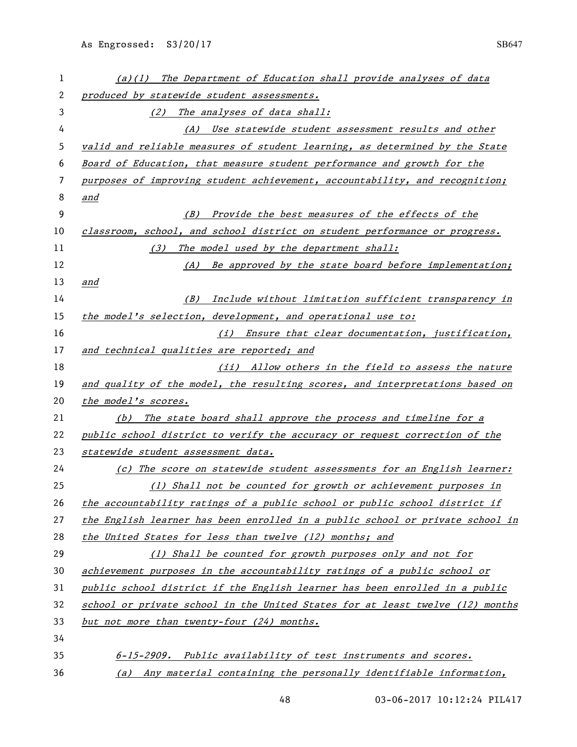*(a)(1) The Department of Education shall provide analyses of data produced by statewide student assessments.*

*(2) The analyses of data shall:*

*(A) Use statewide student assessment results and other valid and reliable measures of student learning, as determined by the State Board of Education, that measure student performance and growth for the purposes of improving student achievement, accountability, and recognition; and*

*(B) Provide the best measures of the effects of the classroom, school, and school district on student performance or progress.*

*(3) The model used by the department shall:*

*(A) Be approved by the state board before implementation; and*

*(B) Include without limitation sufficient transparency in the model's selection, development, and operational use to:*

*(i) Ensure that clear documentation, justification, and technical qualities are reported; and*

*(ii) Allow others in the field to assess the nature and quality of the model, the resulting scores, and interpretations based on the model's scores.*

*(b) The state board shall approve the process and timeline for a public school district to verify the accuracy or request correction of the statewide student assessment data.*

*(c) The score on statewide student assessments for an English learner:*

*(1) Shall not be counted for growth or achievement purposes in the accountability ratings of a public school or public school district if the English learner has been enrolled in a public school or private school in the United States for less than twelve (12) months; and*

*(1) Shall be counted for growth purposes only and not for achievement purposes in the accountability ratings of a public school or public school district if the English learner has been enrolled in a public school or private school in the United States for at least twelve (12) months but not more than twenty-four (24) months.*

*6-15-2909. Public availability of test instruments and scores.*

*(a) Any material containing the personally identifiable information,*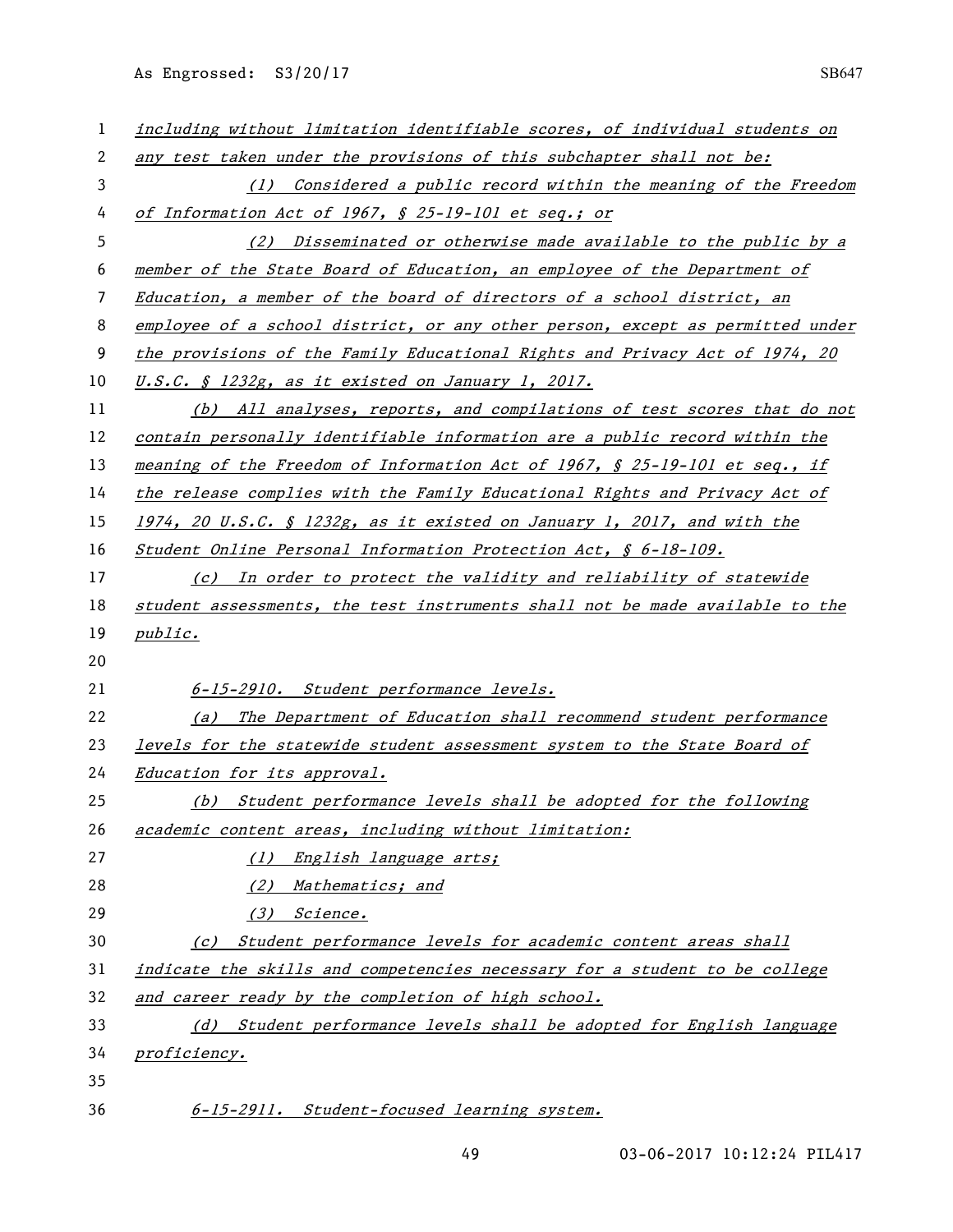*including without limitation identifiable scores, of individual students on any test taken under the provisions of this subchapter shall not be:*

*(1) Considered a public record within the meaning of the Freedom of Information Act of 1967, § 25-19-101 et seq.; or*

*(2) Disseminated or otherwise made available to the public by a member of the State Board of Education, an employee of the Department of Education, a member of the board of directors of a school district, an employee of a school district, or any other person, except as permitted under the provisions of the Family Educational Rights and Privacy Act of 1974, 20 U.S.C. § 1232g, as it existed on January 1, 2017.*

*(b) All analyses, reports, and compilations of test scores that do not contain personally identifiable information are a public record within the meaning of the Freedom of Information Act of 1967, § 25-19-101 et seq., if the release complies with the Family Educational Rights and Privacy Act of 1974, 20 U.S.C. § 1232g, as it existed on January 1, 2017, and with the Student Online Personal Information Protection Act, § 6-18-109.*

*(c) In order to protect the validity and reliability of statewide student assessments, the test instruments shall not be made available to the public.*

*6-15-2910. Student performance levels.*

*(a) The Department of Education shall recommend student performance levels for the statewide student assessment system to the State Board of Education for its approval.*

*(b) Student performance levels shall be adopted for the following academic content areas, including without limitation:*

*(1) English language arts;*

*(2) Mathematics; and*

*(3) Science.*

*(c) Student performance levels for academic content areas shall indicate the skills and competencies necessary for a student to be college and career ready by the completion of high school.*

*(d) Student performance levels shall be adopted for English language proficiency.*

*6-15-2911. Student-focused learning system.*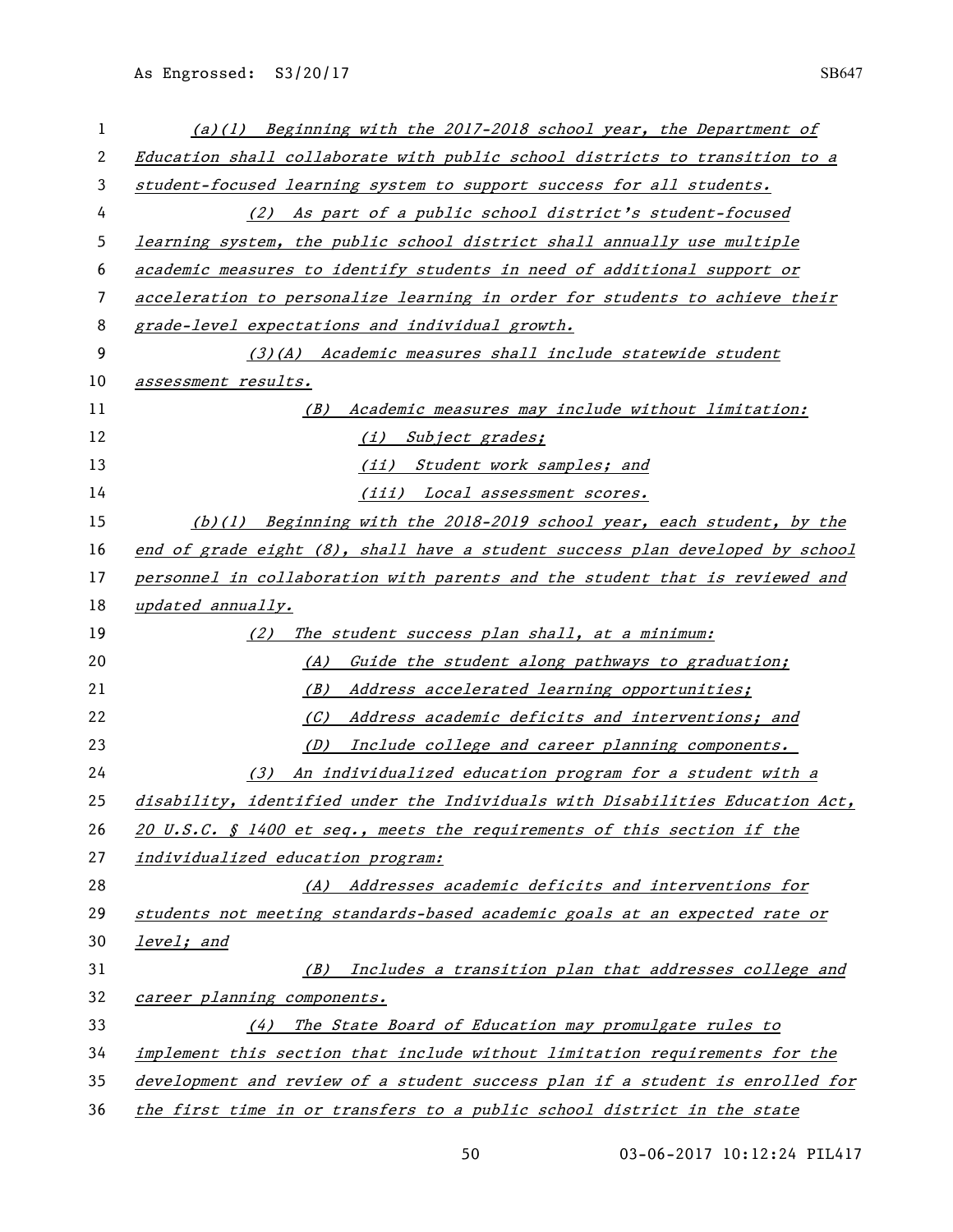*(a)(1) Beginning with the 2017-2018 school year, the Department of Education shall collaborate with public school districts to transition to a student-focused learning system to support success for all students.*

*(2) As part of a public school district's student-focused learning system, the public school district shall annually use multiple academic measures to identify students in need of additional support or acceleration to personalize learning in order for students to achieve their grade-level expectations and individual growth.*

*(3)(A) Academic measures shall include statewide student assessment results.*

*(B) Academic measures may include without limitation:*

*(i) Subject grades;*

*(ii) Student work samples; and*

*(iii) Local assessment scores.*

*(b)(1) Beginning with the 2018-2019 school year, each student, by the end of grade eight (8), shall have a student success plan developed by school personnel in collaboration with parents and the student that is reviewed and updated annually.*

*(2) The student success plan shall, at a minimum:*

*(A) Guide the student along pathways to graduation;*

*(B) Address accelerated learning opportunities;*

*(C) Address academic deficits and interventions; and*

*(D) Include college and career planning components.*

*(3) An individualized education program for a student with a disability, identified under the Individuals with Disabilities Education Act, 20 U.S.C. § 1400 et seq., meets the requirements of this section if the individualized education program:*

*(A) Addresses academic deficits and interventions for students not meeting standards-based academic goals at an expected rate or level; and*

*(B) Includes a transition plan that addresses college and career planning components.*

*(4) The State Board of Education may promulgate rules to implement this section that include without limitation requirements for the development and review of a student success plan if a student is enrolled for the first time in or transfers to a public school district in the state*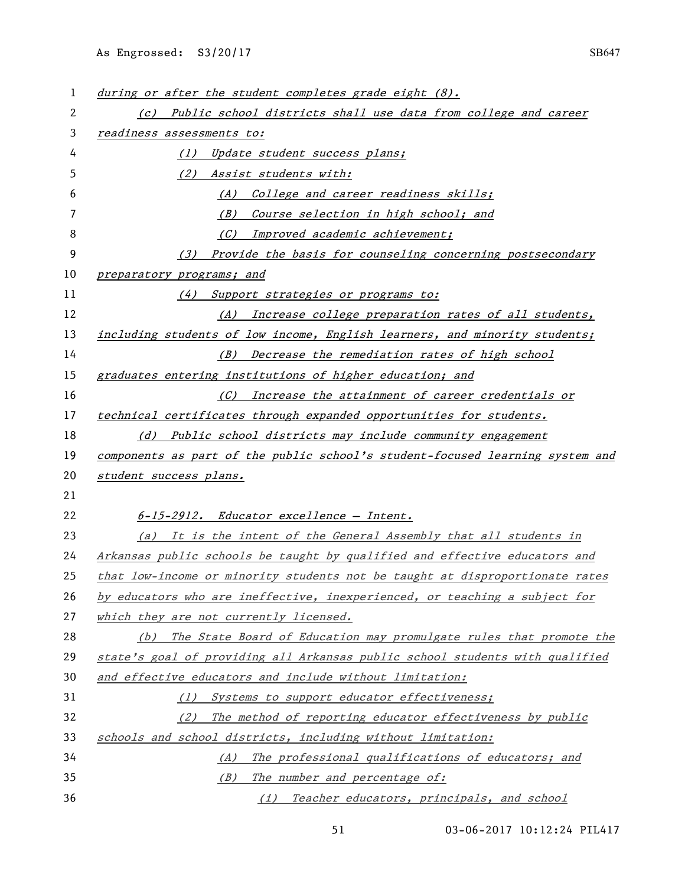*during or after the student completes grade eight (8).*

*(c) Public school districts shall use data from college and career readiness assessments to:*

*(1) Update student success plans;*

*(2) Assist students with:*

*(A) College and career readiness skills;*

*(B) Course selection in high school; and*

*(C) Improved academic achievement;*

*(3) Provide the basis for counseling concerning postsecondary preparatory programs; and*

*(4) Support strategies or programs to:*

*(A) Increase college preparation rates of all students, including students of low income, English learners, and minority students;*

*(B) Decrease the remediation rates of high school graduates entering institutions of higher education; and*

*(C) Increase the attainment of career credentials or technical certificates through expanded opportunities for students.*

*(d) Public school districts may include community engagement components as part of the public school's student-focused learning system and student success plans.*

*6-15-2912. Educator excellence — Intent.*

*(a) It is the intent of the General Assembly that all students in Arkansas public schools be taught by qualified and effective educators and that low-income or minority students not be taught at disproportionate rates by educators who are ineffective, inexperienced, or teaching a subject for which they are not currently licensed.*

*(b) The State Board of Education may promulgate rules that promote the state's goal of providing all Arkansas public school students with qualified and effective educators and include without limitation:*

*(1) Systems to support educator effectiveness;*

*(2) The method of reporting educator effectiveness by public schools and school districts, including without limitation:*

*(A) The professional qualifications of educators; and*

*(B) The number and percentage of:*

*(i) Teacher educators, principals, and school*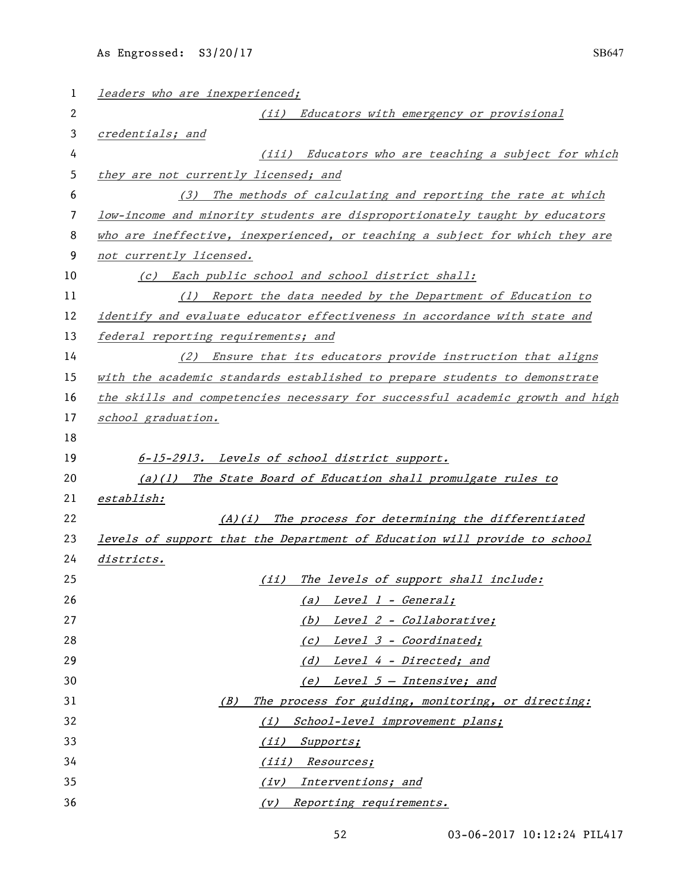*leaders who are inexperienced;*

*(ii) Educators with emergency or provisional credentials; and*

*(iii) Educators who are teaching a subject for which they are not currently licensed; and*

*(3) The methods of calculating and reporting the rate at which low-income and minority students are disproportionately taught by educators who are ineffective, inexperienced, or teaching a subject for which they are not currently licensed.*

*(c) Each public school and school district shall:*

*(1) Report the data needed by the Department of Education to identify and evaluate educator effectiveness in accordance with state and federal reporting requirements; and*

*(2) Ensure that its educators provide instruction that aligns with the academic standards established to prepare students to demonstrate the skills and competencies necessary for successful academic growth and high school graduation.*

*6-15-2913. Levels of school district support.*

*(a)(1) The State Board of Education shall promulgate rules to establish:*

*(A)(i) The process for determining the differentiated levels of support that the Department of Education will provide to school districts.*

*(ii) The levels of support shall include:*

*(a) Level 1 - General;*

*(b) Level 2 - Collaborative;*

*(c) Level 3 - Coordinated;*

*(d) Level 4 - Directed; and*

*(e) Level 5 – Intensive; and*

*(B) The process for guiding, monitoring, or directing:*

*(i) School-level improvement plans;*

*(ii) Supports;*

*(iii) Resources;*

*(iv) Interventions; and*

*(v) Reporting requirements.*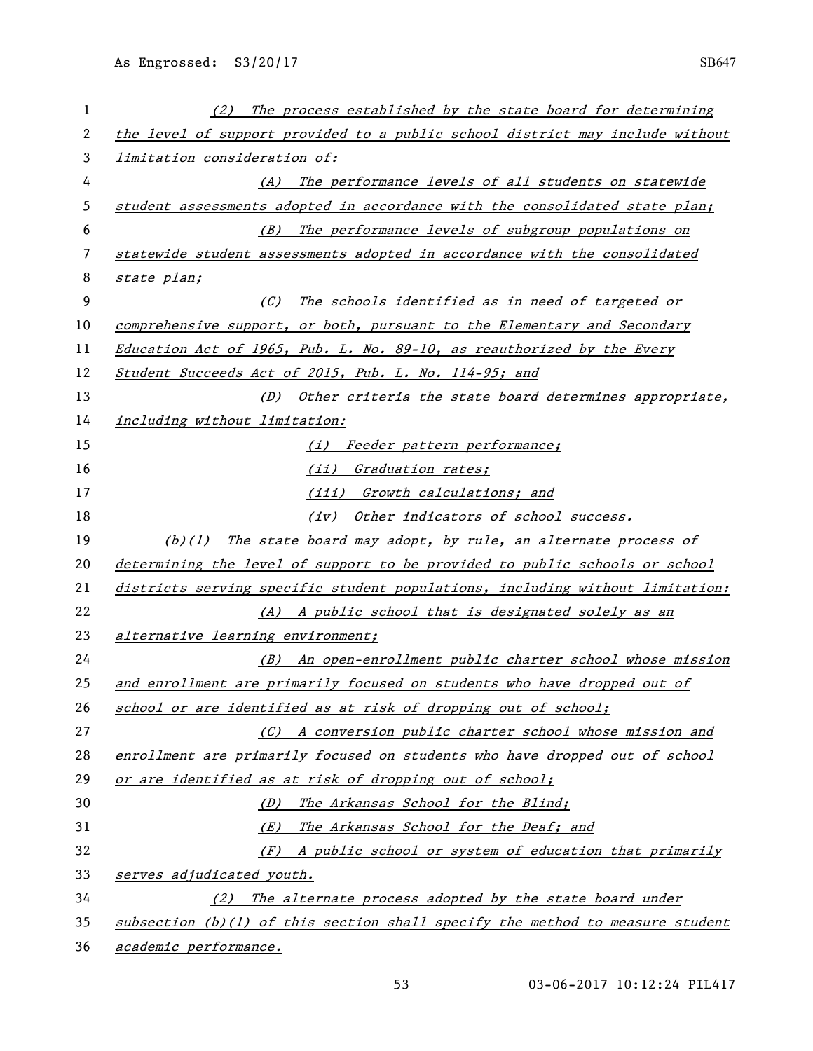*(2) The process established by the state board for determining the level of support provided to a public school district may include without limitation consideration of:*

*(A) The performance levels of all students on statewide student assessments adopted in accordance with the consolidated state plan;*

*(B) The performance levels of subgroup populations on statewide student assessments adopted in accordance with the consolidated state plan;*

*(C) The schools identified as in need of targeted or comprehensive support, or both, pursuant to the Elementary and Secondary Education Act of 1965, Pub. L. No. 89-10, as reauthorized by the Every Student Succeeds Act of 2015, Pub. L. No. 114-95; and*

*(D) Other criteria the state board determines appropriate, including without limitation:*

*(i) Feeder pattern performance;*

*(ii) Graduation rates;*

*(iii) Growth calculations; and*

*(iv) Other indicators of school success.*

*(b)(1) The state board may adopt, by rule, an alternate process of determining the level of support to be provided to public schools or school districts serving specific student populations, including without limitation:*

*(A) A public school that is designated solely as an alternative learning environment;*

*(B) An open-enrollment public charter school whose mission and enrollment are primarily focused on students who have dropped out of school or are identified as at risk of dropping out of school;*

*(C) A conversion public charter school whose mission and enrollment are primarily focused on students who have dropped out of school or are identified as at risk of dropping out of school;*

*(D) The Arkansas School for the Blind;*

*(E) The Arkansas School for the Deaf; and*

*(F) A public school or system of education that primarily serves adjudicated youth.*

*(2) The alternate process adopted by the state board under subsection (b)(1) of this section shall specify the method to measure student academic performance.*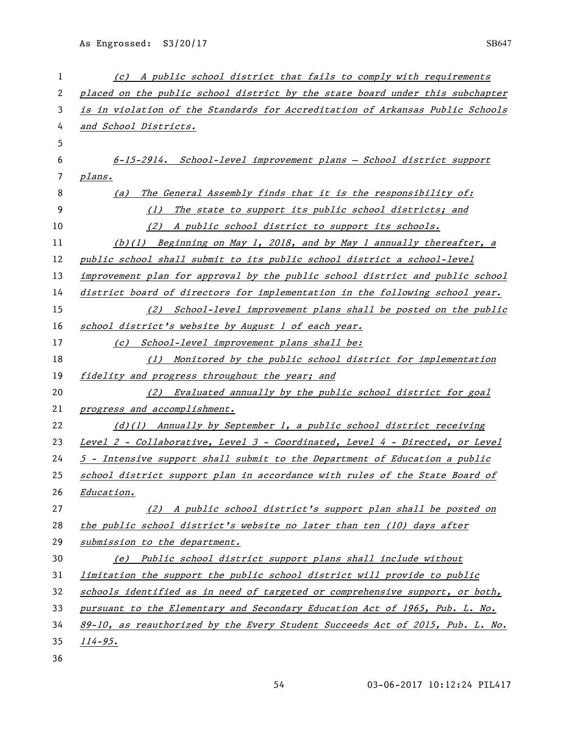*(c) A public school district that fails to comply with requirements placed on the public school district by the state board under this subchapter is in violation of the Standards for Accreditation of Arkansas Public Schools and School Districts.*

*6-15-2914. School-level improvement plans — School district support plans.*

*(a) The General Assembly finds that it is the responsibility of:*

*(1) The state to support its public school districts; and*

*(2) A public school district to support its schools.*

*(b)(1) Beginning on May 1, 2018, and by May 1 annually thereafter, a public school shall submit to its public school district a school-level improvement plan for approval by the public school district and public school district board of directors for implementation in the following school year.*

*(2) School-level improvement plans shall be posted on the public school district's website by August 1 of each year.*

*(c) School-level improvement plans shall be:*

*(1) Monitored by the public school district for implementation fidelity and progress throughout the year; and*

*(2) Evaluated annually by the public school district for goal progress and accomplishment.*

*(d)(1) Annually by September 1, a public school district receiving Level 2 - Collaborative, Level 3 - Coordinated, Level 4 - Directed, or Level 5 - Intensive support shall submit to the Department of Education a public school district support plan in accordance with rules of the State Board of Education.*

*(2) A public school district's support plan shall be posted on the public school district's website no later than ten (10) days after submission to the department.*

*(e) Public school district support plans shall include without limitation the support the public school district will provide to public schools identified as in need of targeted or comprehensive support, or both, pursuant to the Elementary and Secondary Education Act of 1965, Pub. L. No. 89-10, as reauthorized by the Every Student Succeeds Act of 2015, Pub. L. No. 114-95.*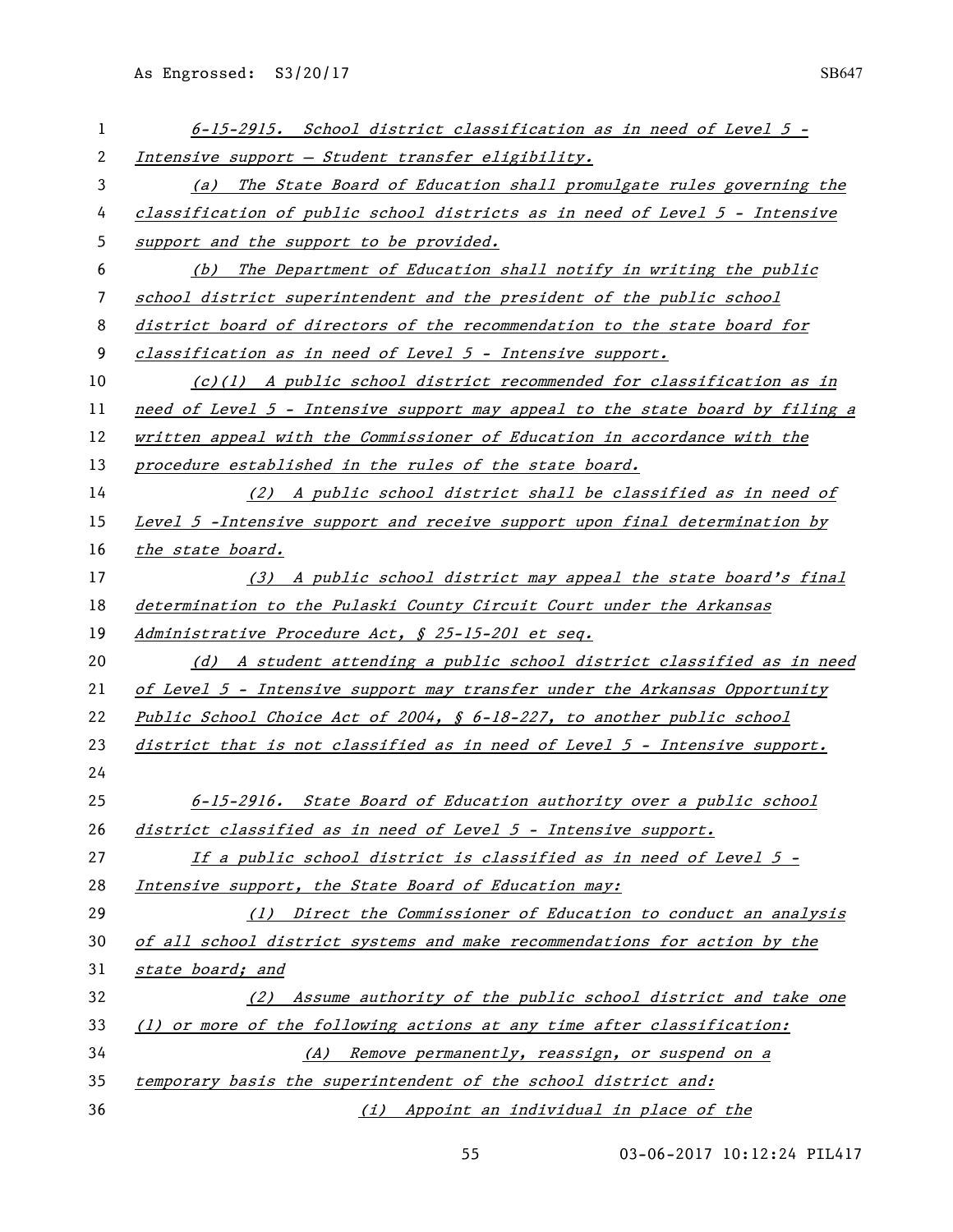*6-15-2915. School district classification as in need of Level 5 - Intensive support — Student transfer eligibility.*

*(a) The State Board of Education shall promulgate rules governing the classification of public school districts as in need of Level 5 - Intensive support and the support to be provided.*

*(b) The Department of Education shall notify in writing the public school district superintendent and the president of the public school district board of directors of the recommendation to the state board for classification as in need of Level 5 - Intensive support.*

*(c)(1) A public school district recommended for classification as in need of Level 5 - Intensive support may appeal to the state board by filing a written appeal with the Commissioner of Education in accordance with the procedure established in the rules of the state board.*

*(2) A public school district shall be classified as in need of Level 5 -Intensive support and receive support upon final determination by the state board.*

*(3) A public school district may appeal the state board's final determination to the Pulaski County Circuit Court under the Arkansas Administrative Procedure Act, § 25-15-201 et seq.*

*(d) A student attending a public school district classified as in need of Level 5 - Intensive support may transfer under the Arkansas Opportunity Public School Choice Act of 2004, § 6-18-227, to another public school district that is not classified as in need of Level 5 - Intensive support.*

*6-15-2916. State Board of Education authority over a public school district classified as in need of Level 5 - Intensive support.*

*If a public school district is classified as in need of Level 5 - Intensive support, the State Board of Education may:*

*(1) Direct the Commissioner of Education to conduct an analysis of all school district systems and make recommendations for action by the state board; and*

*(2) Assume authority of the public school district and take one (1) or more of the following actions at any time after classification:*

*(A) Remove permanently, reassign, or suspend on a temporary basis the superintendent of the school district and:*

*(i) Appoint an individual in place of the*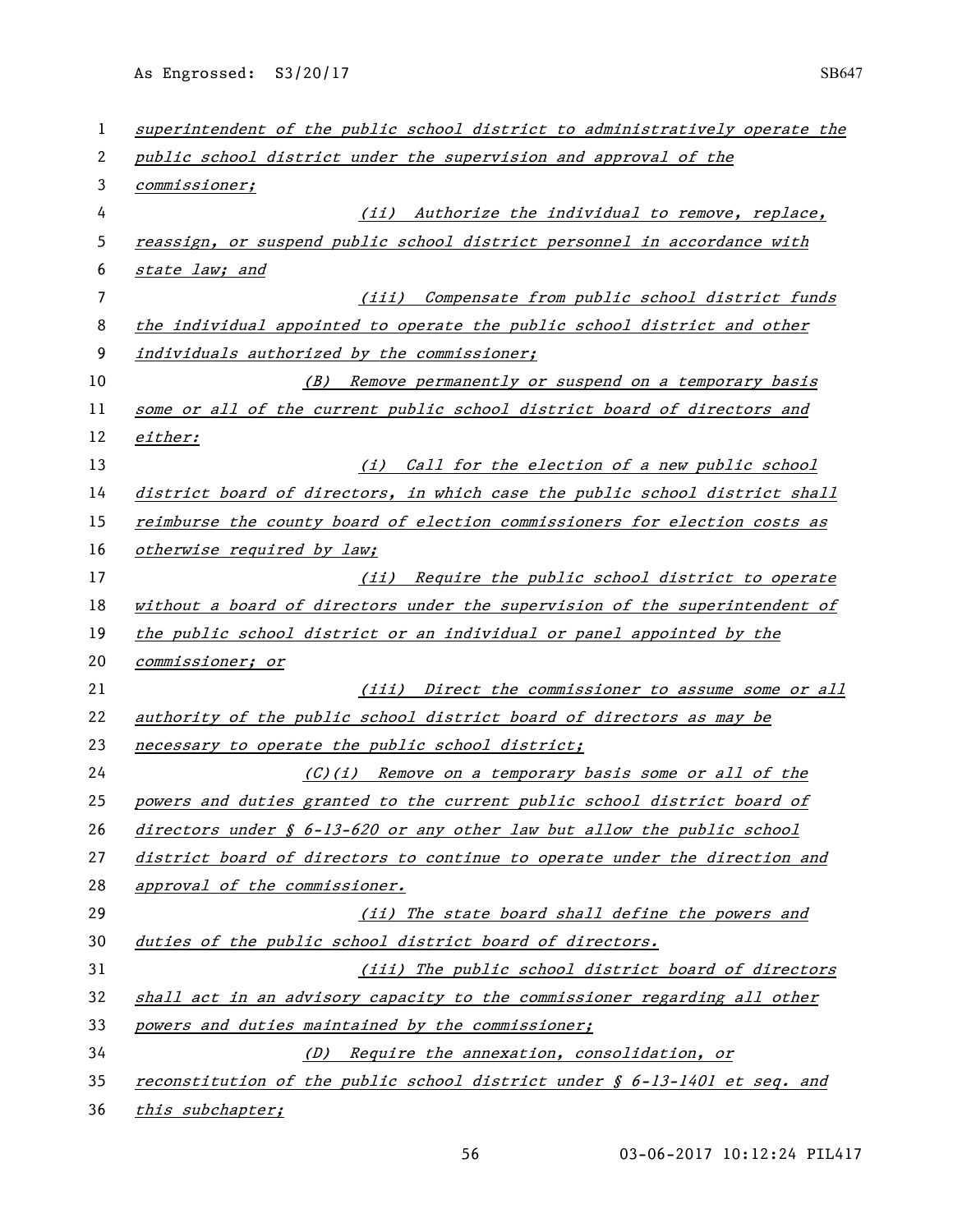*superintendent of the public school district to administratively operate the public school district under the supervision and approval of the commissioner;*

*(ii) Authorize the individual to remove, replace, reassign, or suspend public school district personnel in accordance with state law; and*

*(iii) Compensate from public school district funds the individual appointed to operate the public school district and other individuals authorized by the commissioner;*

*(B) Remove permanently or suspend on a temporary basis some or all of the current public school district board of directors and either:*

*(i) Call for the election of a new public school district board of directors, in which case the public school district shall reimburse the county board of election commissioners for election costs as otherwise required by law;*

*(ii) Require the public school district to operate without a board of directors under the supervision of the superintendent of the public school district or an individual or panel appointed by the commissioner; or*

*(iii) Direct the commissioner to assume some or all authority of the public school district board of directors as may be necessary to operate the public school district;*

*(C)(i) Remove on a temporary basis some or all of the powers and duties granted to the current public school district board of directors under § 6-13-620 or any other law but allow the public school district board of directors to continue to operate under the direction and approval of the commissioner.*

*(ii) The state board shall define the powers and duties of the public school district board of directors.*

*(iii) The public school district board of directors shall act in an advisory capacity to the commissioner regarding all other powers and duties maintained by the commissioner;*

*(D) Require the annexation, consolidation, or reconstitution of the public school district under § 6-13-1401 et seq. and this subchapter;*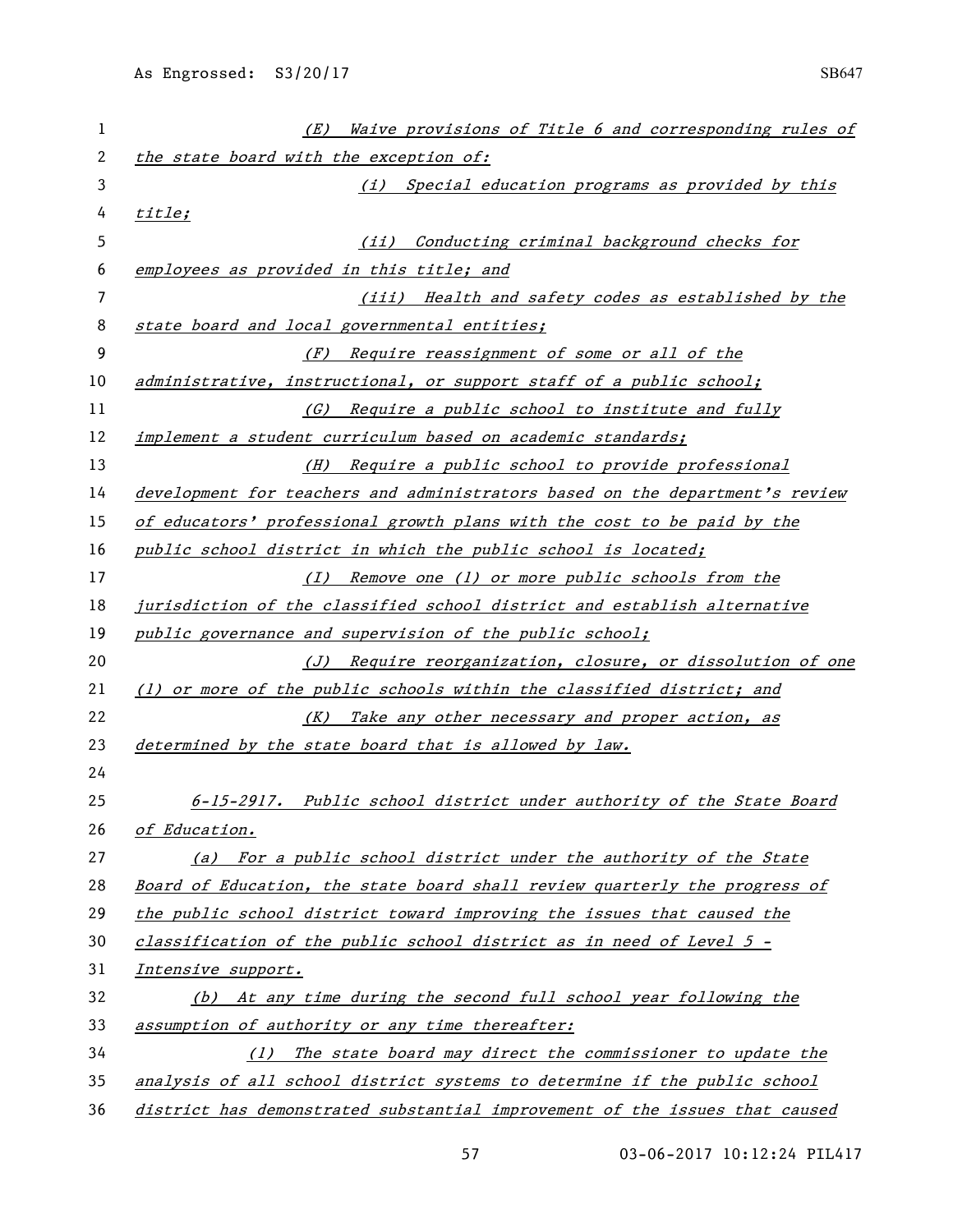*(E) Waive provisions of Title 6 and corresponding rules of the state board with the exception of:*

*(i) Special education programs as provided by this title;*

*(ii) Conducting criminal background checks for employees as provided in this title; and*

*(iii) Health and safety codes as established by the state board and local governmental entities;*

*(F) Require reassignment of some or all of the administrative, instructional, or support staff of a public school;*

*(G) Require a public school to institute and fully implement a student curriculum based on academic standards;*

*(H) Require a public school to provide professional development for teachers and administrators based on the department's review of educators' professional growth plans with the cost to be paid by the public school district in which the public school is located;*

*(I) Remove one (1) or more public schools from the jurisdiction of the classified school district and establish alternative public governance and supervision of the public school;*

*(J) Require reorganization, closure, or dissolution of one (1) or more of the public schools within the classified district; and*

*(K) Take any other necessary and proper action, as determined by the state board that is allowed by law.*

*6-15-2917. Public school district under authority of the State Board of Education.*

*(a) For a public school district under the authority of the State Board of Education, the state board shall review quarterly the progress of the public school district toward improving the issues that caused the classification of the public school district as in need of Level 5 - Intensive support.*

*(b) At any time during the second full school year following the assumption of authority or any time thereafter:*

*(1) The state board may direct the commissioner to update the analysis of all school district systems to determine if the public school district has demonstrated substantial improvement of the issues that caused*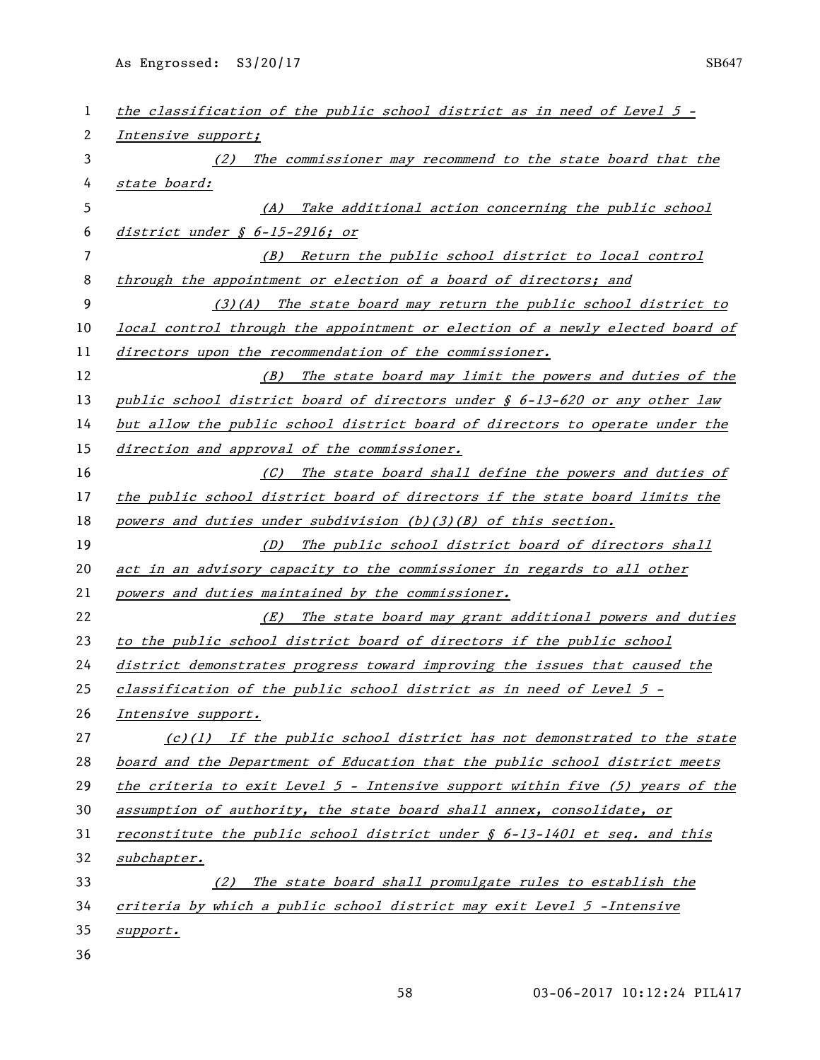*the classification of the public school district as in need of Level 5 - Intensive support;*

*(2) The commissioner may recommend to the state board that the state board:*

*(A) Take additional action concerning the public school district under § 6-15-2916; or*

*(B) Return the public school district to local control through the appointment or election of a board of directors; and*

*(3)(A) The state board may return the public school district to local control through the appointment or election of a newly elected board of directors upon the recommendation of the commissioner.*

*(B) The state board may limit the powers and duties of the public school district board of directors under § 6-13-620 or any other law but allow the public school district board of directors to operate under the direction and approval of the commissioner.*

*(C) The state board shall define the powers and duties of the public school district board of directors if the state board limits the powers and duties under subdivision (b)(3)(B) of this section.*

*(D) The public school district board of directors shall act in an advisory capacity to the commissioner in regards to all other powers and duties maintained by the commissioner.*

*(E) The state board may grant additional powers and duties to the public school district board of directors if the public school district demonstrates progress toward improving the issues that caused the classification of the public school district as in need of Level 5 - Intensive support.*

*(c)(1) If the public school district has not demonstrated to the state board and the Department of Education that the public school district meets the criteria to exit Level 5 - Intensive support within five (5) years of the assumption of authority, the state board shall annex, consolidate, or reconstitute the public school district under § 6-13-1401 et seq. and this subchapter.*

*(2) The state board shall promulgate rules to establish the criteria by which a public school district may exit Level 5 -Intensive support.*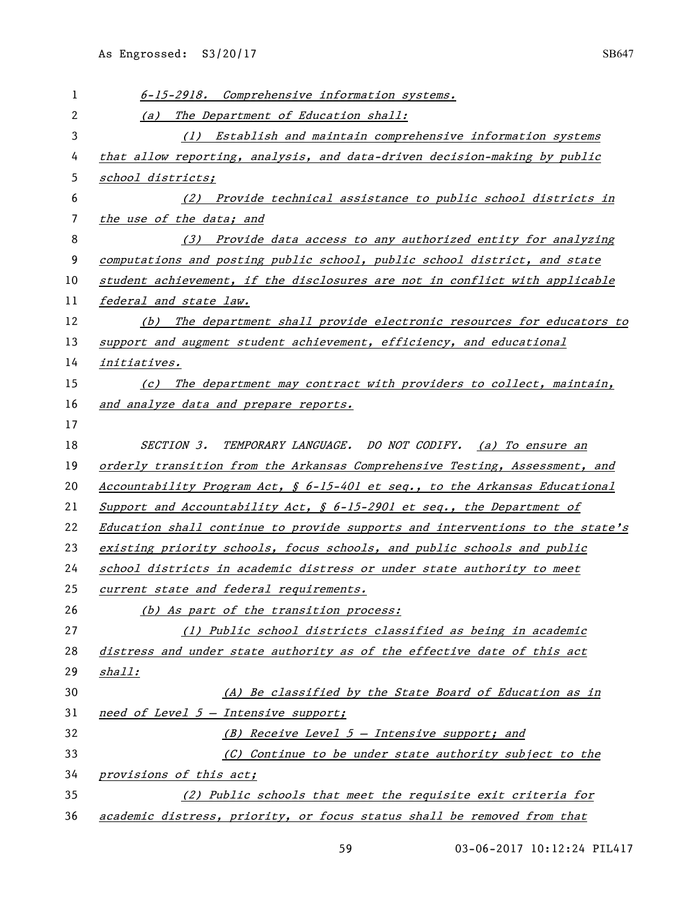*6-15-2918. Comprehensive information systems.*

*(a) The Department of Education shall:*

*(1) Establish and maintain comprehensive information systems that allow reporting, analysis, and data-driven decision-making by public school districts;*

*(2) Provide technical assistance to public school districts in the use of the data; and*

*(3) Provide data access to any authorized entity for analyzing computations and posting public school, public school district, and state student achievement, if the disclosures are not in conflict with applicable federal and state law.*

*(b) The department shall provide electronic resources for educators to support and augment student achievement, efficiency, and educational initiatives.*

*(c) The department may contract with providers to collect, maintain, and analyze data and prepare reports.*

SECTION 3. TEMPORARY LANGUAGE. DO NOT CODIFY. *(a) To ensure an orderly transition from the Arkansas Comprehensive Testing, Assessment, and Accountability Program Act, § 6-15-401 et seq., to the Arkansas Educational Support and Accountability Act, § 6-15-2901 et seq., the Department of Education shall continue to provide supports and interventions to the state's existing priority schools, focus schools, and public schools and public school districts in academic distress or under state authority to meet current state and federal requirements.*

*(b) As part of the transition process:*

*(1) Public school districts classified as being in academic distress and under state authority as of the effective date of this act shall:*

*(A) Be classified by the State Board of Education as in need of Level 5 – Intensive support;*

*(B) Receive Level 5 – Intensive support; and*

*(C) Continue to be under state authority subject to the provisions of this act;*

*(2) Public schools that meet the requisite exit criteria for academic distress, priority, or focus status shall be removed from that*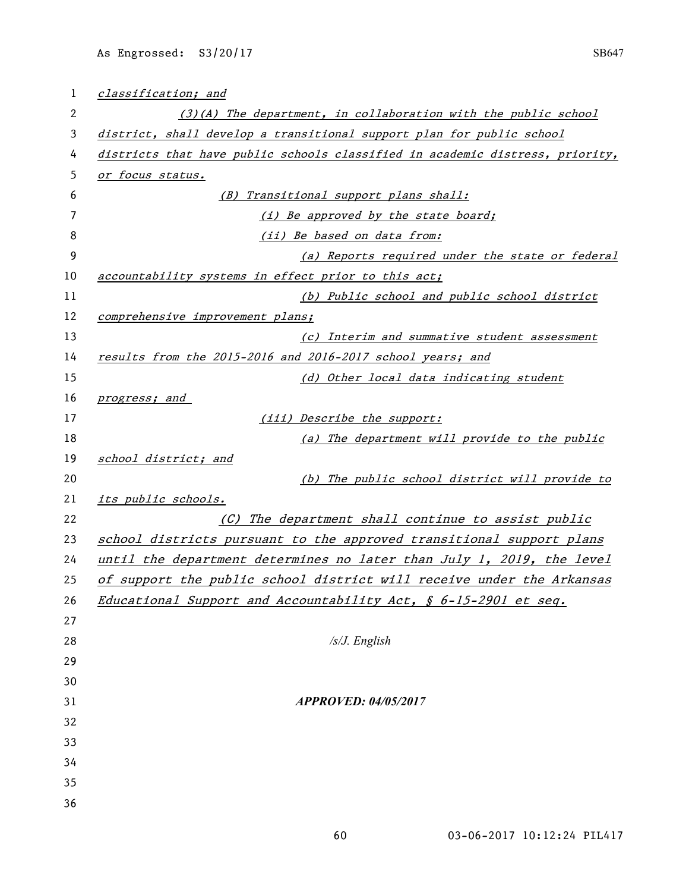*classification; and*

*(3)(A) The department, in collaboration with the public school district, shall develop a transitional support plan for public school districts that have public schools classified in academic distress, priority, or focus status.*

*(B) Transitional support plans shall:*

*(i) Be approved by the state board;*

*(ii) Be based on data from:*

*(a) Reports required under the state or federal accountability systems in effect prior to this act;*

*(b) Public school and public school district comprehensive improvement plans;*

*(c) Interim and summative student assessment results from the 2015-2016 and 2016-2017 school years; and*

*(d) Other local data indicating student progress; and*

*(iii) Describe the support:*

*(a) The department will provide to the public school district; and*

*(b) The public school district will provide to its public schools.*

*(C) The department shall continue to assist public school districts pursuant to the approved transitional support plans until the department determines no later than July 1, 2019, the level of support the public school district will receive under the Arkansas Educational Support and Accountability Act, § 6-15-2901 et seq.*

*/s/J. English*

***APPROVED: 04/05/2017***